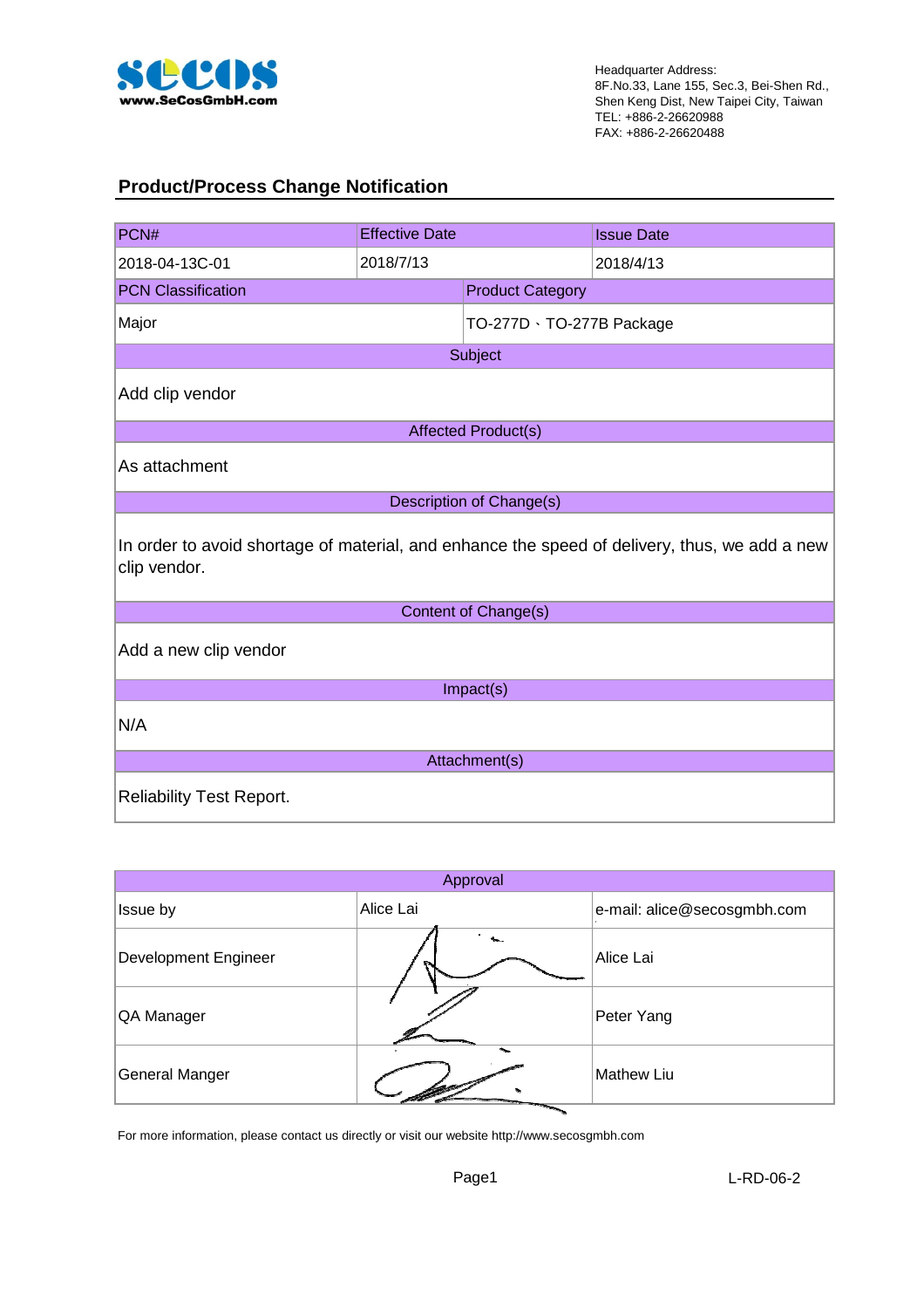**SeCoS**
www.SeCosGmbH.com

Headquarter Address:
8F.No.33, Lane 155, Sec.3, Bei-Shen Rd.,
Shen Keng Dist, New Taipei City, Taiwan
TEL: +886-2-26620988
FAX: +886-2-26620488

## Product/Process Change Notification

| PCN# | Effective Date | Issue Date |
|---|---|---|
| 2018-04-13C-01 | 2018/7/13 | 2018/4/13 |

| PCN Classification | Product Category |
|---|---|
| Major | TO-277D、TO-277B Package |

**Subject**

Add clip vendor

**Affected Product(s)**

As attachment

**Description of Change(s)**

In order to avoid shortage of material, and enhance the speed of delivery, thus, we add a new clip vendor.

**Content of Change(s)**

Add a new clip vendor

**Impact(s)**

N/A

**Attachment(s)**

Reliability Test Report.

| Approval | | |
|---|---|---|
| Issue by | Alice Lai | e-mail: alice@secosgmbh.com |
| Development Engineer | | Alice Lai |
| QA Manager | | Peter Yang |
| General Manger | | Mathew Liu |

For more information, please contact us directly or visit our website http://www.secosgmbh.com

L-RD-06-2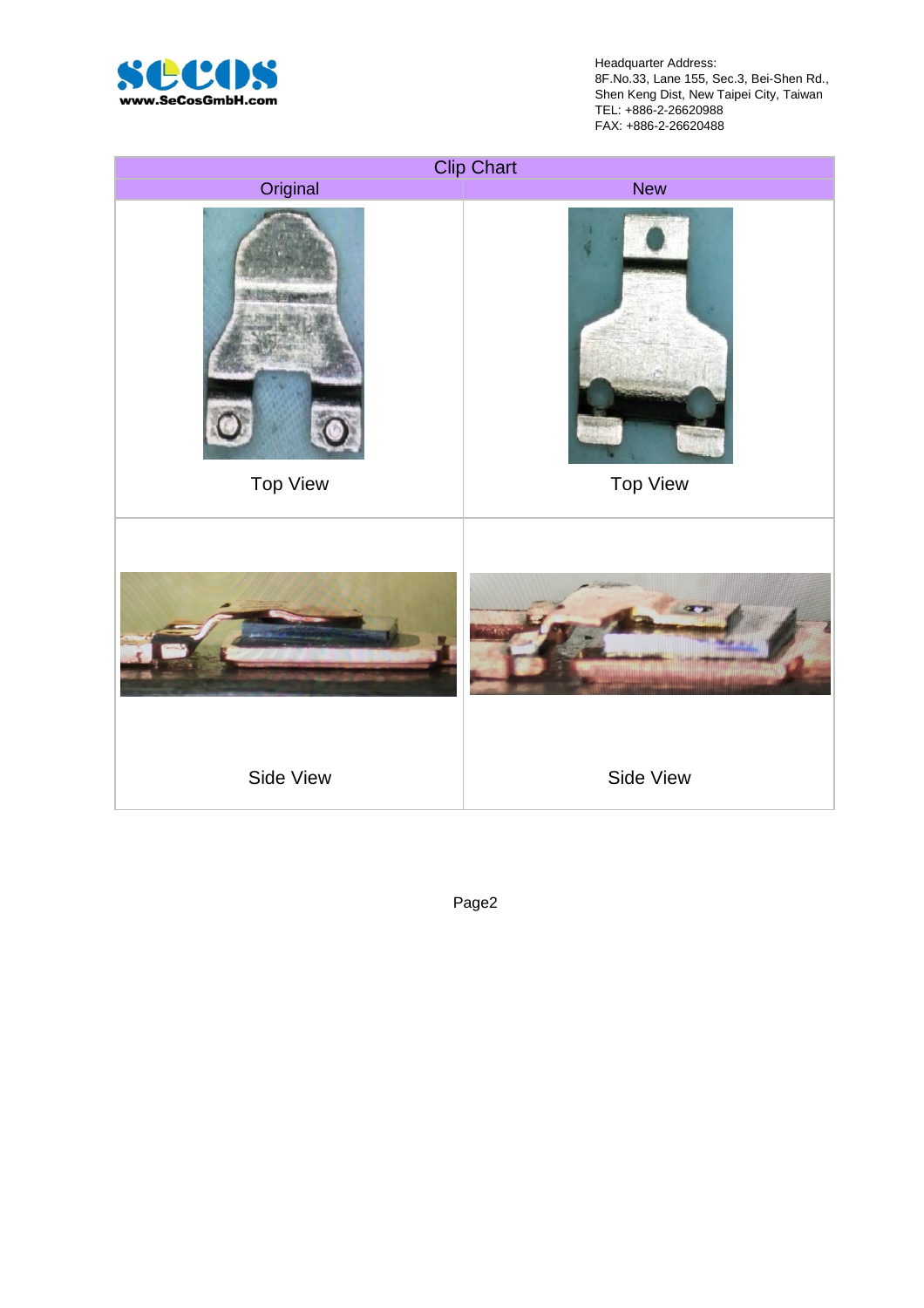| Clip Chart | |
|---|---|
| Original | New |
| Top View | Top View |
| Side View | Side View |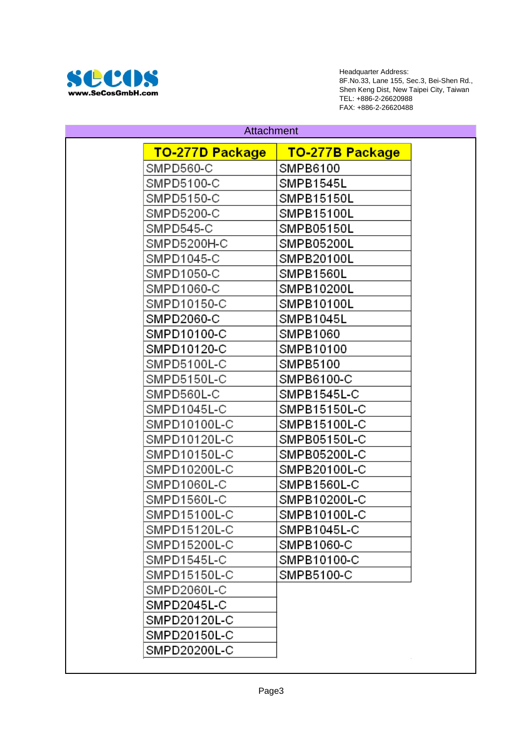Headquarter Address:
8F.No.33, Lane 155, Sec.3, Bei-Shen Rd.,
Shen Keng Dist, New Taipei City, Taiwan
TEL: +886-2-26620988
FAX: +886-2-26620488

## Attachment

| TO-277D Package | TO-277B Package |
|---|---|
| SMPD560-C | SMPB6100 |
| SMPD5100-C | SMPB1545L |
| SMPD5150-C | SMPB15150L |
| SMPD5200-C | SMPB15100L |
| SMPD545-C | SMPB05150L |
| SMPD5200H-C | SMPB05200L |
| SMPD1045-C | SMPB20100L |
| SMPD1050-C | SMPB1560L |
| SMPD1060-C | SMPB10200L |
| SMPD10150-C | SMPB10100L |
| SMPD2060-C | SMPB1045L |
| SMPD10100-C | SMPB1060 |
| SMPD10120-C | SMPB10100 |
| SMPD5100L-C | SMPB5100 |
| SMPD5150L-C | SMPB6100-C |
| SMPD560L-C | SMPB1545L-C |
| SMPD1045L-C | SMPB15150L-C |
| SMPD10100L-C | SMPB15100L-C |
| SMPD10120L-C | SMPB05150L-C |
| SMPD10150L-C | SMPB05200L-C |
| SMPD10200L-C | SMPB20100L-C |
| SMPD1060L-C | SMPB1560L-C |
| SMPD1560L-C | SMPB10200L-C |
| SMPD15100L-C | SMPB10100L-C |
| SMPD15120L-C | SMPB1045L-C |
| SMPD15200L-C | SMPB1060-C |
| SMPD1545L-C | SMPB10100-C |
| SMPD15150L-C | SMPB5100-C |
| SMPD2060L-C | |
| SMPD2045L-C | |
| SMPD20120L-C | |
| SMPD20150L-C | |
| SMPD20200L-C | |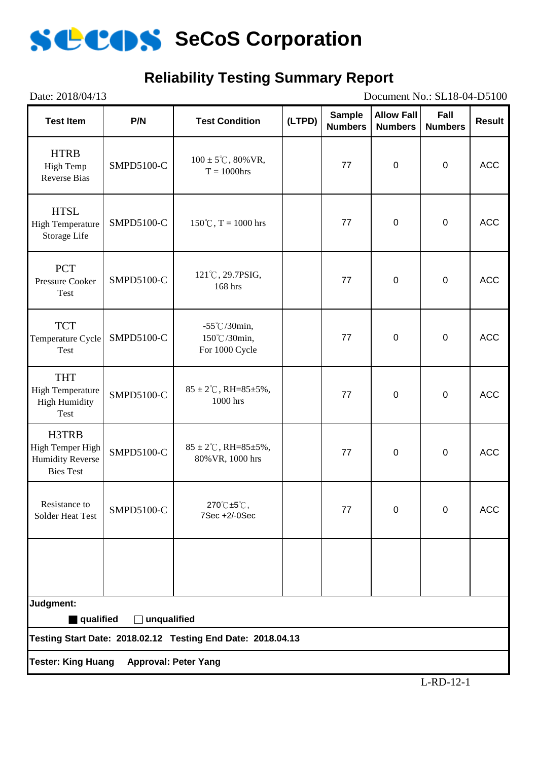# SeCoS Corporation

## Reliability Testing Summary Report

Date: 2018/04/13 Document No.: SL18-04-D5100

| Test Item | P/N | Test Condition | (LTPD) | Sample Numbers | Allow Fall Numbers | Fall Numbers | Result |
|---|---|---|---|---|---|---|---|
| HTRB High Temp Reverse Bias | SMPD5100-C | 100 ± 5℃, 80%VR, T = 1000hrs | | 77 | 0 | 0 | ACC |
| HTSL High Temperature Storage Life | SMPD5100-C | 150℃, T = 1000 hrs | | 77 | 0 | 0 | ACC |
| PCT Pressure Cooker Test | SMPD5100-C | 121℃, 29.7PSIG, 168 hrs | | 77 | 0 | 0 | ACC |
| TCT Temperature Cycle Test | SMPD5100-C | -55℃/30min, 150℃/30min, For 1000 Cycle | | 77 | 0 | 0 | ACC |
| THT High Temperature High Humidity Test | SMPD5100-C | 85 ± 2℃, RH=85±5%, 1000 hrs | | 77 | 0 | 0 | ACC |
| H3TRB High Temper High Humidity Reverse Bies Test | SMPD5100-C | 85 ± 2℃, RH=85±5%, 80%VR, 1000 hrs | | 77 | 0 | 0 | ACC |
| Resistance to Solder Heat Test | SMPD5100-C | 270℃±5℃, 7Sec +2/-0Sec | | 77 | 0 | 0 | ACC |
| | | | | | | | |

**Judgment:**

■ **qualified** ☐ **unqualified**

**Testing Start Date: 2018.02.12 Testing End Date: 2018.04.13**

**Tester: King Huang Approval: Peter Yang**

L-RD-12-1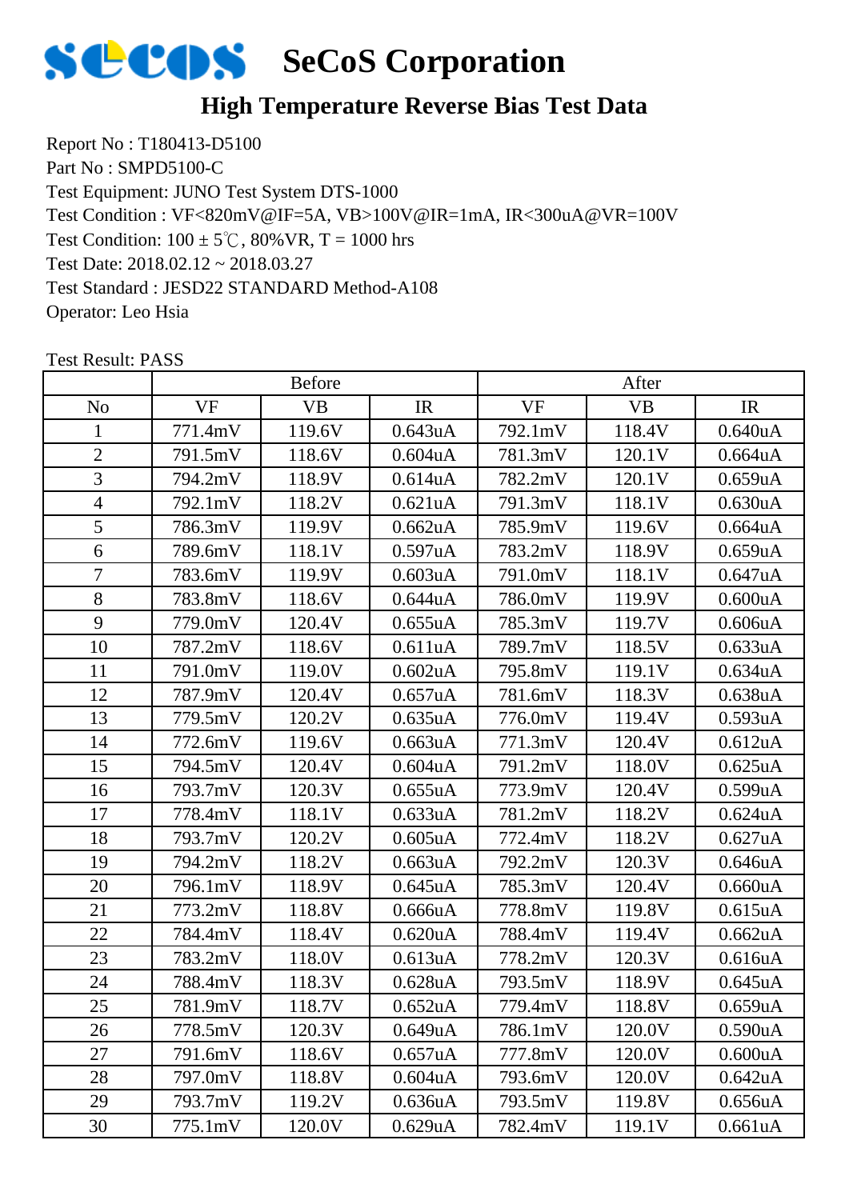# SeCoS Corporation

## High Temperature Reverse Bias Test Data

Report No : T180413-D5100
Part No : SMPD5100-C
Test Equipment: JUNO Test System DTS-1000
Test Condition : VF<820mV@IF=5A, VB>100V@IR=1mA, IR<300uA@VR=100V
Test Condition: 100 ± 5℃, 80%VR, T = 1000 hrs
Test Date: 2018.02.12 ~ 2018.03.27
Test Standard : JESD22 STANDARD Method-A108
Operator: Leo Hsia

Test Result: PASS

| | Before | | | After | | |
|---|---|---|---|---|---|---|
| No | VF | VB | IR | VF | VB | IR |
| 1 | 771.4mV | 119.6V | 0.643uA | 792.1mV | 118.4V | 0.640uA |
| 2 | 791.5mV | 118.6V | 0.604uA | 781.3mV | 120.1V | 0.664uA |
| 3 | 794.2mV | 118.9V | 0.614uA | 782.2mV | 120.1V | 0.659uA |
| 4 | 792.1mV | 118.2V | 0.621uA | 791.3mV | 118.1V | 0.630uA |
| 5 | 786.3mV | 119.9V | 0.662uA | 785.9mV | 119.6V | 0.664uA |
| 6 | 789.6mV | 118.1V | 0.597uA | 783.2mV | 118.9V | 0.659uA |
| 7 | 783.6mV | 119.9V | 0.603uA | 791.0mV | 118.1V | 0.647uA |
| 8 | 783.8mV | 118.6V | 0.644uA | 786.0mV | 119.9V | 0.600uA |
| 9 | 779.0mV | 120.4V | 0.655uA | 785.3mV | 119.7V | 0.606uA |
| 10 | 787.2mV | 118.6V | 0.611uA | 789.7mV | 118.5V | 0.633uA |
| 11 | 791.0mV | 119.0V | 0.602uA | 795.8mV | 119.1V | 0.634uA |
| 12 | 787.9mV | 120.4V | 0.657uA | 781.6mV | 118.3V | 0.638uA |
| 13 | 779.5mV | 120.2V | 0.635uA | 776.0mV | 119.4V | 0.593uA |
| 14 | 772.6mV | 119.6V | 0.663uA | 771.3mV | 120.4V | 0.612uA |
| 15 | 794.5mV | 120.4V | 0.604uA | 791.2mV | 118.0V | 0.625uA |
| 16 | 793.7mV | 120.3V | 0.655uA | 773.9mV | 120.4V | 0.599uA |
| 17 | 778.4mV | 118.1V | 0.633uA | 781.2mV | 118.2V | 0.624uA |
| 18 | 793.7mV | 120.2V | 0.605uA | 772.4mV | 118.2V | 0.627uA |
| 19 | 794.2mV | 118.2V | 0.663uA | 792.2mV | 120.3V | 0.646uA |
| 20 | 796.1mV | 118.9V | 0.645uA | 785.3mV | 120.4V | 0.660uA |
| 21 | 773.2mV | 118.8V | 0.666uA | 778.8mV | 119.8V | 0.615uA |
| 22 | 784.4mV | 118.4V | 0.620uA | 788.4mV | 119.4V | 0.662uA |
| 23 | 783.2mV | 118.0V | 0.613uA | 778.2mV | 120.3V | 0.616uA |
| 24 | 788.4mV | 118.3V | 0.628uA | 793.5mV | 118.9V | 0.645uA |
| 25 | 781.9mV | 118.7V | 0.652uA | 779.4mV | 118.8V | 0.659uA |
| 26 | 778.5mV | 120.3V | 0.649uA | 786.1mV | 120.0V | 0.590uA |
| 27 | 791.6mV | 118.6V | 0.657uA | 777.8mV | 120.0V | 0.600uA |
| 28 | 797.0mV | 118.8V | 0.604uA | 793.6mV | 120.0V | 0.642uA |
| 29 | 793.7mV | 119.2V | 0.636uA | 793.5mV | 119.8V | 0.656uA |
| 30 | 775.1mV | 120.0V | 0.629uA | 782.4mV | 119.1V | 0.661uA |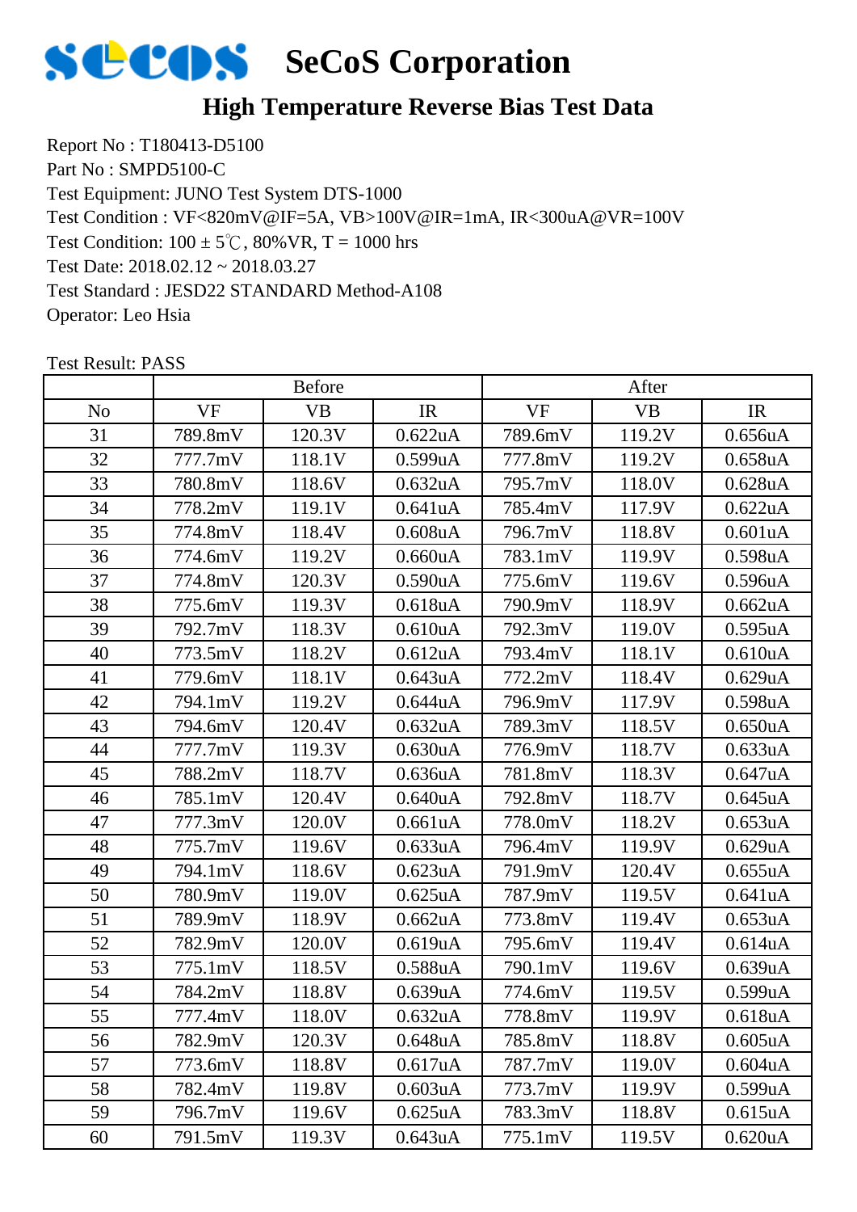# SeCoS Corporation

## High Temperature Reverse Bias Test Data

Report No : T180413-D5100
Part No : SMPD5100-C
Test Equipment: JUNO Test System DTS-1000
Test Condition : VF<820mV@IF=5A, VB>100V@IR=1mA, IR<300uA@VR=100V
Test Condition: 100 ± 5℃, 80%VR, T = 1000 hrs
Test Date: 2018.02.12 ~ 2018.03.27
Test Standard : JESD22 STANDARD Method-A108
Operator: Leo Hsia

Test Result: PASS

| | Before | | | After | | |
|---|---|---|---|---|---|---|
| No | VF | VB | IR | VF | VB | IR |
| 31 | 789.8mV | 120.3V | 0.622uA | 789.6mV | 119.2V | 0.656uA |
| 32 | 777.7mV | 118.1V | 0.599uA | 777.8mV | 119.2V | 0.658uA |
| 33 | 780.8mV | 118.6V | 0.632uA | 795.7mV | 118.0V | 0.628uA |
| 34 | 778.2mV | 119.1V | 0.641uA | 785.4mV | 117.9V | 0.622uA |
| 35 | 774.8mV | 118.4V | 0.608uA | 796.7mV | 118.8V | 0.601uA |
| 36 | 774.6mV | 119.2V | 0.660uA | 783.1mV | 119.9V | 0.598uA |
| 37 | 774.8mV | 120.3V | 0.590uA | 775.6mV | 119.6V | 0.596uA |
| 38 | 775.6mV | 119.3V | 0.618uA | 790.9mV | 118.9V | 0.662uA |
| 39 | 792.7mV | 118.3V | 0.610uA | 792.3mV | 119.0V | 0.595uA |
| 40 | 773.5mV | 118.2V | 0.612uA | 793.4mV | 118.1V | 0.610uA |
| 41 | 779.6mV | 118.1V | 0.643uA | 772.2mV | 118.4V | 0.629uA |
| 42 | 794.1mV | 119.2V | 0.644uA | 796.9mV | 117.9V | 0.598uA |
| 43 | 794.6mV | 120.4V | 0.632uA | 789.3mV | 118.5V | 0.650uA |
| 44 | 777.7mV | 119.3V | 0.630uA | 776.9mV | 118.7V | 0.633uA |
| 45 | 788.2mV | 118.7V | 0.636uA | 781.8mV | 118.3V | 0.647uA |
| 46 | 785.1mV | 120.4V | 0.640uA | 792.8mV | 118.7V | 0.645uA |
| 47 | 777.3mV | 120.0V | 0.661uA | 778.0mV | 118.2V | 0.653uA |
| 48 | 775.7mV | 119.6V | 0.633uA | 796.4mV | 119.9V | 0.629uA |
| 49 | 794.1mV | 118.6V | 0.623uA | 791.9mV | 120.4V | 0.655uA |
| 50 | 780.9mV | 119.0V | 0.625uA | 787.9mV | 119.5V | 0.641uA |
| 51 | 789.9mV | 118.9V | 0.662uA | 773.8mV | 119.4V | 0.653uA |
| 52 | 782.9mV | 120.0V | 0.619uA | 795.6mV | 119.4V | 0.614uA |
| 53 | 775.1mV | 118.5V | 0.588uA | 790.1mV | 119.6V | 0.639uA |
| 54 | 784.2mV | 118.8V | 0.639uA | 774.6mV | 119.5V | 0.599uA |
| 55 | 777.4mV | 118.0V | 0.632uA | 778.8mV | 119.9V | 0.618uA |
| 56 | 782.9mV | 120.3V | 0.648uA | 785.8mV | 118.8V | 0.605uA |
| 57 | 773.6mV | 118.8V | 0.617uA | 787.7mV | 119.0V | 0.604uA |
| 58 | 782.4mV | 119.8V | 0.603uA | 773.7mV | 119.9V | 0.599uA |
| 59 | 796.7mV | 119.6V | 0.625uA | 783.3mV | 118.8V | 0.615uA |
| 60 | 791.5mV | 119.3V | 0.643uA | 775.1mV | 119.5V | 0.620uA |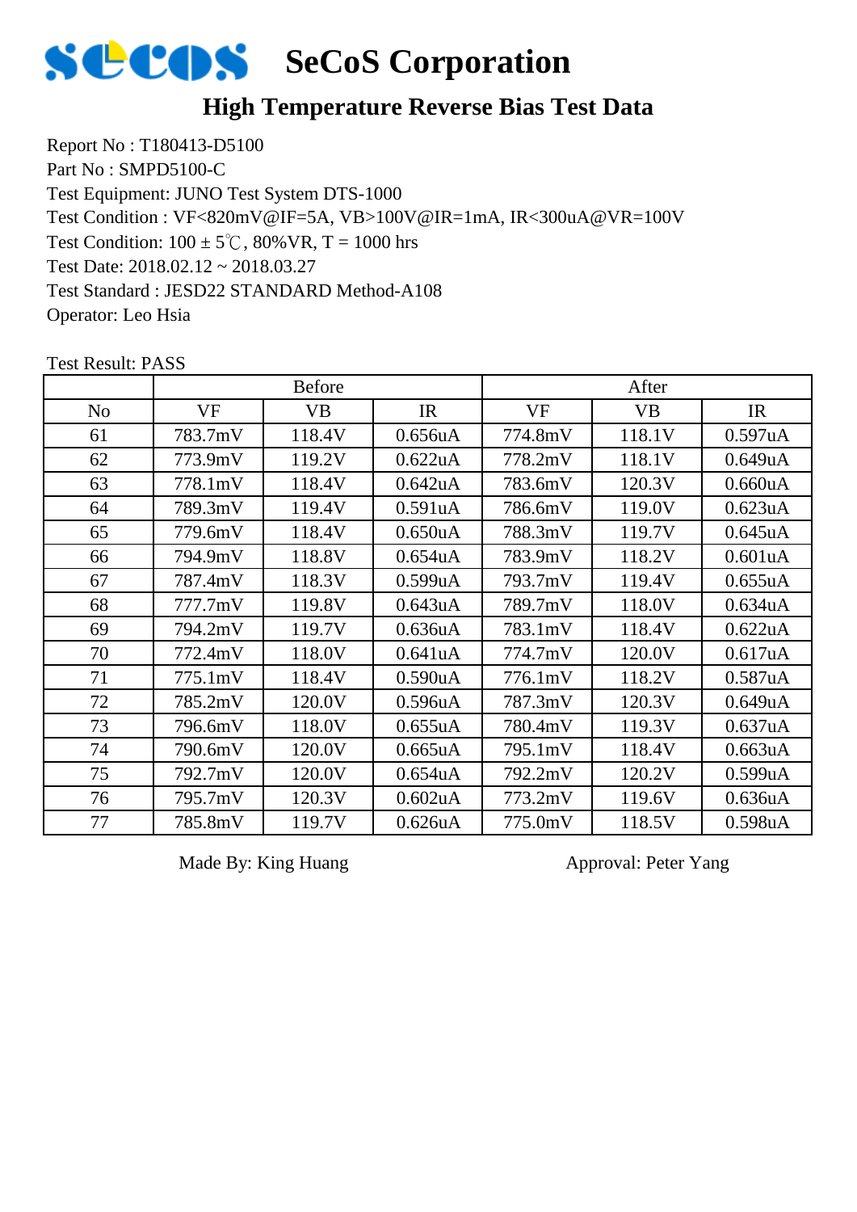# SeCoS Corporation

## High Temperature Reverse Bias Test Data

Report No : T180413-D5100
Part No : SMPD5100-C
Test Equipment: JUNO Test System DTS-1000
Test Condition : VF<820mV@IF=5A, VB>100V@IR=1mA, IR<300uA@VR=100V
Test Condition: 100 ± 5℃, 80%VR, T = 1000 hrs
Test Date: 2018.02.12 ~ 2018.03.27
Test Standard : JESD22 STANDARD Method-A108
Operator: Leo Hsia

Test Result: PASS

| | Before | | | After | | |
|---|---|---|---|---|---|---|
| No | VF | VB | IR | VF | VB | IR |
| 61 | 783.7mV | 118.4V | 0.656uA | 774.8mV | 118.1V | 0.597uA |
| 62 | 773.9mV | 119.2V | 0.622uA | 778.2mV | 118.1V | 0.649uA |
| 63 | 778.1mV | 118.4V | 0.642uA | 783.6mV | 120.3V | 0.660uA |
| 64 | 789.3mV | 119.4V | 0.591uA | 786.6mV | 119.0V | 0.623uA |
| 65 | 779.6mV | 118.4V | 0.650uA | 788.3mV | 119.7V | 0.645uA |
| 66 | 794.9mV | 118.8V | 0.654uA | 783.9mV | 118.2V | 0.601uA |
| 67 | 787.4mV | 118.3V | 0.599uA | 793.7mV | 119.4V | 0.655uA |
| 68 | 777.7mV | 119.8V | 0.643uA | 789.7mV | 118.0V | 0.634uA |
| 69 | 794.2mV | 119.7V | 0.636uA | 783.1mV | 118.4V | 0.622uA |
| 70 | 772.4mV | 118.0V | 0.641uA | 774.7mV | 120.0V | 0.617uA |
| 71 | 775.1mV | 118.4V | 0.590uA | 776.1mV | 118.2V | 0.587uA |
| 72 | 785.2mV | 120.0V | 0.596uA | 787.3mV | 120.3V | 0.649uA |
| 73 | 796.6mV | 118.0V | 0.655uA | 780.4mV | 119.3V | 0.637uA |
| 74 | 790.6mV | 120.0V | 0.665uA | 795.1mV | 118.4V | 0.663uA |
| 75 | 792.7mV | 120.0V | 0.654uA | 792.2mV | 120.2V | 0.599uA |
| 76 | 795.7mV | 120.3V | 0.602uA | 773.2mV | 119.6V | 0.636uA |
| 77 | 785.8mV | 119.7V | 0.626uA | 775.0mV | 118.5V | 0.598uA |

Made By: King Huang　　　　　　　　Approval: Peter Yang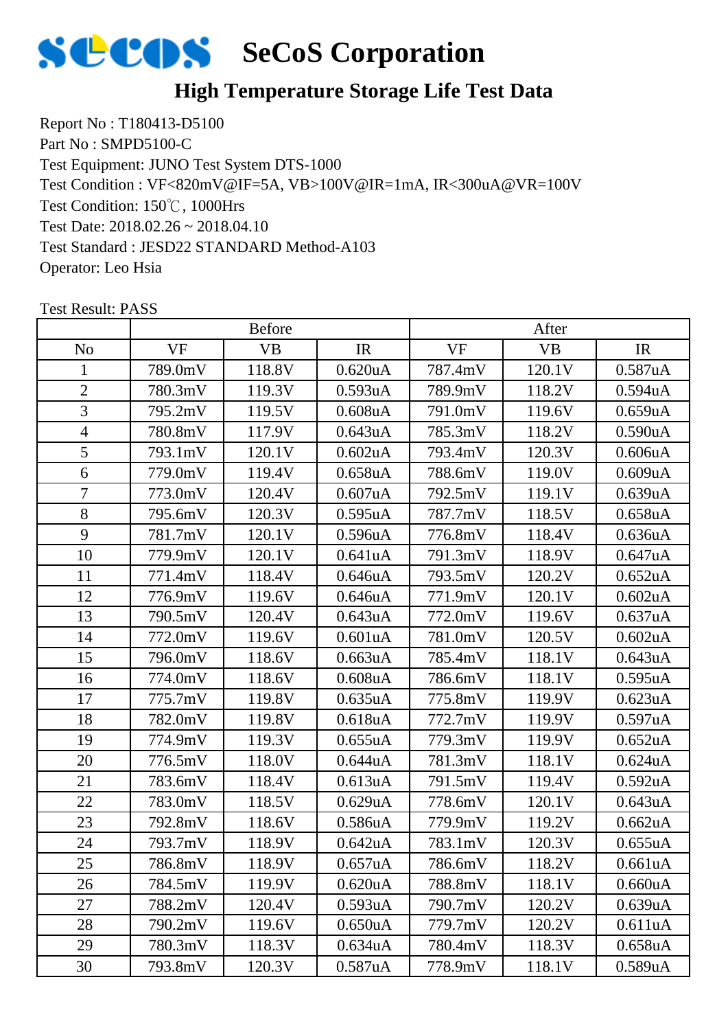# SeCoS Corporation

## High Temperature Storage Life Test Data

Report No : T180413-D5100
Part No : SMPD5100-C
Test Equipment: JUNO Test System DTS-1000
Test Condition : VF<820mV@IF=5A, VB>100V@IR=1mA, IR<300uA@VR=100V
Test Condition: 150℃, 1000Hrs
Test Date: 2018.02.26 ~ 2018.04.10
Test Standard : JESD22 STANDARD Method-A103
Operator: Leo Hsia

Test Result: PASS

| | Before | | | After | | |
|---|---|---|---|---|---|---|
| No | VF | VB | IR | VF | VB | IR |
| 1 | 789.0mV | 118.8V | 0.620uA | 787.4mV | 120.1V | 0.587uA |
| 2 | 780.3mV | 119.3V | 0.593uA | 789.9mV | 118.2V | 0.594uA |
| 3 | 795.2mV | 119.5V | 0.608uA | 791.0mV | 119.6V | 0.659uA |
| 4 | 780.8mV | 117.9V | 0.643uA | 785.3mV | 118.2V | 0.590uA |
| 5 | 793.1mV | 120.1V | 0.602uA | 793.4mV | 120.3V | 0.606uA |
| 6 | 779.0mV | 119.4V | 0.658uA | 788.6mV | 119.0V | 0.609uA |
| 7 | 773.0mV | 120.4V | 0.607uA | 792.5mV | 119.1V | 0.639uA |
| 8 | 795.6mV | 120.3V | 0.595uA | 787.7mV | 118.5V | 0.658uA |
| 9 | 781.7mV | 120.1V | 0.596uA | 776.8mV | 118.4V | 0.636uA |
| 10 | 779.9mV | 120.1V | 0.641uA | 791.3mV | 118.9V | 0.647uA |
| 11 | 771.4mV | 118.4V | 0.646uA | 793.5mV | 120.2V | 0.652uA |
| 12 | 776.9mV | 119.6V | 0.646uA | 771.9mV | 120.1V | 0.602uA |
| 13 | 790.5mV | 120.4V | 0.643uA | 772.0mV | 119.6V | 0.637uA |
| 14 | 772.0mV | 119.6V | 0.601uA | 781.0mV | 120.5V | 0.602uA |
| 15 | 796.0mV | 118.6V | 0.663uA | 785.4mV | 118.1V | 0.643uA |
| 16 | 774.0mV | 118.6V | 0.608uA | 786.6mV | 118.1V | 0.595uA |
| 17 | 775.7mV | 119.8V | 0.635uA | 775.8mV | 119.9V | 0.623uA |
| 18 | 782.0mV | 119.8V | 0.618uA | 772.7mV | 119.9V | 0.597uA |
| 19 | 774.9mV | 119.3V | 0.655uA | 779.3mV | 119.9V | 0.652uA |
| 20 | 776.5mV | 118.0V | 0.644uA | 781.3mV | 118.1V | 0.624uA |
| 21 | 783.6mV | 118.4V | 0.613uA | 791.5mV | 119.4V | 0.592uA |
| 22 | 783.0mV | 118.5V | 0.629uA | 778.6mV | 120.1V | 0.643uA |
| 23 | 792.8mV | 118.6V | 0.586uA | 779.9mV | 119.2V | 0.662uA |
| 24 | 793.7mV | 118.9V | 0.642uA | 783.1mV | 120.3V | 0.655uA |
| 25 | 786.8mV | 118.9V | 0.657uA | 786.6mV | 118.2V | 0.661uA |
| 26 | 784.5mV | 119.9V | 0.620uA | 788.8mV | 118.1V | 0.660uA |
| 27 | 788.2mV | 120.4V | 0.593uA | 790.7mV | 120.2V | 0.639uA |
| 28 | 790.2mV | 119.6V | 0.650uA | 779.7mV | 120.2V | 0.611uA |
| 29 | 780.3mV | 118.3V | 0.634uA | 780.4mV | 118.3V | 0.658uA |
| 30 | 793.8mV | 120.3V | 0.587uA | 778.9mV | 118.1V | 0.589uA |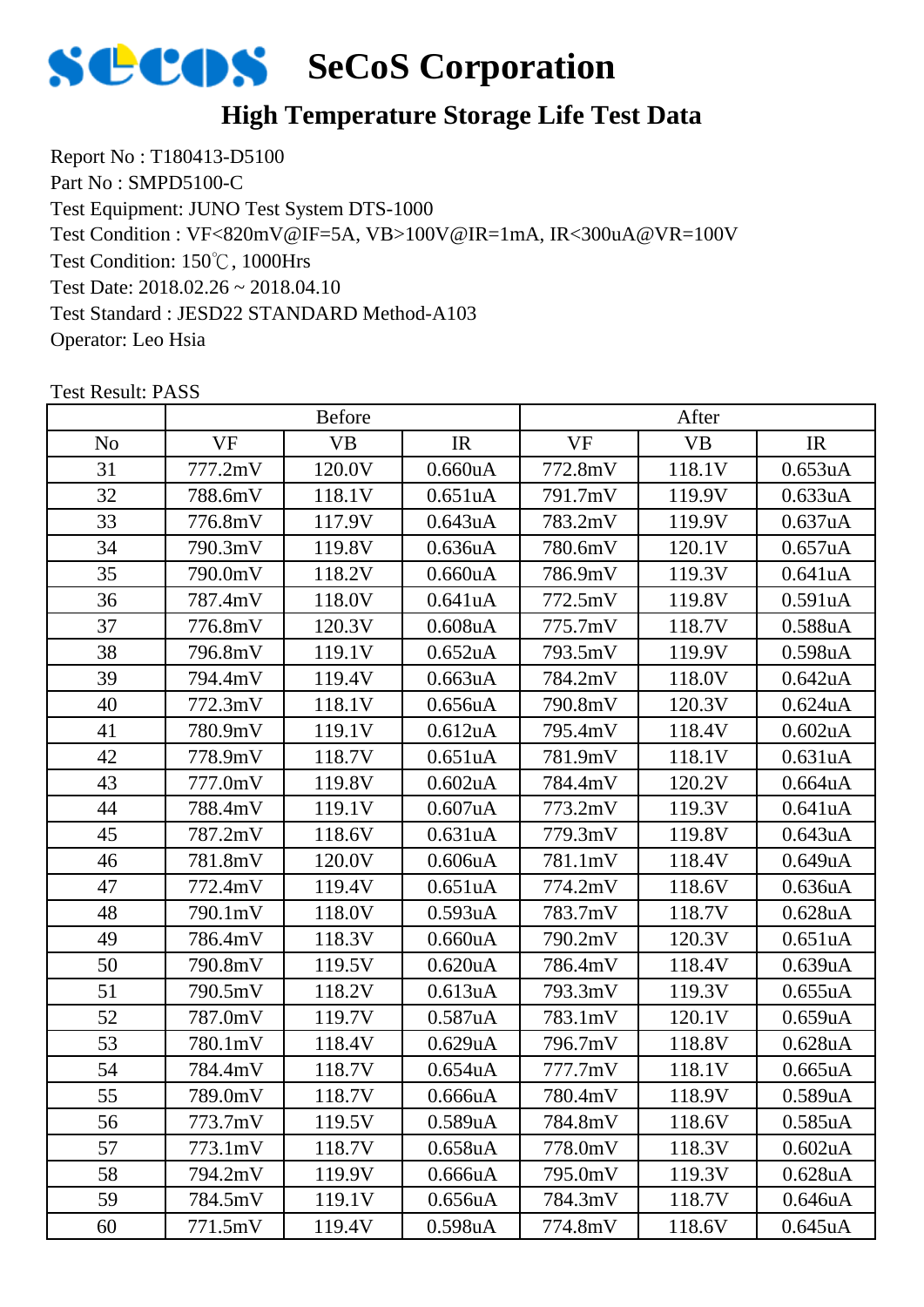# SeCoS Corporation

## High Temperature Storage Life Test Data

Report No : T180413-D5100
Part No : SMPD5100-C
Test Equipment: JUNO Test System DTS-1000
Test Condition : VF<820mV@IF=5A, VB>100V@IR=1mA, IR<300uA@VR=100V
Test Condition: 150℃, 1000Hrs
Test Date: 2018.02.26 ~ 2018.04.10
Test Standard : JESD22 STANDARD Method-A103
Operator: Leo Hsia

Test Result: PASS

| | Before | | | After | | |
|---|---|---|---|---|---|---|
| No | VF | VB | IR | VF | VB | IR |
| 31 | 777.2mV | 120.0V | 0.660uA | 772.8mV | 118.1V | 0.653uA |
| 32 | 788.6mV | 118.1V | 0.651uA | 791.7mV | 119.9V | 0.633uA |
| 33 | 776.8mV | 117.9V | 0.643uA | 783.2mV | 119.9V | 0.637uA |
| 34 | 790.3mV | 119.8V | 0.636uA | 780.6mV | 120.1V | 0.657uA |
| 35 | 790.0mV | 118.2V | 0.660uA | 786.9mV | 119.3V | 0.641uA |
| 36 | 787.4mV | 118.0V | 0.641uA | 772.5mV | 119.8V | 0.591uA |
| 37 | 776.8mV | 120.3V | 0.608uA | 775.7mV | 118.7V | 0.588uA |
| 38 | 796.8mV | 119.1V | 0.652uA | 793.5mV | 119.9V | 0.598uA |
| 39 | 794.4mV | 119.4V | 0.663uA | 784.2mV | 118.0V | 0.642uA |
| 40 | 772.3mV | 118.1V | 0.656uA | 790.8mV | 120.3V | 0.624uA |
| 41 | 780.9mV | 119.1V | 0.612uA | 795.4mV | 118.4V | 0.602uA |
| 42 | 778.9mV | 118.7V | 0.651uA | 781.9mV | 118.1V | 0.631uA |
| 43 | 777.0mV | 119.8V | 0.602uA | 784.4mV | 120.2V | 0.664uA |
| 44 | 788.4mV | 119.1V | 0.607uA | 773.2mV | 119.3V | 0.641uA |
| 45 | 787.2mV | 118.6V | 0.631uA | 779.3mV | 119.8V | 0.643uA |
| 46 | 781.8mV | 120.0V | 0.606uA | 781.1mV | 118.4V | 0.649uA |
| 47 | 772.4mV | 119.4V | 0.651uA | 774.2mV | 118.6V | 0.636uA |
| 48 | 790.1mV | 118.0V | 0.593uA | 783.7mV | 118.7V | 0.628uA |
| 49 | 786.4mV | 118.3V | 0.660uA | 790.2mV | 120.3V | 0.651uA |
| 50 | 790.8mV | 119.5V | 0.620uA | 786.4mV | 118.4V | 0.639uA |
| 51 | 790.5mV | 118.2V | 0.613uA | 793.3mV | 119.3V | 0.655uA |
| 52 | 787.0mV | 119.7V | 0.587uA | 783.1mV | 120.1V | 0.659uA |
| 53 | 780.1mV | 118.4V | 0.629uA | 796.7mV | 118.8V | 0.628uA |
| 54 | 784.4mV | 118.7V | 0.654uA | 777.7mV | 118.1V | 0.665uA |
| 55 | 789.0mV | 118.7V | 0.666uA | 780.4mV | 118.9V | 0.589uA |
| 56 | 773.7mV | 119.5V | 0.589uA | 784.8mV | 118.6V | 0.585uA |
| 57 | 773.1mV | 118.7V | 0.658uA | 778.0mV | 118.3V | 0.602uA |
| 58 | 794.2mV | 119.9V | 0.666uA | 795.0mV | 119.3V | 0.628uA |
| 59 | 784.5mV | 119.1V | 0.656uA | 784.3mV | 118.7V | 0.646uA |
| 60 | 771.5mV | 119.4V | 0.598uA | 774.8mV | 118.6V | 0.645uA |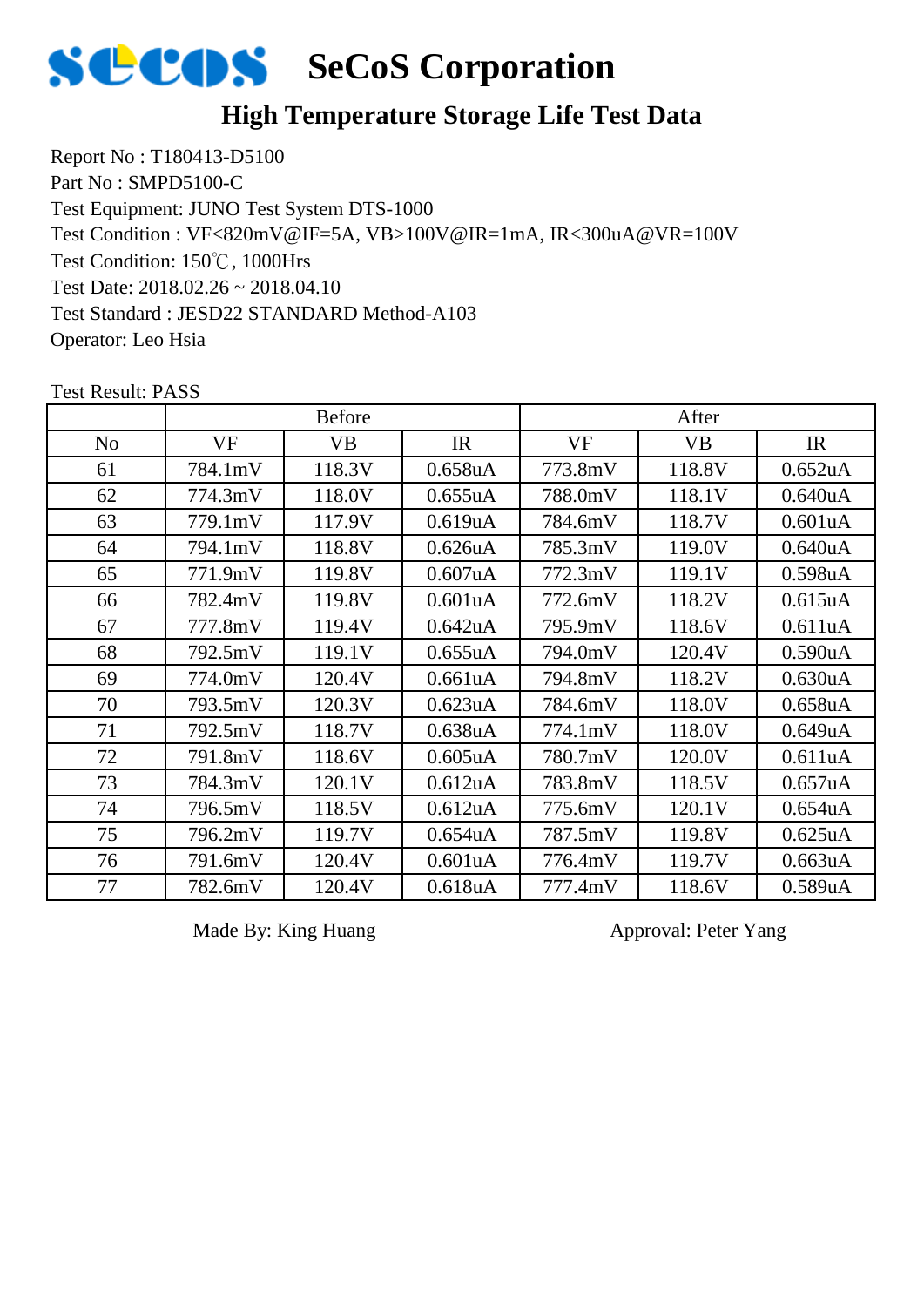# SeCoS Corporation

## High Temperature Storage Life Test Data

Report No : T180413-D5100
Part No : SMPD5100-C
Test Equipment: JUNO Test System DTS-1000
Test Condition : VF<820mV@IF=5A, VB>100V@IR=1mA, IR<300uA@VR=100V
Test Condition: 150℃, 1000Hrs
Test Date: 2018.02.26 ~ 2018.04.10
Test Standard : JESD22 STANDARD Method-A103
Operator: Leo Hsia

Test Result: PASS

| | Before | | | After | | |
|---|---|---|---|---|---|---|
| No | VF | VB | IR | VF | VB | IR |
| 61 | 784.1mV | 118.3V | 0.658uA | 773.8mV | 118.8V | 0.652uA |
| 62 | 774.3mV | 118.0V | 0.655uA | 788.0mV | 118.1V | 0.640uA |
| 63 | 779.1mV | 117.9V | 0.619uA | 784.6mV | 118.7V | 0.601uA |
| 64 | 794.1mV | 118.8V | 0.626uA | 785.3mV | 119.0V | 0.640uA |
| 65 | 771.9mV | 119.8V | 0.607uA | 772.3mV | 119.1V | 0.598uA |
| 66 | 782.4mV | 119.8V | 0.601uA | 772.6mV | 118.2V | 0.615uA |
| 67 | 777.8mV | 119.4V | 0.642uA | 795.9mV | 118.6V | 0.611uA |
| 68 | 792.5mV | 119.1V | 0.655uA | 794.0mV | 120.4V | 0.590uA |
| 69 | 774.0mV | 120.4V | 0.661uA | 794.8mV | 118.2V | 0.630uA |
| 70 | 793.5mV | 120.3V | 0.623uA | 784.6mV | 118.0V | 0.658uA |
| 71 | 792.5mV | 118.7V | 0.638uA | 774.1mV | 118.0V | 0.649uA |
| 72 | 791.8mV | 118.6V | 0.605uA | 780.7mV | 120.0V | 0.611uA |
| 73 | 784.3mV | 120.1V | 0.612uA | 783.8mV | 118.5V | 0.657uA |
| 74 | 796.5mV | 118.5V | 0.612uA | 775.6mV | 120.1V | 0.654uA |
| 75 | 796.2mV | 119.7V | 0.654uA | 787.5mV | 119.8V | 0.625uA |
| 76 | 791.6mV | 120.4V | 0.601uA | 776.4mV | 119.7V | 0.663uA |
| 77 | 782.6mV | 120.4V | 0.618uA | 777.4mV | 118.6V | 0.589uA |

Made By: King Huang　　　　　　　　Approval: Peter Yang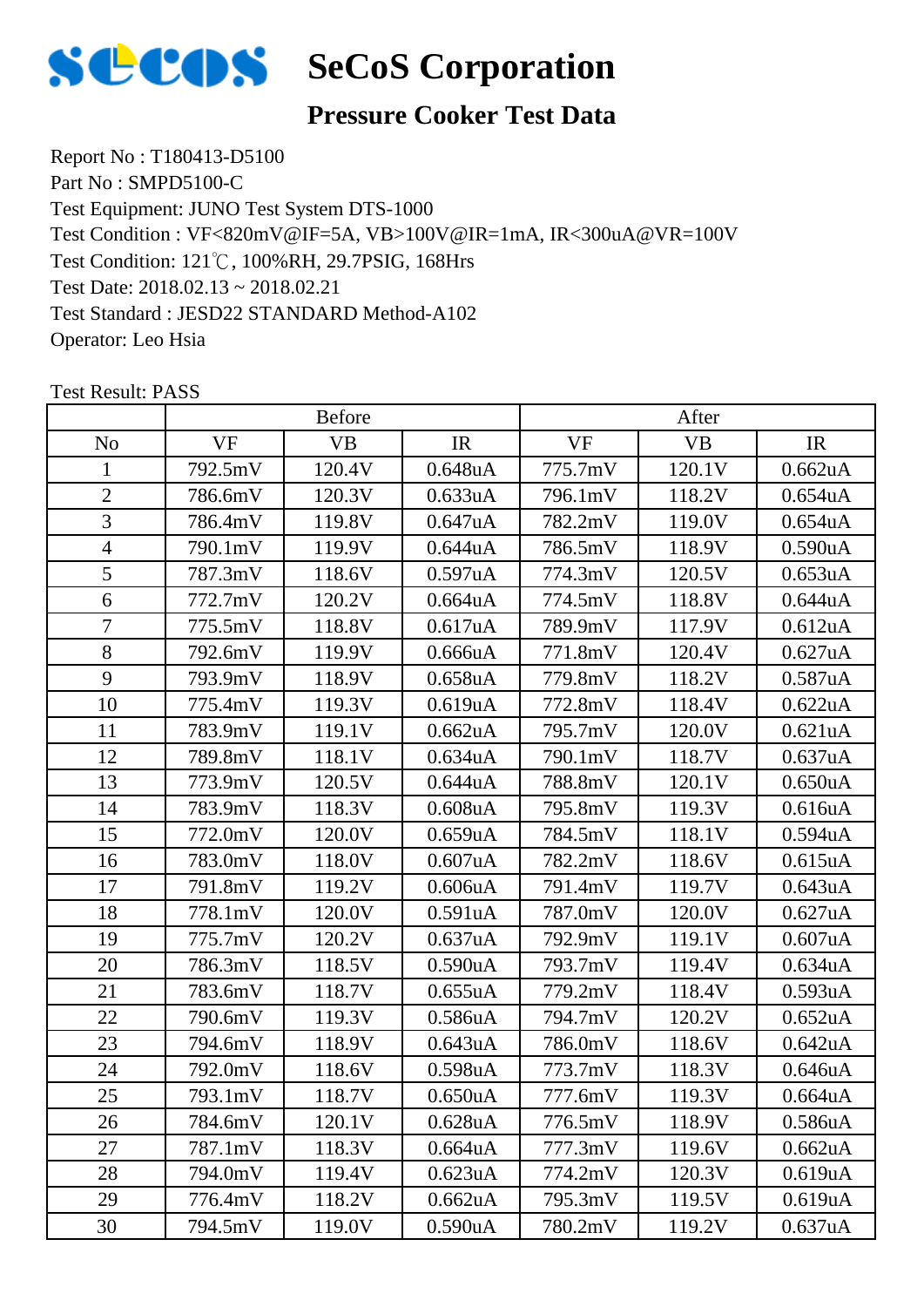# SeCoS Corporation

## Pressure Cooker Test Data

Report No : T180413-D5100
Part No : SMPD5100-C
Test Equipment: JUNO Test System DTS-1000
Test Condition : VF<820mV@IF=5A, VB>100V@IR=1mA, IR<300uA@VR=100V
Test Condition: 121℃, 100%RH, 29.7PSIG, 168Hrs
Test Date: 2018.02.13 ~ 2018.02.21
Test Standard : JESD22 STANDARD Method-A102
Operator: Leo Hsia

Test Result: PASS

| | Before | | | After | | |
|---|---|---|---|---|---|---|
| No | VF | VB | IR | VF | VB | IR |
| 1 | 792.5mV | 120.4V | 0.648uA | 775.7mV | 120.1V | 0.662uA |
| 2 | 786.6mV | 120.3V | 0.633uA | 796.1mV | 118.2V | 0.654uA |
| 3 | 786.4mV | 119.8V | 0.647uA | 782.2mV | 119.0V | 0.654uA |
| 4 | 790.1mV | 119.9V | 0.644uA | 786.5mV | 118.9V | 0.590uA |
| 5 | 787.3mV | 118.6V | 0.597uA | 774.3mV | 120.5V | 0.653uA |
| 6 | 772.7mV | 120.2V | 0.664uA | 774.5mV | 118.8V | 0.644uA |
| 7 | 775.5mV | 118.8V | 0.617uA | 789.9mV | 117.9V | 0.612uA |
| 8 | 792.6mV | 119.9V | 0.666uA | 771.8mV | 120.4V | 0.627uA |
| 9 | 793.9mV | 118.9V | 0.658uA | 779.8mV | 118.2V | 0.587uA |
| 10 | 775.4mV | 119.3V | 0.619uA | 772.8mV | 118.4V | 0.622uA |
| 11 | 783.9mV | 119.1V | 0.662uA | 795.7mV | 120.0V | 0.621uA |
| 12 | 789.8mV | 118.1V | 0.634uA | 790.1mV | 118.7V | 0.637uA |
| 13 | 773.9mV | 120.5V | 0.644uA | 788.8mV | 120.1V | 0.650uA |
| 14 | 783.9mV | 118.3V | 0.608uA | 795.8mV | 119.3V | 0.616uA |
| 15 | 772.0mV | 120.0V | 0.659uA | 784.5mV | 118.1V | 0.594uA |
| 16 | 783.0mV | 118.0V | 0.607uA | 782.2mV | 118.6V | 0.615uA |
| 17 | 791.8mV | 119.2V | 0.606uA | 791.4mV | 119.7V | 0.643uA |
| 18 | 778.1mV | 120.0V | 0.591uA | 787.0mV | 120.0V | 0.627uA |
| 19 | 775.7mV | 120.2V | 0.637uA | 792.9mV | 119.1V | 0.607uA |
| 20 | 786.3mV | 118.5V | 0.590uA | 793.7mV | 119.4V | 0.634uA |
| 21 | 783.6mV | 118.7V | 0.655uA | 779.2mV | 118.4V | 0.593uA |
| 22 | 790.6mV | 119.3V | 0.586uA | 794.7mV | 120.2V | 0.652uA |
| 23 | 794.6mV | 118.9V | 0.643uA | 786.0mV | 118.6V | 0.642uA |
| 24 | 792.0mV | 118.6V | 0.598uA | 773.7mV | 118.3V | 0.646uA |
| 25 | 793.1mV | 118.7V | 0.650uA | 777.6mV | 119.3V | 0.664uA |
| 26 | 784.6mV | 120.1V | 0.628uA | 776.5mV | 118.9V | 0.586uA |
| 27 | 787.1mV | 118.3V | 0.664uA | 777.3mV | 119.6V | 0.662uA |
| 28 | 794.0mV | 119.4V | 0.623uA | 774.2mV | 120.3V | 0.619uA |
| 29 | 776.4mV | 118.2V | 0.662uA | 795.3mV | 119.5V | 0.619uA |
| 30 | 794.5mV | 119.0V | 0.590uA | 780.2mV | 119.2V | 0.637uA |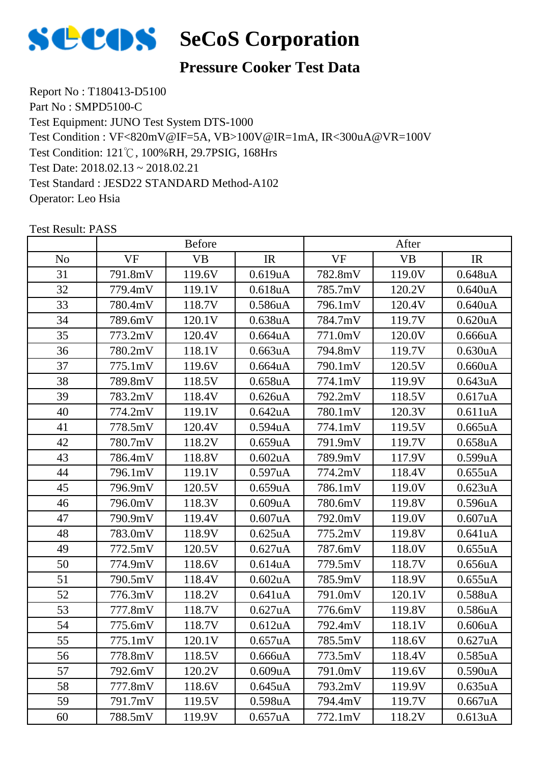# SeCoS Corporation

## Pressure Cooker Test Data

Report No : T180413-D5100
Part No : SMPD5100-C
Test Equipment: JUNO Test System DTS-1000
Test Condition : VF<820mV@IF=5A, VB>100V@IR=1mA, IR<300uA@VR=100V
Test Condition: 121℃, 100%RH, 29.7PSIG, 168Hrs
Test Date: 2018.02.13 ~ 2018.02.21
Test Standard : JESD22 STANDARD Method-A102
Operator: Leo Hsia

Test Result: PASS

| | Before | | | After | | |
|---|---|---|---|---|---|---|
| No | VF | VB | IR | VF | VB | IR |
| 31 | 791.8mV | 119.6V | 0.619uA | 782.8mV | 119.0V | 0.648uA |
| 32 | 779.4mV | 119.1V | 0.618uA | 785.7mV | 120.2V | 0.640uA |
| 33 | 780.4mV | 118.7V | 0.586uA | 796.1mV | 120.4V | 0.640uA |
| 34 | 789.6mV | 120.1V | 0.638uA | 784.7mV | 119.7V | 0.620uA |
| 35 | 773.2mV | 120.4V | 0.664uA | 771.0mV | 120.0V | 0.666uA |
| 36 | 780.2mV | 118.1V | 0.663uA | 794.8mV | 119.7V | 0.630uA |
| 37 | 775.1mV | 119.6V | 0.664uA | 790.1mV | 120.5V | 0.660uA |
| 38 | 789.8mV | 118.5V | 0.658uA | 774.1mV | 119.9V | 0.643uA |
| 39 | 783.2mV | 118.4V | 0.626uA | 792.2mV | 118.5V | 0.617uA |
| 40 | 774.2mV | 119.1V | 0.642uA | 780.1mV | 120.3V | 0.611uA |
| 41 | 778.5mV | 120.4V | 0.594uA | 774.1mV | 119.5V | 0.665uA |
| 42 | 780.7mV | 118.2V | 0.659uA | 791.9mV | 119.7V | 0.658uA |
| 43 | 786.4mV | 118.8V | 0.602uA | 789.9mV | 117.9V | 0.599uA |
| 44 | 796.1mV | 119.1V | 0.597uA | 774.2mV | 118.4V | 0.655uA |
| 45 | 796.9mV | 120.5V | 0.659uA | 786.1mV | 119.0V | 0.623uA |
| 46 | 796.0mV | 118.3V | 0.609uA | 780.6mV | 119.8V | 0.596uA |
| 47 | 790.9mV | 119.4V | 0.607uA | 792.0mV | 119.0V | 0.607uA |
| 48 | 783.0mV | 118.9V | 0.625uA | 775.2mV | 119.8V | 0.641uA |
| 49 | 772.5mV | 120.5V | 0.627uA | 787.6mV | 118.0V | 0.655uA |
| 50 | 774.9mV | 118.6V | 0.614uA | 779.5mV | 118.7V | 0.656uA |
| 51 | 790.5mV | 118.4V | 0.602uA | 785.9mV | 118.9V | 0.655uA |
| 52 | 776.3mV | 118.2V | 0.641uA | 791.0mV | 120.1V | 0.588uA |
| 53 | 777.8mV | 118.7V | 0.627uA | 776.6mV | 119.8V | 0.586uA |
| 54 | 775.6mV | 118.7V | 0.612uA | 792.4mV | 118.1V | 0.606uA |
| 55 | 775.1mV | 120.1V | 0.657uA | 785.5mV | 118.6V | 0.627uA |
| 56 | 778.8mV | 118.5V | 0.666uA | 773.5mV | 118.4V | 0.585uA |
| 57 | 792.6mV | 120.2V | 0.609uA | 791.0mV | 119.6V | 0.590uA |
| 58 | 777.8mV | 118.6V | 0.645uA | 793.2mV | 119.9V | 0.635uA |
| 59 | 791.7mV | 119.5V | 0.598uA | 794.4mV | 119.7V | 0.667uA |
| 60 | 788.5mV | 119.9V | 0.657uA | 772.1mV | 118.2V | 0.613uA |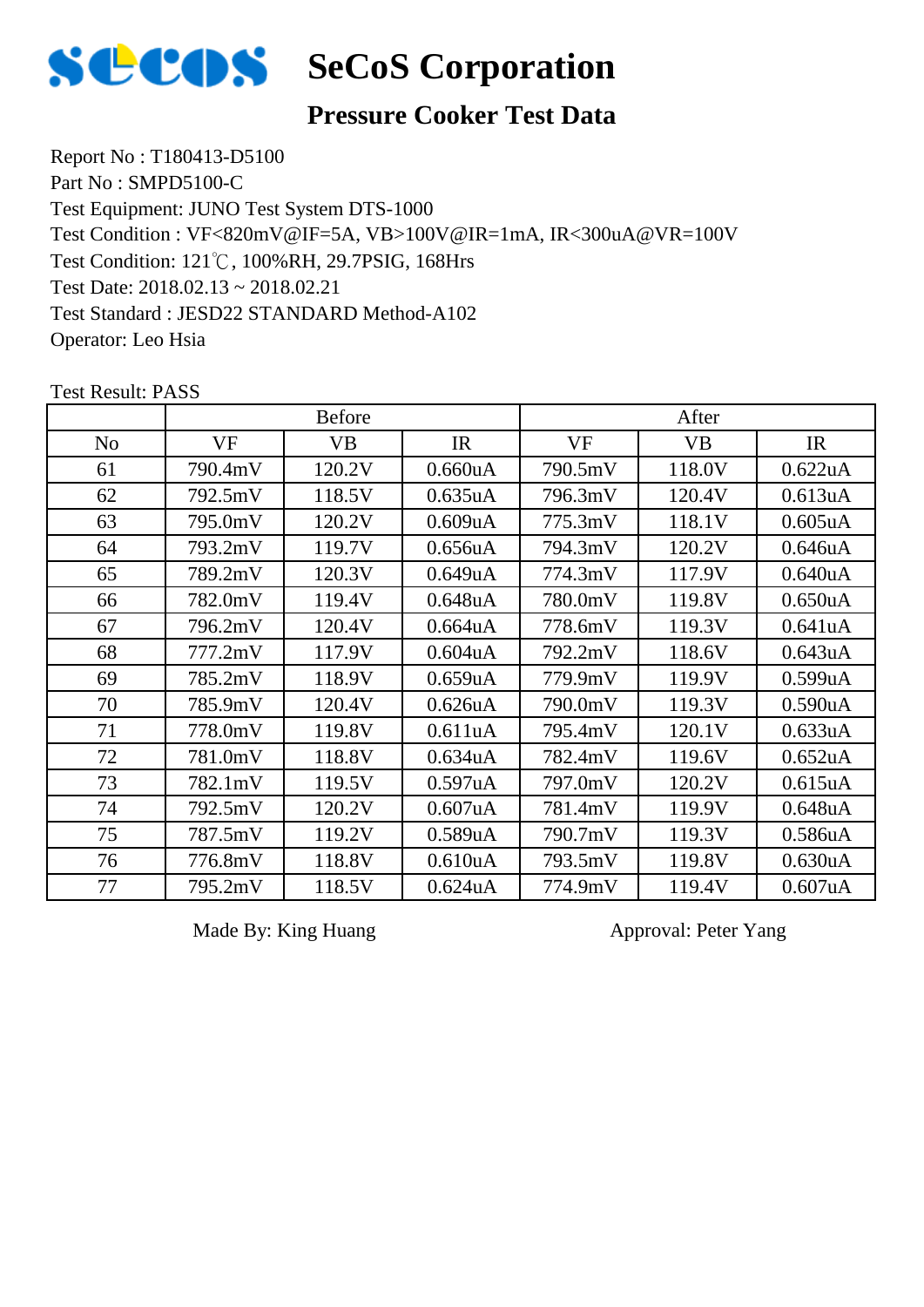# SeCoS Corporation

## Pressure Cooker Test Data

Report No : T180413-D5100
Part No : SMPD5100-C
Test Equipment: JUNO Test System DTS-1000
Test Condition : VF<820mV@IF=5A, VB>100V@IR=1mA, IR<300uA@VR=100V
Test Condition: 121℃, 100%RH, 29.7PSIG, 168Hrs
Test Date: 2018.02.13 ~ 2018.02.21
Test Standard : JESD22 STANDARD Method-A102
Operator: Leo Hsia

Test Result: PASS

| | Before | | | After | | |
|---|---|---|---|---|---|---|
| No | VF | VB | IR | VF | VB | IR |
| 61 | 790.4mV | 120.2V | 0.660uA | 790.5mV | 118.0V | 0.622uA |
| 62 | 792.5mV | 118.5V | 0.635uA | 796.3mV | 120.4V | 0.613uA |
| 63 | 795.0mV | 120.2V | 0.609uA | 775.3mV | 118.1V | 0.605uA |
| 64 | 793.2mV | 119.7V | 0.656uA | 794.3mV | 120.2V | 0.646uA |
| 65 | 789.2mV | 120.3V | 0.649uA | 774.3mV | 117.9V | 0.640uA |
| 66 | 782.0mV | 119.4V | 0.648uA | 780.0mV | 119.8V | 0.650uA |
| 67 | 796.2mV | 120.4V | 0.664uA | 778.6mV | 119.3V | 0.641uA |
| 68 | 777.2mV | 117.9V | 0.604uA | 792.2mV | 118.6V | 0.643uA |
| 69 | 785.2mV | 118.9V | 0.659uA | 779.9mV | 119.9V | 0.599uA |
| 70 | 785.9mV | 120.4V | 0.626uA | 790.0mV | 119.3V | 0.590uA |
| 71 | 778.0mV | 119.8V | 0.611uA | 795.4mV | 120.1V | 0.633uA |
| 72 | 781.0mV | 118.8V | 0.634uA | 782.4mV | 119.6V | 0.652uA |
| 73 | 782.1mV | 119.5V | 0.597uA | 797.0mV | 120.2V | 0.615uA |
| 74 | 792.5mV | 120.2V | 0.607uA | 781.4mV | 119.9V | 0.648uA |
| 75 | 787.5mV | 119.2V | 0.589uA | 790.7mV | 119.3V | 0.586uA |
| 76 | 776.8mV | 118.8V | 0.610uA | 793.5mV | 119.8V | 0.630uA |
| 77 | 795.2mV | 118.5V | 0.624uA | 774.9mV | 119.4V | 0.607uA |

Made By: King Huang　　　　　　　　Approval: Peter Yang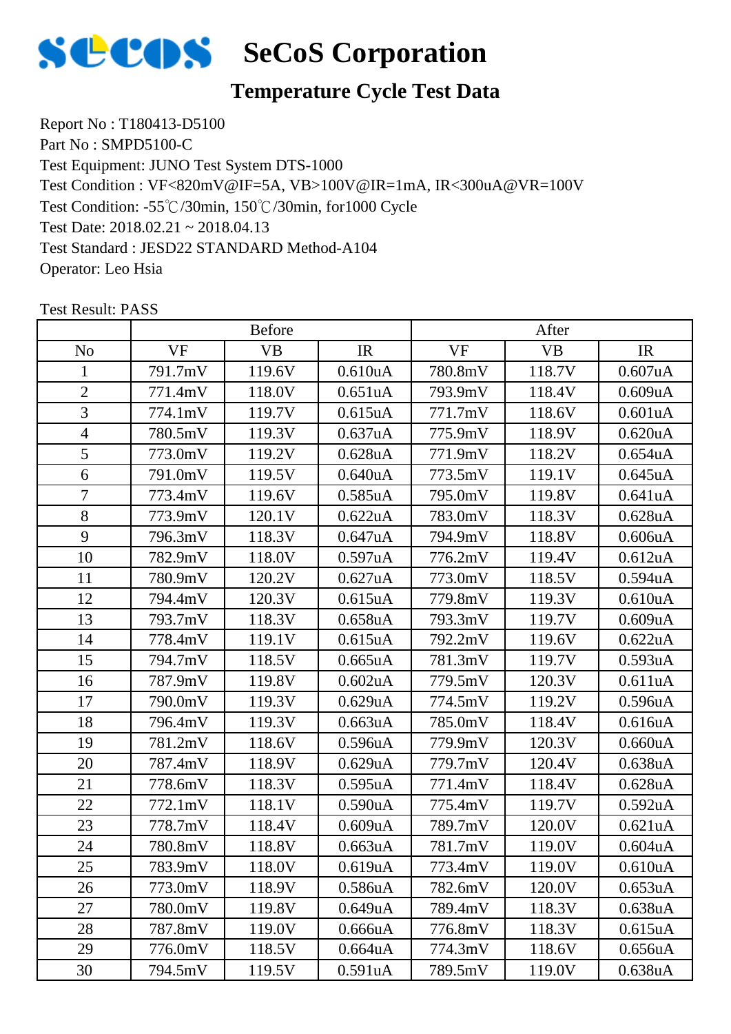# SeCoS Corporation

## Temperature Cycle Test Data

Report No : T180413-D5100
Part No : SMPD5100-C
Test Equipment: JUNO Test System DTS-1000
Test Condition : VF<820mV@IF=5A, VB>100V@IR=1mA, IR<300uA@VR=100V
Test Condition: -55℃/30min, 150℃/30min, for1000 Cycle
Test Date: 2018.02.21 ~ 2018.04.13
Test Standard : JESD22 STANDARD Method-A104
Operator: Leo Hsia

Test Result: PASS

| | Before | | | After | | |
|---|---|---|---|---|---|---|
| No | VF | VB | IR | VF | VB | IR |
| 1 | 791.7mV | 119.6V | 0.610uA | 780.8mV | 118.7V | 0.607uA |
| 2 | 771.4mV | 118.0V | 0.651uA | 793.9mV | 118.4V | 0.609uA |
| 3 | 774.1mV | 119.7V | 0.615uA | 771.7mV | 118.6V | 0.601uA |
| 4 | 780.5mV | 119.3V | 0.637uA | 775.9mV | 118.9V | 0.620uA |
| 5 | 773.0mV | 119.2V | 0.628uA | 771.9mV | 118.2V | 0.654uA |
| 6 | 791.0mV | 119.5V | 0.640uA | 773.5mV | 119.1V | 0.645uA |
| 7 | 773.4mV | 119.6V | 0.585uA | 795.0mV | 119.8V | 0.641uA |
| 8 | 773.9mV | 120.1V | 0.622uA | 783.0mV | 118.3V | 0.628uA |
| 9 | 796.3mV | 118.3V | 0.647uA | 794.9mV | 118.8V | 0.606uA |
| 10 | 782.9mV | 118.0V | 0.597uA | 776.2mV | 119.4V | 0.612uA |
| 11 | 780.9mV | 120.2V | 0.627uA | 773.0mV | 118.5V | 0.594uA |
| 12 | 794.4mV | 120.3V | 0.615uA | 779.8mV | 119.3V | 0.610uA |
| 13 | 793.7mV | 118.3V | 0.658uA | 793.3mV | 119.7V | 0.609uA |
| 14 | 778.4mV | 119.1V | 0.615uA | 792.2mV | 119.6V | 0.622uA |
| 15 | 794.7mV | 118.5V | 0.665uA | 781.3mV | 119.7V | 0.593uA |
| 16 | 787.9mV | 119.8V | 0.602uA | 779.5mV | 120.3V | 0.611uA |
| 17 | 790.0mV | 119.3V | 0.629uA | 774.5mV | 119.2V | 0.596uA |
| 18 | 796.4mV | 119.3V | 0.663uA | 785.0mV | 118.4V | 0.616uA |
| 19 | 781.2mV | 118.6V | 0.596uA | 779.9mV | 120.3V | 0.660uA |
| 20 | 787.4mV | 118.9V | 0.629uA | 779.7mV | 120.4V | 0.638uA |
| 21 | 778.6mV | 118.3V | 0.595uA | 771.4mV | 118.4V | 0.628uA |
| 22 | 772.1mV | 118.1V | 0.590uA | 775.4mV | 119.7V | 0.592uA |
| 23 | 778.7mV | 118.4V | 0.609uA | 789.7mV | 120.0V | 0.621uA |
| 24 | 780.8mV | 118.8V | 0.663uA | 781.7mV | 119.0V | 0.604uA |
| 25 | 783.9mV | 118.0V | 0.619uA | 773.4mV | 119.0V | 0.610uA |
| 26 | 773.0mV | 118.9V | 0.586uA | 782.6mV | 120.0V | 0.653uA |
| 27 | 780.0mV | 119.8V | 0.649uA | 789.4mV | 118.3V | 0.638uA |
| 28 | 787.8mV | 119.0V | 0.666uA | 776.8mV | 118.3V | 0.615uA |
| 29 | 776.0mV | 118.5V | 0.664uA | 774.3mV | 118.6V | 0.656uA |
| 30 | 794.5mV | 119.5V | 0.591uA | 789.5mV | 119.0V | 0.638uA |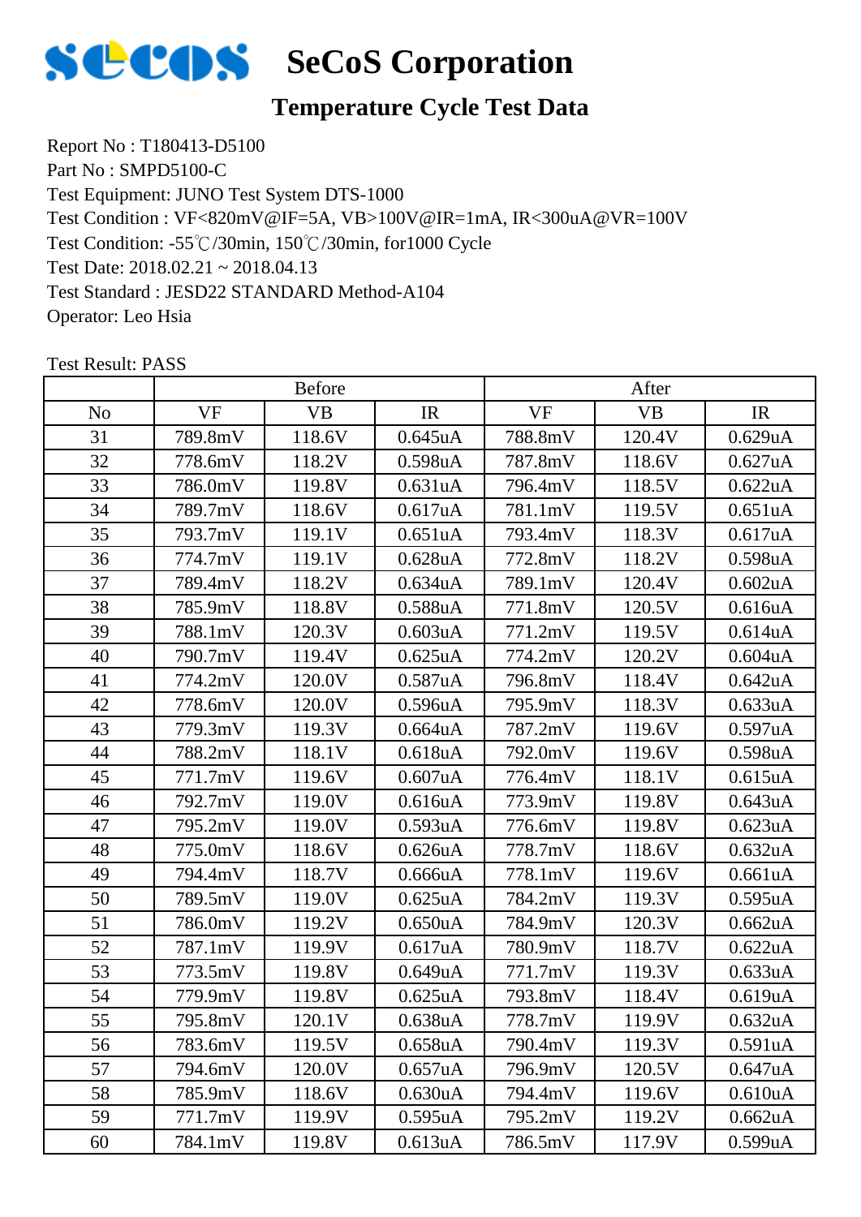# SeCoS Corporation

## Temperature Cycle Test Data

Report No : T180413-D5100
Part No : SMPD5100-C
Test Equipment: JUNO Test System DTS-1000
Test Condition : VF<820mV@IF=5A, VB>100V@IR=1mA, IR<300uA@VR=100V
Test Condition: -55℃/30min, 150℃/30min, for1000 Cycle
Test Date: 2018.02.21 ~ 2018.04.13
Test Standard : JESD22 STANDARD Method-A104
Operator: Leo Hsia

Test Result: PASS

| | Before | | | After | | |
|---|---|---|---|---|---|---|
| No | VF | VB | IR | VF | VB | IR |
| 31 | 789.8mV | 118.6V | 0.645uA | 788.8mV | 120.4V | 0.629uA |
| 32 | 778.6mV | 118.2V | 0.598uA | 787.8mV | 118.6V | 0.627uA |
| 33 | 786.0mV | 119.8V | 0.631uA | 796.4mV | 118.5V | 0.622uA |
| 34 | 789.7mV | 118.6V | 0.617uA | 781.1mV | 119.5V | 0.651uA |
| 35 | 793.7mV | 119.1V | 0.651uA | 793.4mV | 118.3V | 0.617uA |
| 36 | 774.7mV | 119.1V | 0.628uA | 772.8mV | 118.2V | 0.598uA |
| 37 | 789.4mV | 118.2V | 0.634uA | 789.1mV | 120.4V | 0.602uA |
| 38 | 785.9mV | 118.8V | 0.588uA | 771.8mV | 120.5V | 0.616uA |
| 39 | 788.1mV | 120.3V | 0.603uA | 771.2mV | 119.5V | 0.614uA |
| 40 | 790.7mV | 119.4V | 0.625uA | 774.2mV | 120.2V | 0.604uA |
| 41 | 774.2mV | 120.0V | 0.587uA | 796.8mV | 118.4V | 0.642uA |
| 42 | 778.6mV | 120.0V | 0.596uA | 795.9mV | 118.3V | 0.633uA |
| 43 | 779.3mV | 119.3V | 0.664uA | 787.2mV | 119.6V | 0.597uA |
| 44 | 788.2mV | 118.1V | 0.618uA | 792.0mV | 119.6V | 0.598uA |
| 45 | 771.7mV | 119.6V | 0.607uA | 776.4mV | 118.1V | 0.615uA |
| 46 | 792.7mV | 119.0V | 0.616uA | 773.9mV | 119.8V | 0.643uA |
| 47 | 795.2mV | 119.0V | 0.593uA | 776.6mV | 119.8V | 0.623uA |
| 48 | 775.0mV | 118.6V | 0.626uA | 778.7mV | 118.6V | 0.632uA |
| 49 | 794.4mV | 118.7V | 0.666uA | 778.1mV | 119.6V | 0.661uA |
| 50 | 789.5mV | 119.0V | 0.625uA | 784.2mV | 119.3V | 0.595uA |
| 51 | 786.0mV | 119.2V | 0.650uA | 784.9mV | 120.3V | 0.662uA |
| 52 | 787.1mV | 119.9V | 0.617uA | 780.9mV | 118.7V | 0.622uA |
| 53 | 773.5mV | 119.8V | 0.649uA | 771.7mV | 119.3V | 0.633uA |
| 54 | 779.9mV | 119.8V | 0.625uA | 793.8mV | 118.4V | 0.619uA |
| 55 | 795.8mV | 120.1V | 0.638uA | 778.7mV | 119.9V | 0.632uA |
| 56 | 783.6mV | 119.5V | 0.658uA | 790.4mV | 119.3V | 0.591uA |
| 57 | 794.6mV | 120.0V | 0.657uA | 796.9mV | 120.5V | 0.647uA |
| 58 | 785.9mV | 118.6V | 0.630uA | 794.4mV | 119.6V | 0.610uA |
| 59 | 771.7mV | 119.9V | 0.595uA | 795.2mV | 119.2V | 0.662uA |
| 60 | 784.1mV | 119.8V | 0.613uA | 786.5mV | 117.9V | 0.599uA |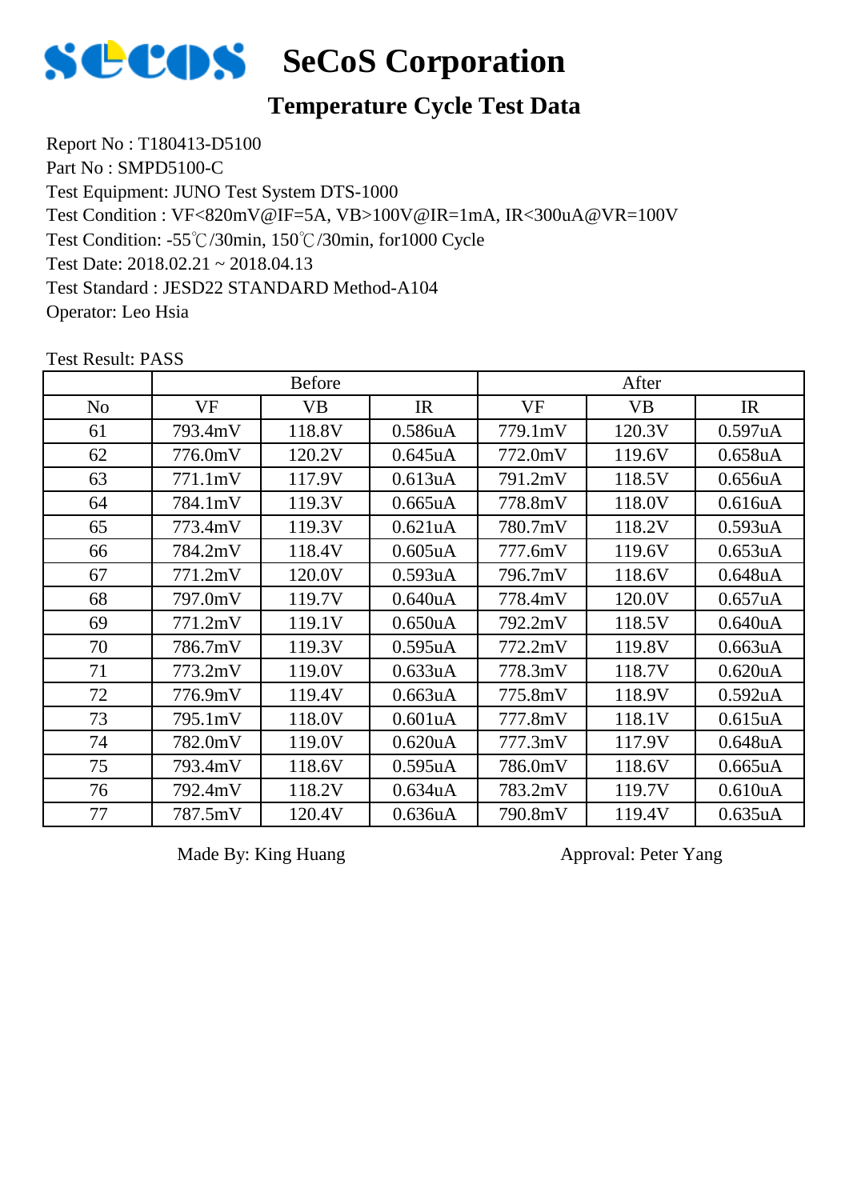# SeCoS Corporation

## Temperature Cycle Test Data

Report No : T180413-D5100
Part No : SMPD5100-C
Test Equipment: JUNO Test System DTS-1000
Test Condition : VF<820mV@IF=5A, VB>100V@IR=1mA, IR<300uA@VR=100V
Test Condition: -55℃/30min, 150℃/30min, for1000 Cycle
Test Date: 2018.02.21 ~ 2018.04.13
Test Standard : JESD22 STANDARD Method-A104
Operator: Leo Hsia

Test Result: PASS

| | Before | | | After | | |
|---|---|---|---|---|---|---|
| No | VF | VB | IR | VF | VB | IR |
| 61 | 793.4mV | 118.8V | 0.586uA | 779.1mV | 120.3V | 0.597uA |
| 62 | 776.0mV | 120.2V | 0.645uA | 772.0mV | 119.6V | 0.658uA |
| 63 | 771.1mV | 117.9V | 0.613uA | 791.2mV | 118.5V | 0.656uA |
| 64 | 784.1mV | 119.3V | 0.665uA | 778.8mV | 118.0V | 0.616uA |
| 65 | 773.4mV | 119.3V | 0.621uA | 780.7mV | 118.2V | 0.593uA |
| 66 | 784.2mV | 118.4V | 0.605uA | 777.6mV | 119.6V | 0.653uA |
| 67 | 771.2mV | 120.0V | 0.593uA | 796.7mV | 118.6V | 0.648uA |
| 68 | 797.0mV | 119.7V | 0.640uA | 778.4mV | 120.0V | 0.657uA |
| 69 | 771.2mV | 119.1V | 0.650uA | 792.2mV | 118.5V | 0.640uA |
| 70 | 786.7mV | 119.3V | 0.595uA | 772.2mV | 119.8V | 0.663uA |
| 71 | 773.2mV | 119.0V | 0.633uA | 778.3mV | 118.7V | 0.620uA |
| 72 | 776.9mV | 119.4V | 0.663uA | 775.8mV | 118.9V | 0.592uA |
| 73 | 795.1mV | 118.0V | 0.601uA | 777.8mV | 118.1V | 0.615uA |
| 74 | 782.0mV | 119.0V | 0.620uA | 777.3mV | 117.9V | 0.648uA |
| 75 | 793.4mV | 118.6V | 0.595uA | 786.0mV | 118.6V | 0.665uA |
| 76 | 792.4mV | 118.2V | 0.634uA | 783.2mV | 119.7V | 0.610uA |
| 77 | 787.5mV | 120.4V | 0.636uA | 790.8mV | 119.4V | 0.635uA |

Made By: King Huang　　　　　　　　Approval: Peter Yang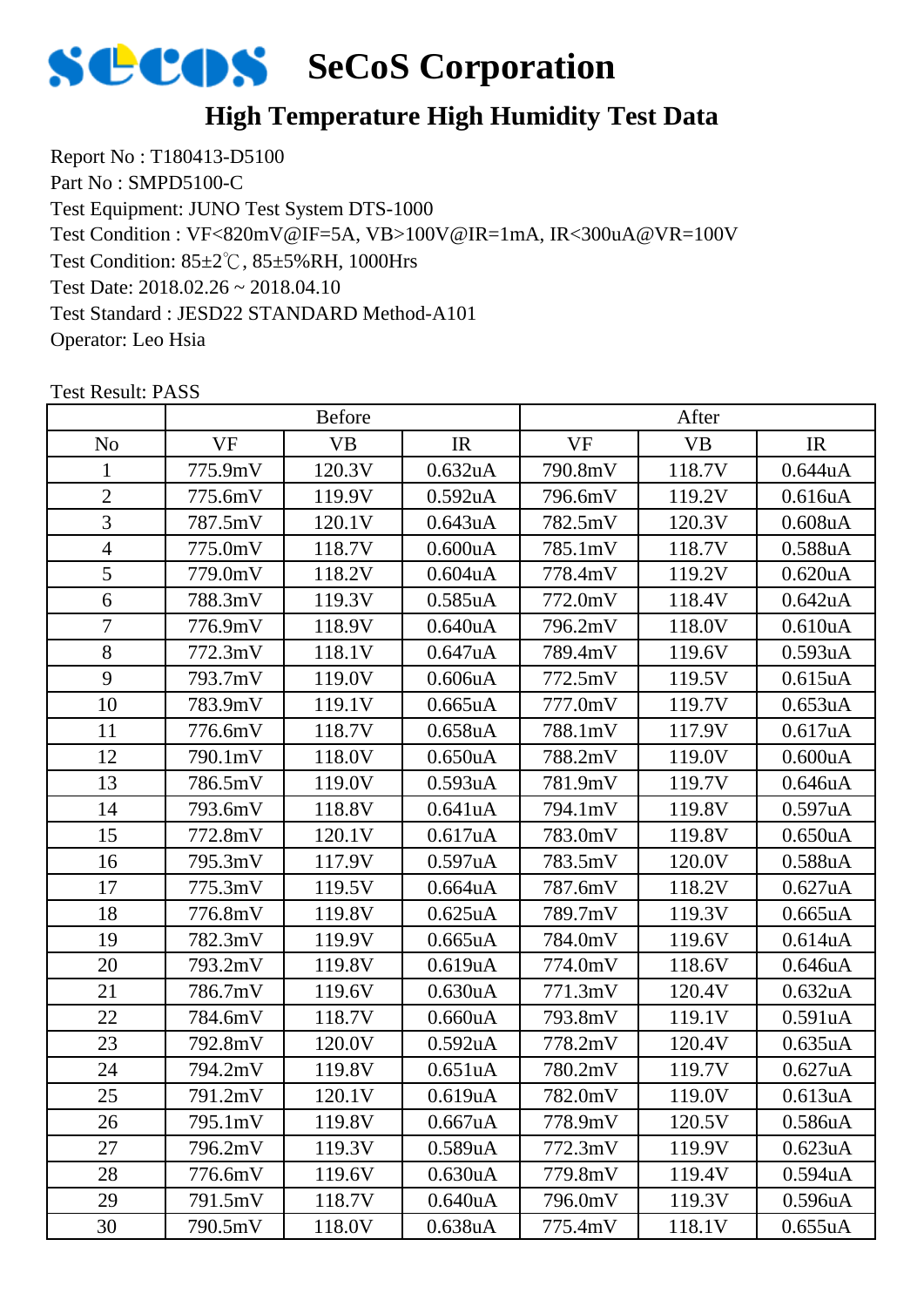# SeCoS Corporation

## High Temperature High Humidity Test Data

Report No : T180413-D5100
Part No : SMPD5100-C
Test Equipment: JUNO Test System DTS-1000
Test Condition : VF<820mV@IF=5A, VB>100V@IR=1mA, IR<300uA@VR=100V
Test Condition: 85±2℃, 85±5%RH, 1000Hrs
Test Date: 2018.02.26 ~ 2018.04.10
Test Standard : JESD22 STANDARD Method-A101
Operator: Leo Hsia

Test Result: PASS

| | Before | | | After | | |
|---|---|---|---|---|---|---|
| No | VF | VB | IR | VF | VB | IR |
| 1 | 775.9mV | 120.3V | 0.632uA | 790.8mV | 118.7V | 0.644uA |
| 2 | 775.6mV | 119.9V | 0.592uA | 796.6mV | 119.2V | 0.616uA |
| 3 | 787.5mV | 120.1V | 0.643uA | 782.5mV | 120.3V | 0.608uA |
| 4 | 775.0mV | 118.7V | 0.600uA | 785.1mV | 118.7V | 0.588uA |
| 5 | 779.0mV | 118.2V | 0.604uA | 778.4mV | 119.2V | 0.620uA |
| 6 | 788.3mV | 119.3V | 0.585uA | 772.0mV | 118.4V | 0.642uA |
| 7 | 776.9mV | 118.9V | 0.640uA | 796.2mV | 118.0V | 0.610uA |
| 8 | 772.3mV | 118.1V | 0.647uA | 789.4mV | 119.6V | 0.593uA |
| 9 | 793.7mV | 119.0V | 0.606uA | 772.5mV | 119.5V | 0.615uA |
| 10 | 783.9mV | 119.1V | 0.665uA | 777.0mV | 119.7V | 0.653uA |
| 11 | 776.6mV | 118.7V | 0.658uA | 788.1mV | 117.9V | 0.617uA |
| 12 | 790.1mV | 118.0V | 0.650uA | 788.2mV | 119.0V | 0.600uA |
| 13 | 786.5mV | 119.0V | 0.593uA | 781.9mV | 119.7V | 0.646uA |
| 14 | 793.6mV | 118.8V | 0.641uA | 794.1mV | 119.8V | 0.597uA |
| 15 | 772.8mV | 120.1V | 0.617uA | 783.0mV | 119.8V | 0.650uA |
| 16 | 795.3mV | 117.9V | 0.597uA | 783.5mV | 120.0V | 0.588uA |
| 17 | 775.3mV | 119.5V | 0.664uA | 787.6mV | 118.2V | 0.627uA |
| 18 | 776.8mV | 119.8V | 0.625uA | 789.7mV | 119.3V | 0.665uA |
| 19 | 782.3mV | 119.9V | 0.665uA | 784.0mV | 119.6V | 0.614uA |
| 20 | 793.2mV | 119.8V | 0.619uA | 774.0mV | 118.6V | 0.646uA |
| 21 | 786.7mV | 119.6V | 0.630uA | 771.3mV | 120.4V | 0.632uA |
| 22 | 784.6mV | 118.7V | 0.660uA | 793.8mV | 119.1V | 0.591uA |
| 23 | 792.8mV | 120.0V | 0.592uA | 778.2mV | 120.4V | 0.635uA |
| 24 | 794.2mV | 119.8V | 0.651uA | 780.2mV | 119.7V | 0.627uA |
| 25 | 791.2mV | 120.1V | 0.619uA | 782.0mV | 119.0V | 0.613uA |
| 26 | 795.1mV | 119.8V | 0.667uA | 778.9mV | 120.5V | 0.586uA |
| 27 | 796.2mV | 119.3V | 0.589uA | 772.3mV | 119.9V | 0.623uA |
| 28 | 776.6mV | 119.6V | 0.630uA | 779.8mV | 119.4V | 0.594uA |
| 29 | 791.5mV | 118.7V | 0.640uA | 796.0mV | 119.3V | 0.596uA |
| 30 | 790.5mV | 118.0V | 0.638uA | 775.4mV | 118.1V | 0.655uA |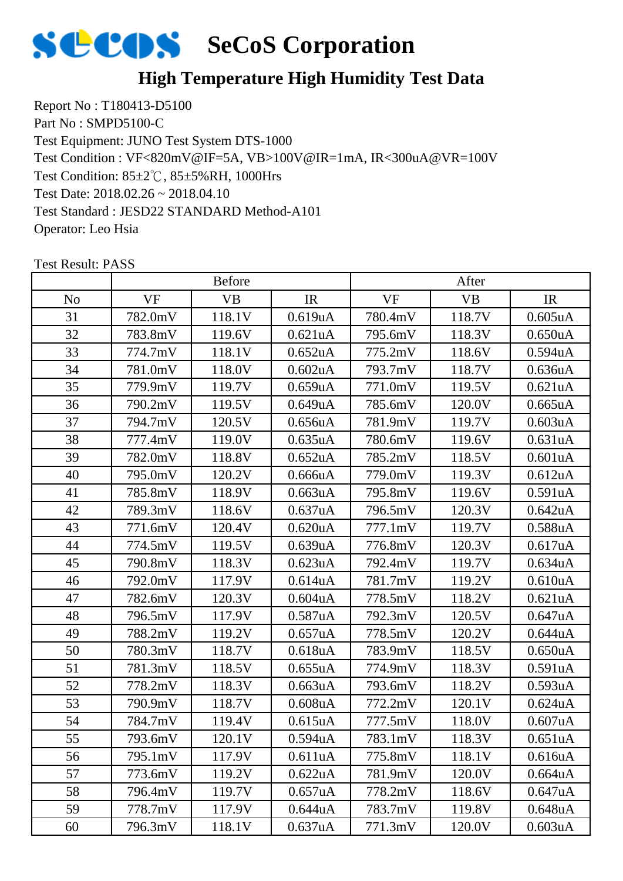# SeCoS Corporation

## High Temperature High Humidity Test Data

Report No : T180413-D5100
Part No : SMPD5100-C
Test Equipment: JUNO Test System DTS-1000
Test Condition : VF<820mV@IF=5A, VB>100V@IR=1mA, IR<300uA@VR=100V
Test Condition: 85±2℃, 85±5%RH, 1000Hrs
Test Date: 2018.02.26 ~ 2018.04.10
Test Standard : JESD22 STANDARD Method-A101
Operator: Leo Hsia

Test Result: PASS

| | Before | | | After | | |
|---|---|---|---|---|---|---|
| No | VF | VB | IR | VF | VB | IR |
| 31 | 782.0mV | 118.1V | 0.619uA | 780.4mV | 118.7V | 0.605uA |
| 32 | 783.8mV | 119.6V | 0.621uA | 795.6mV | 118.3V | 0.650uA |
| 33 | 774.7mV | 118.1V | 0.652uA | 775.2mV | 118.6V | 0.594uA |
| 34 | 781.0mV | 118.0V | 0.602uA | 793.7mV | 118.7V | 0.636uA |
| 35 | 779.9mV | 119.7V | 0.659uA | 771.0mV | 119.5V | 0.621uA |
| 36 | 790.2mV | 119.5V | 0.649uA | 785.6mV | 120.0V | 0.665uA |
| 37 | 794.7mV | 120.5V | 0.656uA | 781.9mV | 119.7V | 0.603uA |
| 38 | 777.4mV | 119.0V | 0.635uA | 780.6mV | 119.6V | 0.631uA |
| 39 | 782.0mV | 118.8V | 0.652uA | 785.2mV | 118.5V | 0.601uA |
| 40 | 795.0mV | 120.2V | 0.666uA | 779.0mV | 119.3V | 0.612uA |
| 41 | 785.8mV | 118.9V | 0.663uA | 795.8mV | 119.6V | 0.591uA |
| 42 | 789.3mV | 118.6V | 0.637uA | 796.5mV | 120.3V | 0.642uA |
| 43 | 771.6mV | 120.4V | 0.620uA | 777.1mV | 119.7V | 0.588uA |
| 44 | 774.5mV | 119.5V | 0.639uA | 776.8mV | 120.3V | 0.617uA |
| 45 | 790.8mV | 118.3V | 0.623uA | 792.4mV | 119.7V | 0.634uA |
| 46 | 792.0mV | 117.9V | 0.614uA | 781.7mV | 119.2V | 0.610uA |
| 47 | 782.6mV | 120.3V | 0.604uA | 778.5mV | 118.2V | 0.621uA |
| 48 | 796.5mV | 117.9V | 0.587uA | 792.3mV | 120.5V | 0.647uA |
| 49 | 788.2mV | 119.2V | 0.657uA | 778.5mV | 120.2V | 0.644uA |
| 50 | 780.3mV | 118.7V | 0.618uA | 783.9mV | 118.5V | 0.650uA |
| 51 | 781.3mV | 118.5V | 0.655uA | 774.9mV | 118.3V | 0.591uA |
| 52 | 778.2mV | 118.3V | 0.663uA | 793.6mV | 118.2V | 0.593uA |
| 53 | 790.9mV | 118.7V | 0.608uA | 772.2mV | 120.1V | 0.624uA |
| 54 | 784.7mV | 119.4V | 0.615uA | 777.5mV | 118.0V | 0.607uA |
| 55 | 793.6mV | 120.1V | 0.594uA | 783.1mV | 118.3V | 0.651uA |
| 56 | 795.1mV | 117.9V | 0.611uA | 775.8mV | 118.1V | 0.616uA |
| 57 | 773.6mV | 119.2V | 0.622uA | 781.9mV | 120.0V | 0.664uA |
| 58 | 796.4mV | 119.7V | 0.657uA | 778.2mV | 118.6V | 0.647uA |
| 59 | 778.7mV | 117.9V | 0.644uA | 783.7mV | 119.8V | 0.648uA |
| 60 | 796.3mV | 118.1V | 0.637uA | 771.3mV | 120.0V | 0.603uA |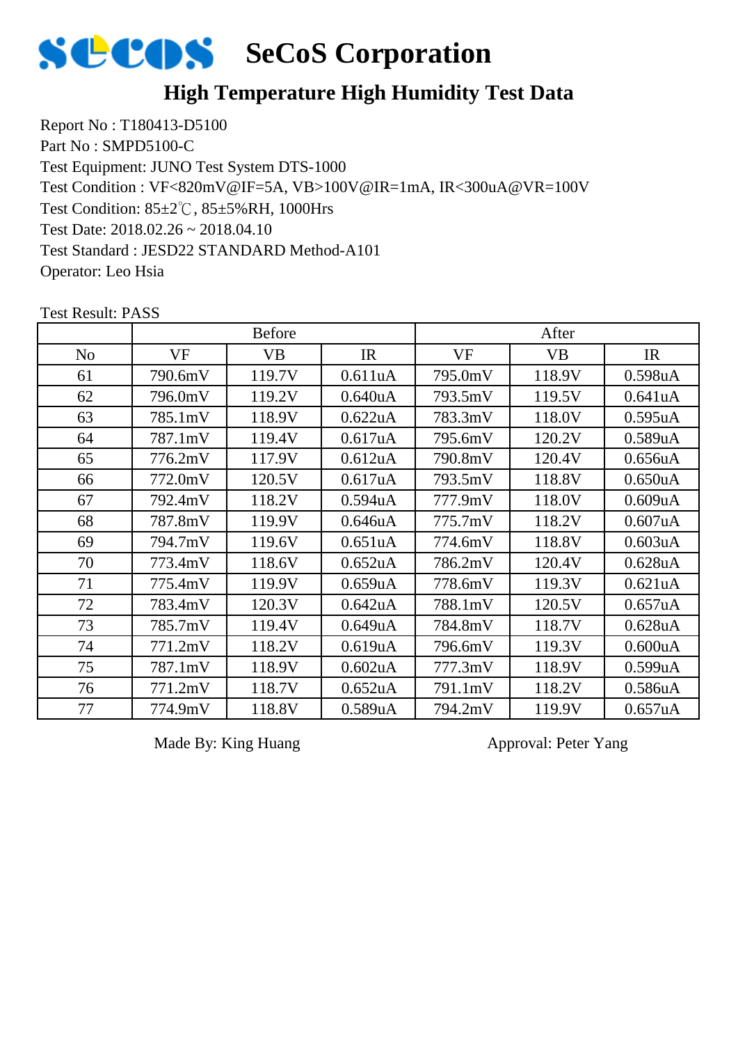# SeCoS Corporation

## High Temperature High Humidity Test Data

Report No : T180413-D5100
Part No : SMPD5100-C
Test Equipment: JUNO Test System DTS-1000
Test Condition : VF<820mV@IF=5A, VB>100V@IR=1mA, IR<300uA@VR=100V
Test Condition: 85±2℃, 85±5%RH, 1000Hrs
Test Date: 2018.02.26 ~ 2018.04.10
Test Standard : JESD22 STANDARD Method-A101
Operator: Leo Hsia

Test Result: PASS

| | Before | | | After | | |
|---|---|---|---|---|---|---|
| No | VF | VB | IR | VF | VB | IR |
| 61 | 790.6mV | 119.7V | 0.611uA | 795.0mV | 118.9V | 0.598uA |
| 62 | 796.0mV | 119.2V | 0.640uA | 793.5mV | 119.5V | 0.641uA |
| 63 | 785.1mV | 118.9V | 0.622uA | 783.3mV | 118.0V | 0.595uA |
| 64 | 787.1mV | 119.4V | 0.617uA | 795.6mV | 120.2V | 0.589uA |
| 65 | 776.2mV | 117.9V | 0.612uA | 790.8mV | 120.4V | 0.656uA |
| 66 | 772.0mV | 120.5V | 0.617uA | 793.5mV | 118.8V | 0.650uA |
| 67 | 792.4mV | 118.2V | 0.594uA | 777.9mV | 118.0V | 0.609uA |
| 68 | 787.8mV | 119.9V | 0.646uA | 775.7mV | 118.2V | 0.607uA |
| 69 | 794.7mV | 119.6V | 0.651uA | 774.6mV | 118.8V | 0.603uA |
| 70 | 773.4mV | 118.6V | 0.652uA | 786.2mV | 120.4V | 0.628uA |
| 71 | 775.4mV | 119.9V | 0.659uA | 778.6mV | 119.3V | 0.621uA |
| 72 | 783.4mV | 120.3V | 0.642uA | 788.1mV | 120.5V | 0.657uA |
| 73 | 785.7mV | 119.4V | 0.649uA | 784.8mV | 118.7V | 0.628uA |
| 74 | 771.2mV | 118.2V | 0.619uA | 796.6mV | 119.3V | 0.600uA |
| 75 | 787.1mV | 118.9V | 0.602uA | 777.3mV | 118.9V | 0.599uA |
| 76 | 771.2mV | 118.7V | 0.652uA | 791.1mV | 118.2V | 0.586uA |
| 77 | 774.9mV | 118.8V | 0.589uA | 794.2mV | 119.9V | 0.657uA |

Made By: King Huang　　　　　　Approval: Peter Yang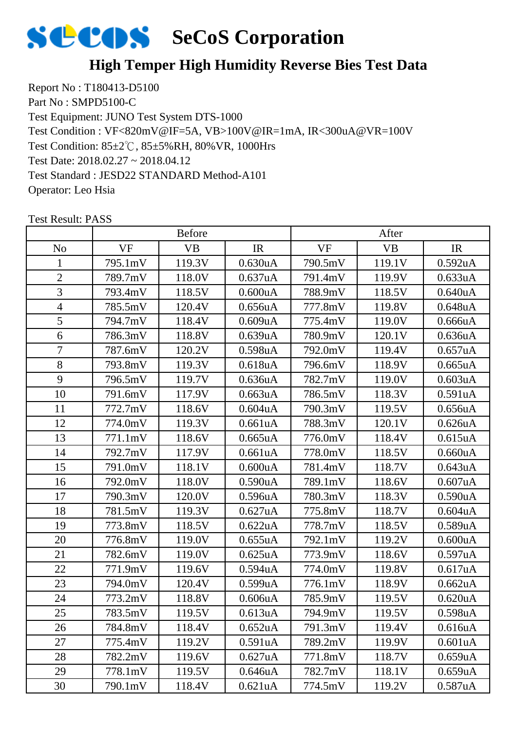# SeCoS Corporation

## High Temper High Humidity Reverse Bies Test Data

Report No : T180413-D5100
Part No : SMPD5100-C
Test Equipment: JUNO Test System DTS-1000
Test Condition : VF<820mV@IF=5A, VB>100V@IR=1mA, IR<300uA@VR=100V
Test Condition: 85±2℃, 85±5%RH, 80%VR, 1000Hrs
Test Date: 2018.02.27 ~ 2018.04.12
Test Standard : JEDC22 STANDARD Method-A101
Operator: Leo Hsia

Test Result: PASS

| | Before | | | After | | |
|---|---|---|---|---|---|---|
| No | VF | VB | IR | VF | VB | IR |
| 1 | 795.1mV | 119.3V | 0.630uA | 790.5mV | 119.1V | 0.592uA |
| 2 | 789.7mV | 118.0V | 0.637uA | 791.4mV | 119.9V | 0.633uA |
| 3 | 793.4mV | 118.5V | 0.600uA | 788.9mV | 118.5V | 0.640uA |
| 4 | 785.5mV | 120.4V | 0.656uA | 777.8mV | 119.8V | 0.648uA |
| 5 | 794.7mV | 118.4V | 0.609uA | 775.4mV | 119.0V | 0.666uA |
| 6 | 786.3mV | 118.8V | 0.639uA | 780.9mV | 120.1V | 0.636uA |
| 7 | 787.6mV | 120.2V | 0.598uA | 792.0mV | 119.4V | 0.657uA |
| 8 | 793.8mV | 119.3V | 0.618uA | 796.6mV | 118.9V | 0.665uA |
| 9 | 796.5mV | 119.7V | 0.636uA | 782.7mV | 119.0V | 0.603uA |
| 10 | 791.6mV | 117.9V | 0.663uA | 786.5mV | 118.3V | 0.591uA |
| 11 | 772.7mV | 118.6V | 0.604uA | 790.3mV | 119.5V | 0.656uA |
| 12 | 774.0mV | 119.3V | 0.661uA | 788.3mV | 120.1V | 0.626uA |
| 13 | 771.1mV | 118.6V | 0.665uA | 776.0mV | 118.4V | 0.615uA |
| 14 | 792.7mV | 117.9V | 0.661uA | 778.0mV | 118.5V | 0.660uA |
| 15 | 791.0mV | 118.1V | 0.600uA | 781.4mV | 118.7V | 0.643uA |
| 16 | 792.0mV | 118.0V | 0.590uA | 789.1mV | 118.6V | 0.607uA |
| 17 | 790.3mV | 120.0V | 0.596uA | 780.3mV | 118.3V | 0.590uA |
| 18 | 781.5mV | 119.3V | 0.627uA | 775.8mV | 118.7V | 0.604uA |
| 19 | 773.8mV | 118.5V | 0.622uA | 778.7mV | 118.5V | 0.589uA |
| 20 | 776.8mV | 119.0V | 0.655uA | 792.1mV | 119.2V | 0.600uA |
| 21 | 782.6mV | 119.0V | 0.625uA | 773.9mV | 118.6V | 0.597uA |
| 22 | 771.9mV | 119.6V | 0.594uA | 774.0mV | 119.8V | 0.617uA |
| 23 | 794.0mV | 120.4V | 0.599uA | 776.1mV | 118.9V | 0.662uA |
| 24 | 773.2mV | 118.8V | 0.606uA | 785.9mV | 119.5V | 0.620uA |
| 25 | 783.5mV | 119.5V | 0.613uA | 794.9mV | 119.5V | 0.598uA |
| 26 | 784.8mV | 118.4V | 0.652uA | 791.3mV | 119.4V | 0.616uA |
| 27 | 775.4mV | 119.2V | 0.591uA | 789.2mV | 119.9V | 0.601uA |
| 28 | 782.2mV | 119.6V | 0.627uA | 771.8mV | 118.7V | 0.659uA |
| 29 | 778.1mV | 119.5V | 0.646uA | 782.7mV | 118.1V | 0.659uA |
| 30 | 790.1mV | 118.4V | 0.621uA | 774.5mV | 119.2V | 0.587uA |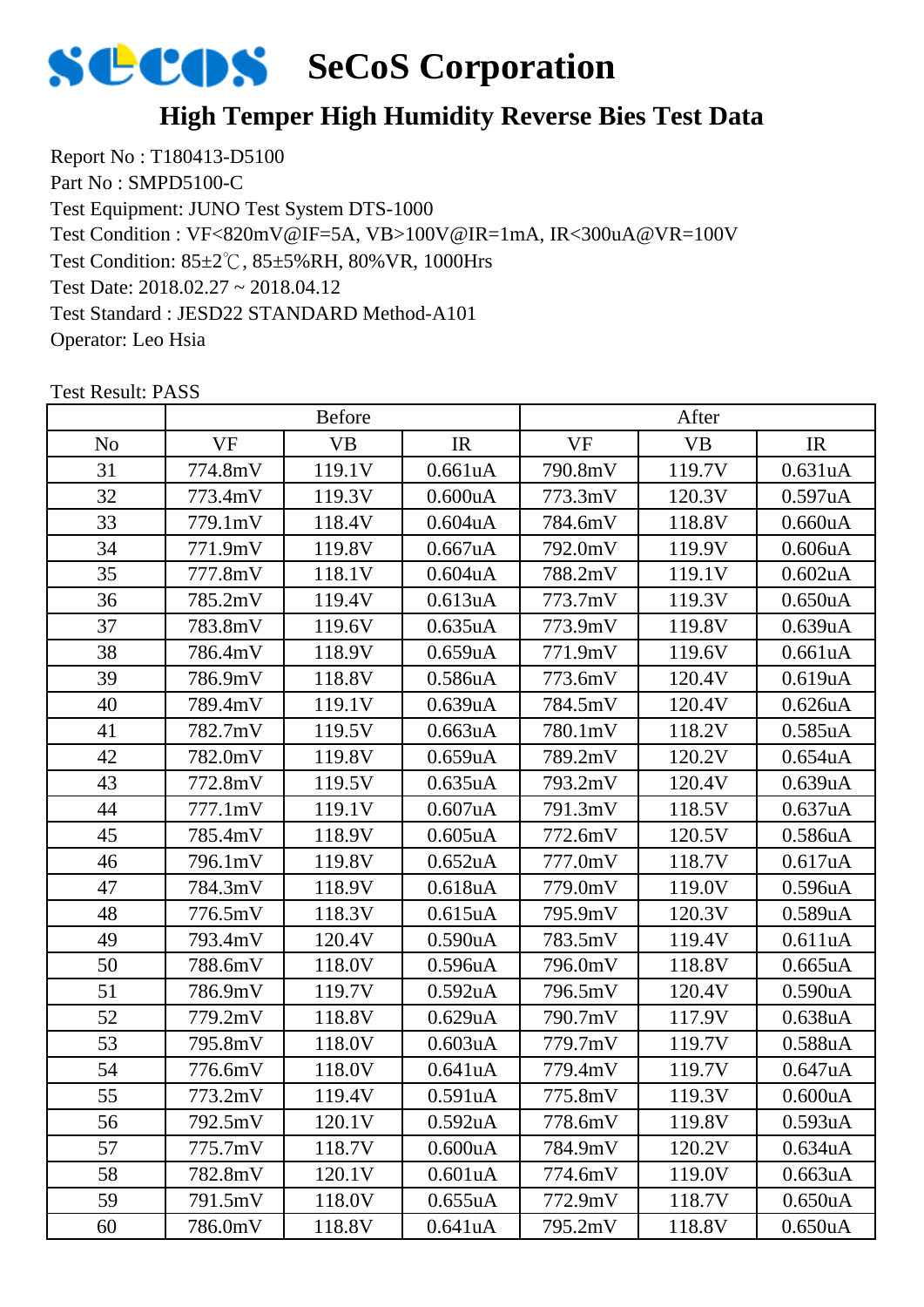# SeCoS Corporation

## High Temper High Humidity Reverse Bies Test Data

Report No : T180413-D5100
Part No : SMPD5100-C
Test Equipment: JUNO Test System DTS-1000
Test Condition : VF<820mV@IF=5A, VB>100V@IR=1mA, IR<300uA@VR=100V
Test Condition: 85±2℃, 85±5%RH, 80%VR, 1000Hrs
Test Date: 2018.02.27 ~ 2018.04.12
Test Standard : JESD22 STANDARD Method-A101
Operator: Leo Hsia

Test Result: PASS

| | Before | | | After | | |
|---|---|---|---|---|---|---|
| No | VF | VB | IR | VF | VB | IR |
| 31 | 774.8mV | 119.1V | 0.661uA | 790.8mV | 119.7V | 0.631uA |
| 32 | 773.4mV | 119.3V | 0.600uA | 773.3mV | 120.3V | 0.597uA |
| 33 | 779.1mV | 118.4V | 0.604uA | 784.6mV | 118.8V | 0.660uA |
| 34 | 771.9mV | 119.8V | 0.667uA | 792.0mV | 119.9V | 0.606uA |
| 35 | 777.8mV | 118.1V | 0.604uA | 788.2mV | 119.1V | 0.602uA |
| 36 | 785.2mV | 119.4V | 0.613uA | 773.7mV | 119.3V | 0.650uA |
| 37 | 783.8mV | 119.6V | 0.635uA | 773.9mV | 119.8V | 0.639uA |
| 38 | 786.4mV | 118.9V | 0.659uA | 771.9mV | 119.6V | 0.661uA |
| 39 | 786.9mV | 118.8V | 0.586uA | 773.6mV | 120.4V | 0.619uA |
| 40 | 789.4mV | 119.1V | 0.639uA | 784.5mV | 120.4V | 0.626uA |
| 41 | 782.7mV | 119.5V | 0.663uA | 780.1mV | 118.2V | 0.585uA |
| 42 | 782.0mV | 119.8V | 0.659uA | 789.2mV | 120.2V | 0.654uA |
| 43 | 772.8mV | 119.5V | 0.635uA | 793.2mV | 120.4V | 0.639uA |
| 44 | 777.1mV | 119.1V | 0.607uA | 791.3mV | 118.5V | 0.637uA |
| 45 | 785.4mV | 118.9V | 0.605uA | 772.6mV | 120.5V | 0.586uA |
| 46 | 796.1mV | 119.8V | 0.652uA | 777.0mV | 118.7V | 0.617uA |
| 47 | 784.3mV | 118.9V | 0.618uA | 779.0mV | 119.0V | 0.596uA |
| 48 | 776.5mV | 118.3V | 0.615uA | 795.9mV | 120.3V | 0.589uA |
| 49 | 793.4mV | 120.4V | 0.590uA | 783.5mV | 119.4V | 0.611uA |
| 50 | 788.6mV | 118.0V | 0.596uA | 796.0mV | 118.8V | 0.665uA |
| 51 | 786.9mV | 119.7V | 0.592uA | 796.5mV | 120.4V | 0.590uA |
| 52 | 779.2mV | 118.8V | 0.629uA | 790.7mV | 117.9V | 0.638uA |
| 53 | 795.8mV | 118.0V | 0.603uA | 779.7mV | 119.7V | 0.588uA |
| 54 | 776.6mV | 118.0V | 0.641uA | 779.4mV | 119.7V | 0.647uA |
| 55 | 773.2mV | 119.4V | 0.591uA | 775.8mV | 119.3V | 0.600uA |
| 56 | 792.5mV | 120.1V | 0.592uA | 778.6mV | 119.8V | 0.593uA |
| 57 | 775.7mV | 118.7V | 0.600uA | 784.9mV | 120.2V | 0.634uA |
| 58 | 782.8mV | 120.1V | 0.601uA | 774.6mV | 119.0V | 0.663uA |
| 59 | 791.5mV | 118.0V | 0.655uA | 772.9mV | 118.7V | 0.650uA |
| 60 | 786.0mV | 118.8V | 0.641uA | 795.2mV | 118.8V | 0.650uA |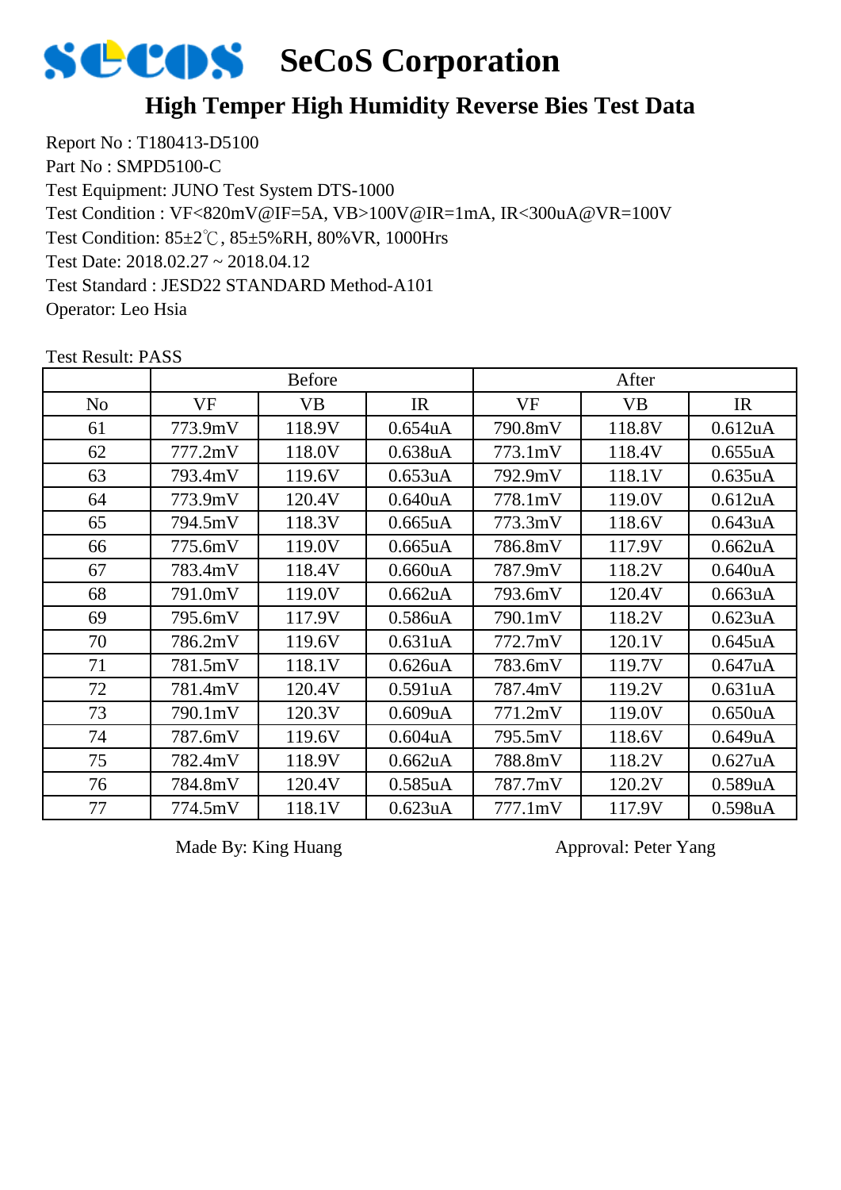# SeCoS Corporation

## High Temper High Humidity Reverse Bies Test Data

Report No : T180413-D5100
Part No : SMPD5100-C
Test Equipment: JUNO Test System DTS-1000
Test Condition : VF<820mV@IF=5A, VB>100V@IR=1mA, IR<300uA@VR=100V
Test Condition: 85±2℃, 85±5%RH, 80%VR, 1000Hrs
Test Date: 2018.02.27 ~ 2018.04.12
Test Standard : JESD22 STANDARD Method-A101
Operator: Leo Hsia

Test Result: PASS

| | Before | | | After | | |
|---|---|---|---|---|---|---|
| No | VF | VB | IR | VF | VB | IR |
| 61 | 773.9mV | 118.9V | 0.654uA | 790.8mV | 118.8V | 0.612uA |
| 62 | 777.2mV | 118.0V | 0.638uA | 773.1mV | 118.4V | 0.655uA |
| 63 | 793.4mV | 119.6V | 0.653uA | 792.9mV | 118.1V | 0.635uA |
| 64 | 773.9mV | 120.4V | 0.640uA | 778.1mV | 119.0V | 0.612uA |
| 65 | 794.5mV | 118.3V | 0.665uA | 773.3mV | 118.6V | 0.643uA |
| 66 | 775.6mV | 119.0V | 0.665uA | 786.8mV | 117.9V | 0.662uA |
| 67 | 783.4mV | 118.4V | 0.660uA | 787.9mV | 118.2V | 0.640uA |
| 68 | 791.0mV | 119.0V | 0.662uA | 793.6mV | 120.4V | 0.663uA |
| 69 | 795.6mV | 117.9V | 0.586uA | 790.1mV | 118.2V | 0.623uA |
| 70 | 786.2mV | 119.6V | 0.631uA | 772.7mV | 120.1V | 0.645uA |
| 71 | 781.5mV | 118.1V | 0.626uA | 783.6mV | 119.7V | 0.647uA |
| 72 | 781.4mV | 120.4V | 0.591uA | 787.4mV | 119.2V | 0.631uA |
| 73 | 790.1mV | 120.3V | 0.609uA | 771.2mV | 119.0V | 0.650uA |
| 74 | 787.6mV | 119.6V | 0.604uA | 795.5mV | 118.6V | 0.649uA |
| 75 | 782.4mV | 118.9V | 0.662uA | 788.8mV | 118.2V | 0.627uA |
| 76 | 784.8mV | 120.4V | 0.585uA | 787.7mV | 120.2V | 0.589uA |
| 77 | 774.5mV | 118.1V | 0.623uA | 777.1mV | 117.9V | 0.598uA |

Made By: King Huang

Approval: Peter Yang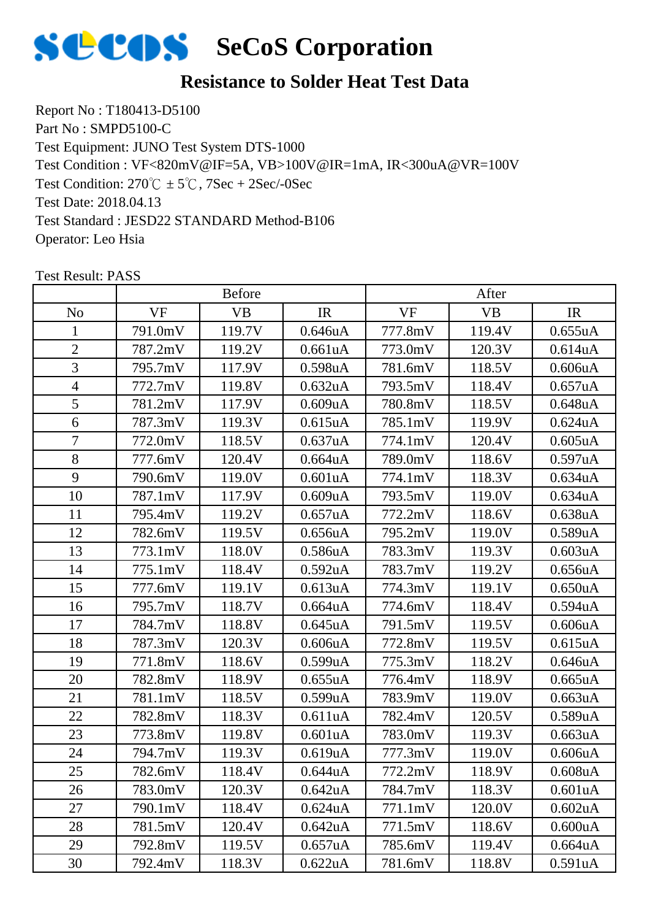# SeCoS Corporation

## Resistance to Solder Heat Test Data

Report No : T180413-D5100
Part No : SMPD5100-C
Test Equipment: JUNO Test System DTS-1000
Test Condition : VF<820mV@IF=5A, VB>100V@IR=1mA, IR<300uA@VR=100V
Test Condition: 270℃ ± 5℃, 7Sec + 2Sec/-0Sec
Test Date: 2018.04.13
Test Standard : JESD22 STANDARD Method-B106
Operator: Leo Hsia

Test Result: PASS

| | Before | | | After | | |
|---|---|---|---|---|---|---|
| No | VF | VB | IR | VF | VB | IR |
| 1 | 791.0mV | 119.7V | 0.646uA | 777.8mV | 119.4V | 0.655uA |
| 2 | 787.2mV | 119.2V | 0.661uA | 773.0mV | 120.3V | 0.614uA |
| 3 | 795.7mV | 117.9V | 0.598uA | 781.6mV | 118.5V | 0.606uA |
| 4 | 772.7mV | 119.8V | 0.632uA | 793.5mV | 118.4V | 0.657uA |
| 5 | 781.2mV | 117.9V | 0.609uA | 780.8mV | 118.5V | 0.648uA |
| 6 | 787.3mV | 119.3V | 0.615uA | 785.1mV | 119.9V | 0.624uA |
| 7 | 772.0mV | 118.5V | 0.637uA | 774.1mV | 120.4V | 0.605uA |
| 8 | 777.6mV | 120.4V | 0.664uA | 789.0mV | 118.6V | 0.597uA |
| 9 | 790.6mV | 119.0V | 0.601uA | 774.1mV | 118.3V | 0.634uA |
| 10 | 787.1mV | 117.9V | 0.609uA | 793.5mV | 119.0V | 0.634uA |
| 11 | 795.4mV | 119.2V | 0.657uA | 772.2mV | 118.6V | 0.638uA |
| 12 | 782.6mV | 119.5V | 0.656uA | 795.2mV | 119.0V | 0.589uA |
| 13 | 773.1mV | 118.0V | 0.586uA | 783.3mV | 119.3V | 0.603uA |
| 14 | 775.1mV | 118.4V | 0.592uA | 783.7mV | 119.2V | 0.656uA |
| 15 | 777.6mV | 119.1V | 0.613uA | 774.3mV | 119.1V | 0.650uA |
| 16 | 795.7mV | 118.7V | 0.664uA | 774.6mV | 118.4V | 0.594uA |
| 17 | 784.7mV | 118.8V | 0.645uA | 791.5mV | 119.5V | 0.606uA |
| 18 | 787.3mV | 120.3V | 0.606uA | 772.8mV | 119.5V | 0.615uA |
| 19 | 771.8mV | 118.6V | 0.599uA | 775.3mV | 118.2V | 0.646uA |
| 20 | 782.8mV | 118.9V | 0.655uA | 776.4mV | 118.9V | 0.665uA |
| 21 | 781.1mV | 118.5V | 0.599uA | 783.9mV | 119.0V | 0.663uA |
| 22 | 782.8mV | 118.3V | 0.611uA | 782.4mV | 120.5V | 0.589uA |
| 23 | 773.8mV | 119.8V | 0.601uA | 783.0mV | 119.3V | 0.663uA |
| 24 | 794.7mV | 119.3V | 0.619uA | 777.3mV | 119.0V | 0.606uA |
| 25 | 782.6mV | 118.4V | 0.644uA | 772.2mV | 118.9V | 0.608uA |
| 26 | 783.0mV | 120.3V | 0.642uA | 784.7mV | 118.3V | 0.601uA |
| 27 | 790.1mV | 118.4V | 0.624uA | 771.1mV | 120.0V | 0.602uA |
| 28 | 781.5mV | 120.4V | 0.642uA | 771.5mV | 118.6V | 0.600uA |
| 29 | 792.8mV | 119.5V | 0.657uA | 785.6mV | 119.4V | 0.664uA |
| 30 | 792.4mV | 118.3V | 0.622uA | 781.6mV | 118.8V | 0.591uA |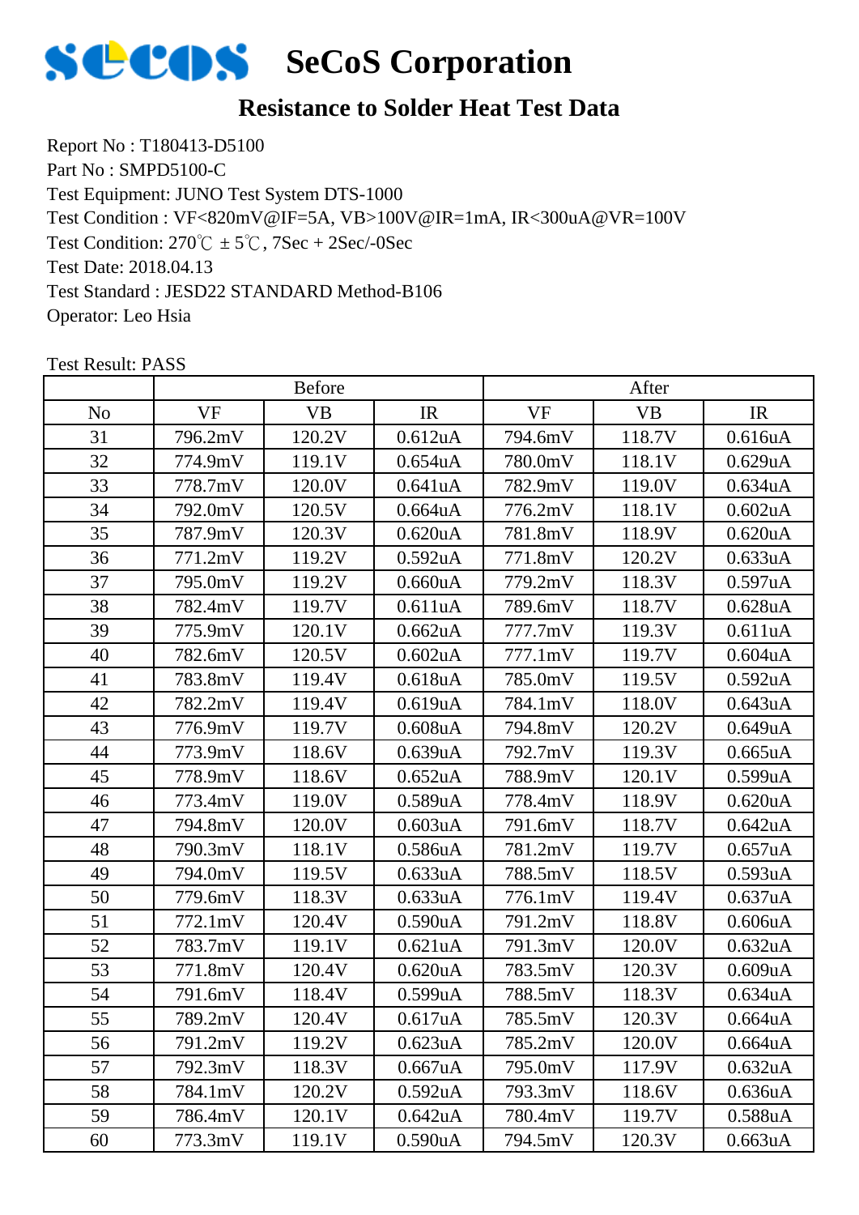# SeCoS Corporation

## Resistance to Solder Heat Test Data

Report No : T180413-D5100
Part No : SMPD5100-C
Test Equipment: JUNO Test System DTS-1000
Test Condition : VF<820mV@IF=5A, VB>100V@IR=1mA, IR<300uA@VR=100V
Test Condition: 270℃ ±5℃, 7Sec + 2Sec/-0Sec
Test Date: 2018.04.13
Test Standard : JESD22 STANDARD Method-B106
Operator: Leo Hsia

Test Result: PASS

| | Before | | | After | | |
|---|---|---|---|---|---|---|
| No | VF | VB | IR | VF | VB | IR |
| 31 | 796.2mV | 120.2V | 0.612uA | 794.6mV | 118.7V | 0.616uA |
| 32 | 774.9mV | 119.1V | 0.654uA | 780.0mV | 118.1V | 0.629uA |
| 33 | 778.7mV | 120.0V | 0.641uA | 782.9mV | 119.0V | 0.634uA |
| 34 | 792.0mV | 120.5V | 0.664uA | 776.2mV | 118.1V | 0.602uA |
| 35 | 787.9mV | 120.3V | 0.620uA | 781.8mV | 118.9V | 0.620uA |
| 36 | 771.2mV | 119.2V | 0.592uA | 771.8mV | 120.2V | 0.633uA |
| 37 | 795.0mV | 119.2V | 0.660uA | 779.2mV | 118.3V | 0.597uA |
| 38 | 782.4mV | 119.7V | 0.611uA | 789.6mV | 118.7V | 0.628uA |
| 39 | 775.9mV | 120.1V | 0.662uA | 777.7mV | 119.3V | 0.611uA |
| 40 | 782.6mV | 120.5V | 0.602uA | 777.1mV | 119.7V | 0.604uA |
| 41 | 783.8mV | 119.4V | 0.618uA | 785.0mV | 119.5V | 0.592uA |
| 42 | 782.2mV | 119.4V | 0.619uA | 784.1mV | 118.0V | 0.643uA |
| 43 | 776.9mV | 119.7V | 0.608uA | 794.8mV | 120.2V | 0.649uA |
| 44 | 773.9mV | 118.6V | 0.639uA | 792.7mV | 119.3V | 0.665uA |
| 45 | 778.9mV | 118.6V | 0.652uA | 788.9mV | 120.1V | 0.599uA |
| 46 | 773.4mV | 119.0V | 0.589uA | 778.4mV | 118.9V | 0.620uA |
| 47 | 794.8mV | 120.0V | 0.603uA | 791.6mV | 118.7V | 0.642uA |
| 48 | 790.3mV | 118.1V | 0.586uA | 781.2mV | 119.7V | 0.657uA |
| 49 | 794.0mV | 119.5V | 0.633uA | 788.5mV | 118.5V | 0.593uA |
| 50 | 779.6mV | 118.3V | 0.633uA | 776.1mV | 119.4V | 0.637uA |
| 51 | 772.1mV | 120.4V | 0.590uA | 791.2mV | 118.8V | 0.606uA |
| 52 | 783.7mV | 119.1V | 0.621uA | 791.3mV | 120.0V | 0.632uA |
| 53 | 771.8mV | 120.4V | 0.620uA | 783.5mV | 120.3V | 0.609uA |
| 54 | 791.6mV | 118.4V | 0.599uA | 788.5mV | 118.3V | 0.634uA |
| 55 | 789.2mV | 120.4V | 0.617uA | 785.5mV | 120.3V | 0.664uA |
| 56 | 791.2mV | 119.2V | 0.623uA | 785.2mV | 120.0V | 0.664uA |
| 57 | 792.3mV | 118.3V | 0.667uA | 795.0mV | 117.9V | 0.632uA |
| 58 | 784.1mV | 120.2V | 0.592uA | 793.3mV | 118.6V | 0.636uA |
| 59 | 786.4mV | 120.1V | 0.642uA | 780.4mV | 119.7V | 0.588uA |
| 60 | 773.3mV | 119.1V | 0.590uA | 794.5mV | 120.3V | 0.663uA |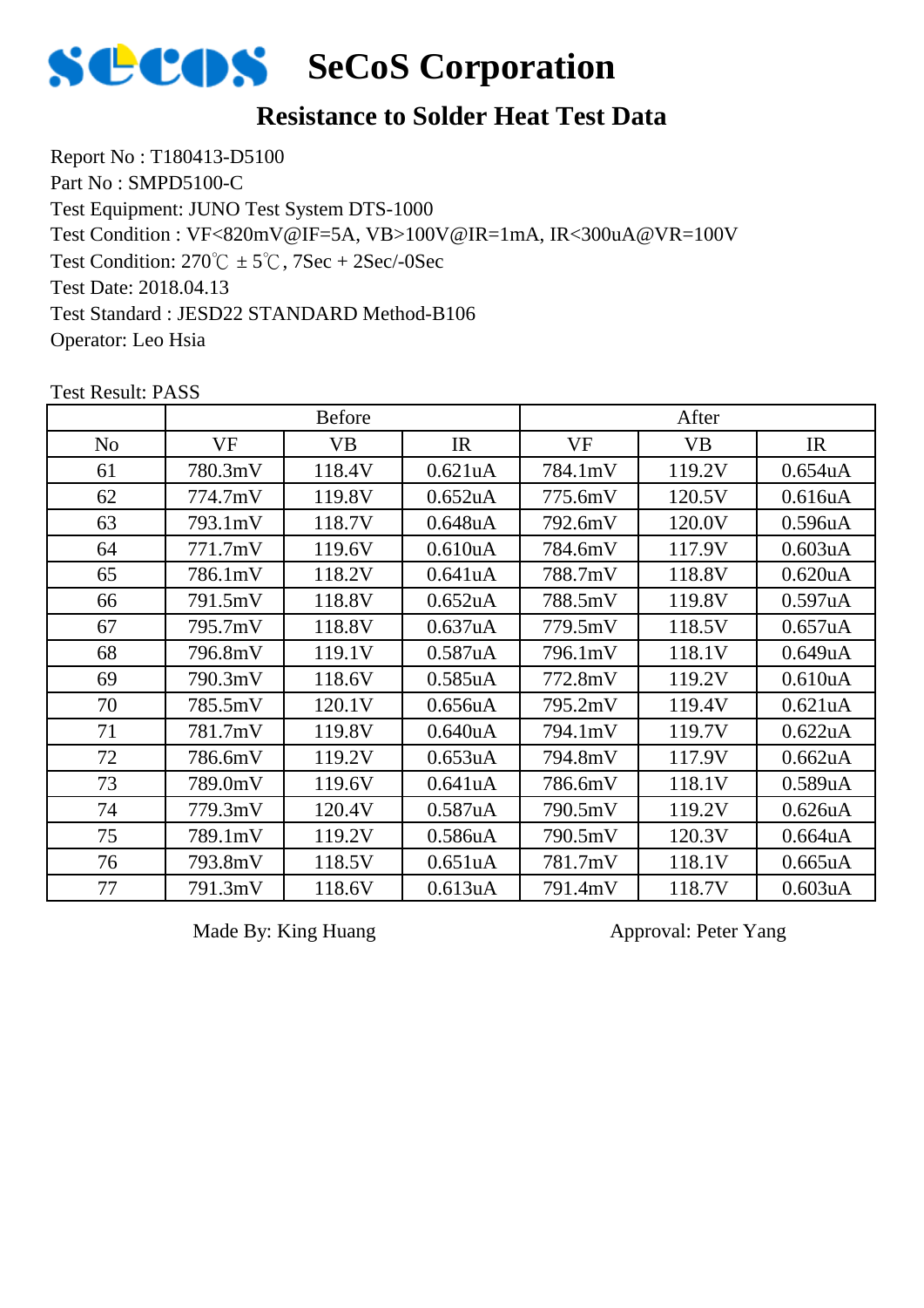# SeCoS Corporation

## Resistance to Solder Heat Test Data

Report No : T180413-D5100
Part No : SMPD5100-C
Test Equipment: JUNO Test System DTS-1000
Test Condition : VF<820mV@IF=5A, VB>100V@IR=1mA, IR<300uA@VR=100V
Test Condition: 270℃ ± 5℃, 7Sec + 2Sec/-0Sec
Test Date: 2018.04.13
Test Standard : JESD22 STANDARD Method-B106
Operator: Leo Hsia

Test Result: PASS

| | Before | | | After | | |
|---|---|---|---|---|---|---|
| No | VF | VB | IR | VF | VB | IR |
| 61 | 780.3mV | 118.4V | 0.621uA | 784.1mV | 119.2V | 0.654uA |
| 62 | 774.7mV | 119.8V | 0.652uA | 775.6mV | 120.5V | 0.616uA |
| 63 | 793.1mV | 118.7V | 0.648uA | 792.6mV | 120.0V | 0.596uA |
| 64 | 771.7mV | 119.6V | 0.610uA | 784.6mV | 117.9V | 0.603uA |
| 65 | 786.1mV | 118.2V | 0.641uA | 788.7mV | 118.8V | 0.620uA |
| 66 | 791.5mV | 118.8V | 0.652uA | 788.5mV | 119.8V | 0.597uA |
| 67 | 795.7mV | 118.8V | 0.637uA | 779.5mV | 118.5V | 0.657uA |
| 68 | 796.8mV | 119.1V | 0.587uA | 796.1mV | 118.1V | 0.649uA |
| 69 | 790.3mV | 118.6V | 0.585uA | 772.8mV | 119.2V | 0.610uA |
| 70 | 785.5mV | 120.1V | 0.656uA | 795.2mV | 119.4V | 0.621uA |
| 71 | 781.7mV | 119.8V | 0.640uA | 794.1mV | 119.7V | 0.622uA |
| 72 | 786.6mV | 119.2V | 0.653uA | 794.8mV | 117.9V | 0.662uA |
| 73 | 789.0mV | 119.6V | 0.641uA | 786.6mV | 118.1V | 0.589uA |
| 74 | 779.3mV | 120.4V | 0.587uA | 790.5mV | 119.2V | 0.626uA |
| 75 | 789.1mV | 119.2V | 0.586uA | 790.5mV | 120.3V | 0.664uA |
| 76 | 793.8mV | 118.5V | 0.651uA | 781.7mV | 118.1V | 0.665uA |
| 77 | 791.3mV | 118.6V | 0.613uA | 791.4mV | 118.7V | 0.603uA |

Made By: King Huang　　　　Approval: Peter Yang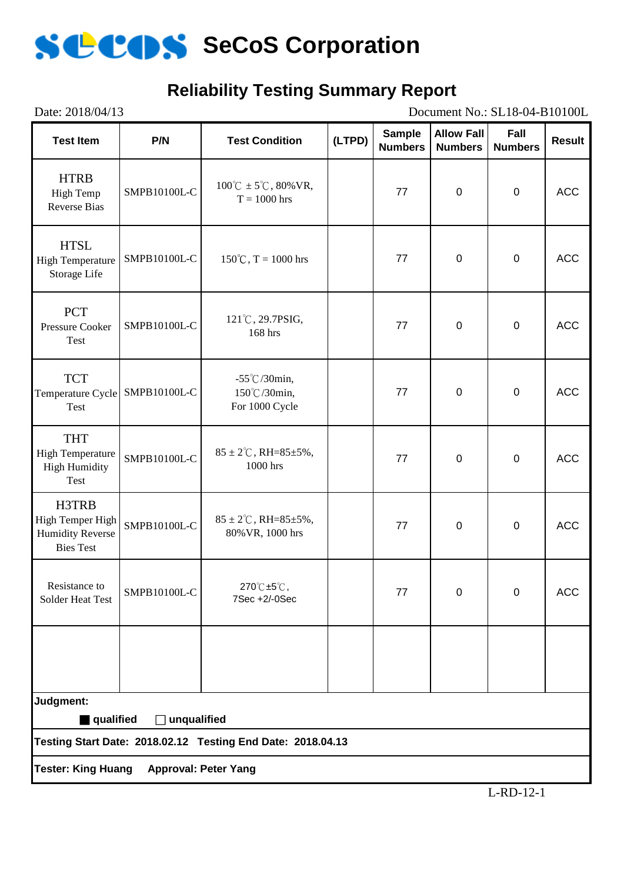# SeCoS Corporation

## Reliability Testing Summary Report

Date: 2018/04/13 Document No.: SL18-04-B10100L

| Test Item | P/N | Test Condition | (LTPD) | Sample Numbers | Allow Fall Numbers | Fall Numbers | Result |
|---|---|---|---|---|---|---|---|
| HTRB High Temp Reverse Bias | SMPB10100L-C | 100℃ ± 5℃, 80%VR, T = 1000 hrs | | 77 | 0 | 0 | ACC |
| HTSL High Temperature Storage Life | SMPB10100L-C | 150℃, T = 1000 hrs | | 77 | 0 | 0 | ACC |
| PCT Pressure Cooker Test | SMPB10100L-C | 121℃, 29.7PSIG, 168 hrs | | 77 | 0 | 0 | ACC |
| TCT Temperature Cycle Test | SMPB10100L-C | -55℃/30min, 150℃/30min, For 1000 Cycle | | 77 | 0 | 0 | ACC |
| THT High Temperature High Humidity Test | SMPB10100L-C | 85 ± 2℃, RH=85±5%, 1000 hrs | | 77 | 0 | 0 | ACC |
| H3TRB High Temper High Humidity Reverse Bies Test | SMPB10100L-C | 85 ± 2℃, RH=85±5%, 80%VR, 1000 hrs | | 77 | 0 | 0 | ACC |
| Resistance to Solder Heat Test | SMPB10100L-C | 270℃±5℃, 7Sec +2/-0Sec | | 77 | 0 | 0 | ACC |
| | | | | | | | |

**Judgment:**

■ **qualified** ☐ **unqualified**

**Testing Start Date: 2018.02.12 Testing End Date: 2018.04.13**

**Tester: King Huang Approval: Peter Yang**

L-RD-12-1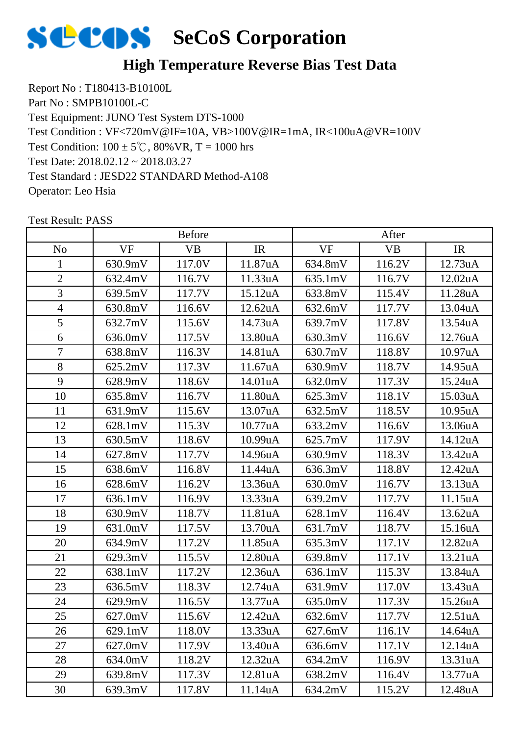# SeCoS Corporation

## High Temperature Reverse Bias Test Data

Report No : T180413-B10100L
Part No : SMPB10100L-C
Test Equipment: JUNO Test System DTS-1000
Test Condition : VF<720mV@IF=10A, VB>100V@IR=1mA, IR<100uA@VR=100V
Test Condition: 100 ± 5℃, 80%VR, T = 1000 hrs
Test Date: 2018.02.12 ~ 2018.03.27
Test Standard : JESD22 STANDARD Method-A108
Operator: Leo Hsia

Test Result: PASS

| | Before | | | After | | |
|---|---|---|---|---|---|---|
| No | VF | VB | IR | VF | VB | IR |
| 1 | 630.9mV | 117.0V | 11.87uA | 634.8mV | 116.2V | 12.73uA |
| 2 | 632.4mV | 116.7V | 11.33uA | 635.1mV | 116.7V | 12.02uA |
| 3 | 639.5mV | 117.7V | 15.12uA | 633.8mV | 115.4V | 11.28uA |
| 4 | 630.8mV | 116.6V | 12.62uA | 632.6mV | 117.7V | 13.04uA |
| 5 | 632.7mV | 115.6V | 14.73uA | 639.7mV | 117.8V | 13.54uA |
| 6 | 636.0mV | 117.5V | 13.80uA | 630.3mV | 116.6V | 12.76uA |
| 7 | 638.8mV | 116.3V | 14.81uA | 630.7mV | 118.8V | 10.97uA |
| 8 | 625.2mV | 117.3V | 11.67uA | 630.9mV | 118.7V | 14.95uA |
| 9 | 628.9mV | 118.6V | 14.01uA | 632.0mV | 117.3V | 15.24uA |
| 10 | 635.8mV | 116.7V | 11.80uA | 625.3mV | 118.1V | 15.03uA |
| 11 | 631.9mV | 115.6V | 13.07uA | 632.5mV | 118.5V | 10.95uA |
| 12 | 628.1mV | 115.3V | 10.77uA | 633.2mV | 116.6V | 13.06uA |
| 13 | 630.5mV | 118.6V | 10.99uA | 625.7mV | 117.9V | 14.12uA |
| 14 | 627.8mV | 117.7V | 14.96uA | 630.9mV | 118.3V | 13.42uA |
| 15 | 638.6mV | 116.8V | 11.44uA | 636.3mV | 118.8V | 12.42uA |
| 16 | 628.6mV | 116.2V | 13.36uA | 630.0mV | 116.7V | 13.13uA |
| 17 | 636.1mV | 116.9V | 13.33uA | 639.2mV | 117.7V | 11.15uA |
| 18 | 630.9mV | 118.7V | 11.81uA | 628.1mV | 116.4V | 13.62uA |
| 19 | 631.0mV | 117.5V | 13.70uA | 631.7mV | 118.7V | 15.16uA |
| 20 | 634.9mV | 117.2V | 11.85uA | 635.3mV | 117.1V | 12.82uA |
| 21 | 629.3mV | 115.5V | 12.80uA | 639.8mV | 117.1V | 13.21uA |
| 22 | 638.1mV | 117.2V | 12.36uA | 636.1mV | 115.3V | 13.84uA |
| 23 | 636.5mV | 118.3V | 12.74uA | 631.9mV | 117.0V | 13.43uA |
| 24 | 629.9mV | 116.5V | 13.77uA | 635.0mV | 117.3V | 15.26uA |
| 25 | 627.0mV | 115.6V | 12.42uA | 632.6mV | 117.7V | 12.51uA |
| 26 | 629.1mV | 118.0V | 13.33uA | 627.6mV | 116.1V | 14.64uA |
| 27 | 627.0mV | 117.9V | 13.40uA | 636.6mV | 117.1V | 12.14uA |
| 28 | 634.0mV | 118.2V | 12.32uA | 634.2mV | 116.9V | 13.31uA |
| 29 | 639.8mV | 117.3V | 12.81uA | 638.2mV | 116.4V | 13.77uA |
| 30 | 639.3mV | 117.8V | 11.14uA | 634.2mV | 115.2V | 12.48uA |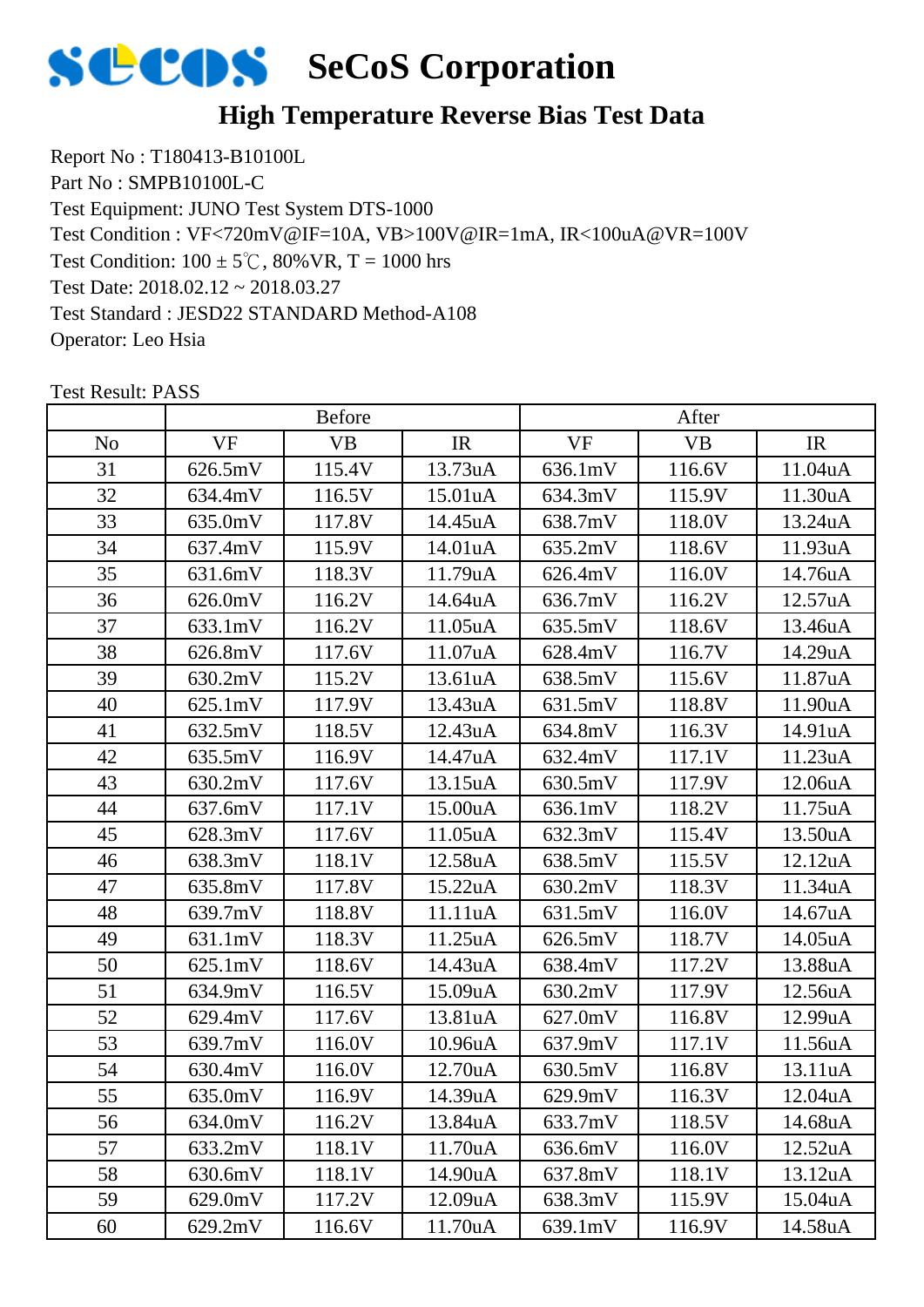# SeCoS Corporation

## High Temperature Reverse Bias Test Data

Report No : T180413-B10100L
Part No : SMPB10100L-C
Test Equipment: JUNO Test System DTS-1000
Test Condition : VF<720mV@IF=10A, VB>100V@IR=1mA, IR<100uA@VR=100V
Test Condition: 100 ± 5℃, 80%VR, T = 1000 hrs
Test Date: 2018.02.12 ~ 2018.03.27
Test Standard : JESD22 STANDARD Method-A108
Operator: Leo Hsia

Test Result: PASS

| | Before | | | After | | |
|---|---|---|---|---|---|---|
| No | VF | VB | IR | VF | VB | IR |
| 31 | 626.5mV | 115.4V | 13.73uA | 636.1mV | 116.6V | 11.04uA |
| 32 | 634.4mV | 116.5V | 15.01uA | 634.3mV | 115.9V | 11.30uA |
| 33 | 635.0mV | 117.8V | 14.45uA | 638.7mV | 118.0V | 13.24uA |
| 34 | 637.4mV | 115.9V | 14.01uA | 635.2mV | 118.6V | 11.93uA |
| 35 | 631.6mV | 118.3V | 11.79uA | 626.4mV | 116.0V | 14.76uA |
| 36 | 626.0mV | 116.2V | 14.64uA | 636.7mV | 116.2V | 12.57uA |
| 37 | 633.1mV | 116.2V | 11.05uA | 635.5mV | 118.6V | 13.46uA |
| 38 | 626.8mV | 117.6V | 11.07uA | 628.4mV | 116.7V | 14.29uA |
| 39 | 630.2mV | 115.2V | 13.61uA | 638.5mV | 115.6V | 11.87uA |
| 40 | 625.1mV | 117.9V | 13.43uA | 631.5mV | 118.8V | 11.90uA |
| 41 | 632.5mV | 118.5V | 12.43uA | 634.8mV | 116.3V | 14.91uA |
| 42 | 635.5mV | 116.9V | 14.47uA | 632.4mV | 117.1V | 11.23uA |
| 43 | 630.2mV | 117.6V | 13.15uA | 630.5mV | 117.9V | 12.06uA |
| 44 | 637.6mV | 117.1V | 15.00uA | 636.1mV | 118.2V | 11.75uA |
| 45 | 628.3mV | 117.6V | 11.05uA | 632.3mV | 115.4V | 13.50uA |
| 46 | 638.3mV | 118.1V | 12.58uA | 638.5mV | 115.5V | 12.12uA |
| 47 | 635.8mV | 117.8V | 15.22uA | 630.2mV | 118.3V | 11.34uA |
| 48 | 639.7mV | 118.8V | 11.11uA | 631.5mV | 116.0V | 14.67uA |
| 49 | 631.1mV | 118.3V | 11.25uA | 626.5mV | 118.7V | 14.05uA |
| 50 | 625.1mV | 118.6V | 14.43uA | 638.4mV | 117.2V | 13.88uA |
| 51 | 634.9mV | 116.5V | 15.09uA | 630.2mV | 117.9V | 12.56uA |
| 52 | 629.4mV | 117.6V | 13.81uA | 627.0mV | 116.8V | 12.99uA |
| 53 | 639.7mV | 116.0V | 10.96uA | 637.9mV | 117.1V | 11.56uA |
| 54 | 630.4mV | 116.0V | 12.70uA | 630.5mV | 116.8V | 13.11uA |
| 55 | 635.0mV | 116.9V | 14.39uA | 629.9mV | 116.3V | 12.04uA |
| 56 | 634.0mV | 116.2V | 13.84uA | 633.7mV | 118.5V | 14.68uA |
| 57 | 633.2mV | 118.1V | 11.70uA | 636.6mV | 116.0V | 12.52uA |
| 58 | 630.6mV | 118.1V | 14.90uA | 637.8mV | 118.1V | 13.12uA |
| 59 | 629.0mV | 117.2V | 12.09uA | 638.3mV | 115.9V | 15.04uA |
| 60 | 629.2mV | 116.6V | 11.70uA | 639.1mV | 116.9V | 14.58uA |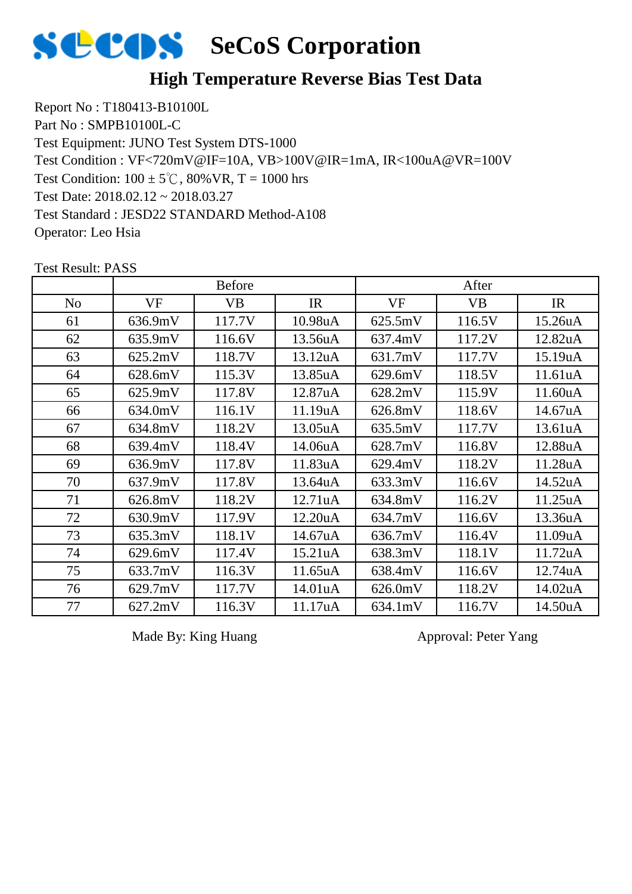# SeCoS Corporation

## High Temperature Reverse Bias Test Data

Report No : T180413-B10100L
Part No : SMPB10100L-C
Test Equipment: JUNO Test System DTS-1000
Test Condition : VF<720mV@IF=10A, VB>100V@IR=1mA, IR<100uA@VR=100V
Test Condition: 100 ± 5℃, 80%VR, T = 1000 hrs
Test Date: 2018.02.12 ~ 2018.03.27
Test Standard : JESD22 STANDARD Method-A108
Operator: Leo Hsia

Test Result: PASS

| | Before | | | After | | |
|---|---|---|---|---|---|---|
| No | VF | VB | IR | VF | VB | IR |
| 61 | 636.9mV | 117.7V | 10.98uA | 625.5mV | 116.5V | 15.26uA |
| 62 | 635.9mV | 116.6V | 13.56uA | 637.4mV | 117.2V | 12.82uA |
| 63 | 625.2mV | 118.7V | 13.12uA | 631.7mV | 117.7V | 15.19uA |
| 64 | 628.6mV | 115.3V | 13.85uA | 629.6mV | 118.5V | 11.61uA |
| 65 | 625.9mV | 117.8V | 12.87uA | 628.2mV | 115.9V | 11.60uA |
| 66 | 634.0mV | 116.1V | 11.19uA | 626.8mV | 118.6V | 14.67uA |
| 67 | 634.8mV | 118.2V | 13.05uA | 635.5mV | 117.7V | 13.61uA |
| 68 | 639.4mV | 118.4V | 14.06uA | 628.7mV | 116.8V | 12.88uA |
| 69 | 636.9mV | 117.8V | 11.83uA | 629.4mV | 118.2V | 11.28uA |
| 70 | 637.9mV | 117.8V | 13.64uA | 633.3mV | 116.6V | 14.52uA |
| 71 | 626.8mV | 118.2V | 12.71uA | 634.8mV | 116.2V | 11.25uA |
| 72 | 630.9mV | 117.9V | 12.20uA | 634.7mV | 116.6V | 13.36uA |
| 73 | 635.3mV | 118.1V | 14.67uA | 636.7mV | 116.4V | 11.09uA |
| 74 | 629.6mV | 117.4V | 15.21uA | 638.3mV | 118.1V | 11.72uA |
| 75 | 633.7mV | 116.3V | 11.65uA | 638.4mV | 116.6V | 12.74uA |
| 76 | 629.7mV | 117.7V | 14.01uA | 626.0mV | 118.2V | 14.02uA |
| 77 | 627.2mV | 116.3V | 11.17uA | 634.1mV | 116.7V | 14.50uA |

Made By: King Huang　　　　Approval: Peter Yang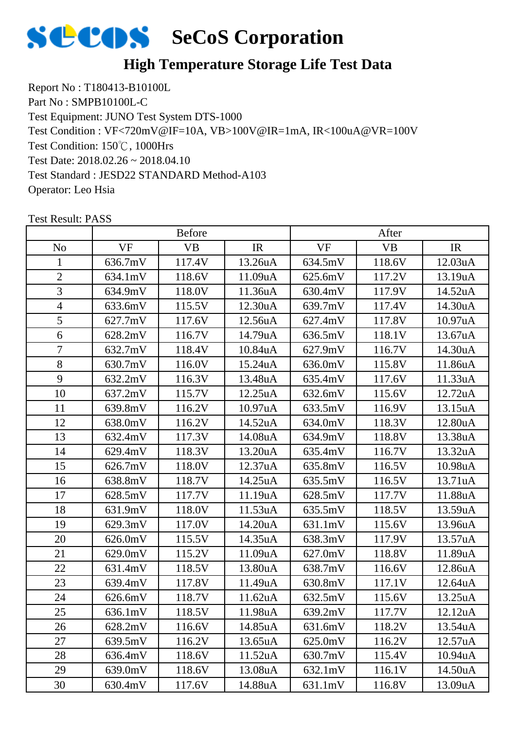# SeCoS Corporation

## High Temperature Storage Life Test Data

Report No : T180413-B10100L
Part No : SMPB10100L-C
Test Equipment: JUNO Test System DTS-1000
Test Condition : VF<720mV@IF=10A, VB>100V@IR=1mA, IR<100uA@VR=100V
Test Condition: 150℃, 1000Hrs
Test Date: 2018.02.26 ~ 2018.04.10
Test Standard : JESD22 STANDARD Method-A103
Operator: Leo Hsia

Test Result: PASS

| | Before | | | After | | |
|---|---|---|---|---|---|---|
| No | VF | VB | IR | VF | VB | IR |
| 1 | 636.7mV | 117.4V | 13.26uA | 634.5mV | 118.6V | 12.03uA |
| 2 | 634.1mV | 118.6V | 11.09uA | 625.6mV | 117.2V | 13.19uA |
| 3 | 634.9mV | 118.0V | 11.36uA | 630.4mV | 117.9V | 14.52uA |
| 4 | 633.6mV | 115.5V | 12.30uA | 639.7mV | 117.4V | 14.30uA |
| 5 | 627.7mV | 117.6V | 12.56uA | 627.4mV | 117.8V | 10.97uA |
| 6 | 628.2mV | 116.7V | 14.79uA | 636.5mV | 118.1V | 13.67uA |
| 7 | 632.7mV | 118.4V | 10.84uA | 627.9mV | 116.7V | 14.30uA |
| 8 | 630.7mV | 116.0V | 15.24uA | 636.0mV | 115.8V | 11.86uA |
| 9 | 632.2mV | 116.3V | 13.48uA | 635.4mV | 117.6V | 11.33uA |
| 10 | 637.2mV | 115.7V | 12.25uA | 632.6mV | 115.6V | 12.72uA |
| 11 | 639.8mV | 116.2V | 10.97uA | 633.5mV | 116.9V | 13.15uA |
| 12 | 638.0mV | 116.2V | 14.52uA | 634.0mV | 118.3V | 12.80uA |
| 13 | 632.4mV | 117.3V | 14.08uA | 634.9mV | 118.8V | 13.38uA |
| 14 | 629.4mV | 118.3V | 13.20uA | 635.4mV | 116.7V | 13.32uA |
| 15 | 626.7mV | 118.0V | 12.37uA | 635.8mV | 116.5V | 10.98uA |
| 16 | 638.8mV | 118.7V | 14.25uA | 635.5mV | 116.5V | 13.71uA |
| 17 | 628.5mV | 117.7V | 11.19uA | 628.5mV | 117.7V | 11.88uA |
| 18 | 631.9mV | 118.0V | 11.53uA | 635.5mV | 118.5V | 13.59uA |
| 19 | 629.3mV | 117.0V | 14.20uA | 631.1mV | 115.6V | 13.96uA |
| 20 | 626.0mV | 115.5V | 14.35uA | 638.3mV | 117.9V | 13.57uA |
| 21 | 629.0mV | 115.2V | 11.09uA | 627.0mV | 118.8V | 11.89uA |
| 22 | 631.4mV | 118.5V | 13.80uA | 638.7mV | 116.6V | 12.86uA |
| 23 | 639.4mV | 117.8V | 11.49uA | 630.8mV | 117.1V | 12.64uA |
| 24 | 626.6mV | 118.7V | 11.62uA | 632.5mV | 115.6V | 13.25uA |
| 25 | 636.1mV | 118.5V | 11.98uA | 639.2mV | 117.7V | 12.12uA |
| 26 | 628.2mV | 116.6V | 14.85uA | 631.6mV | 118.2V | 13.54uA |
| 27 | 639.5mV | 116.2V | 13.65uA | 625.0mV | 116.2V | 12.57uA |
| 28 | 636.4mV | 118.6V | 11.52uA | 630.7mV | 115.4V | 10.94uA |
| 29 | 639.0mV | 118.6V | 13.08uA | 632.1mV | 116.1V | 14.50uA |
| 30 | 630.4mV | 117.6V | 14.88uA | 631.1mV | 116.8V | 13.09uA |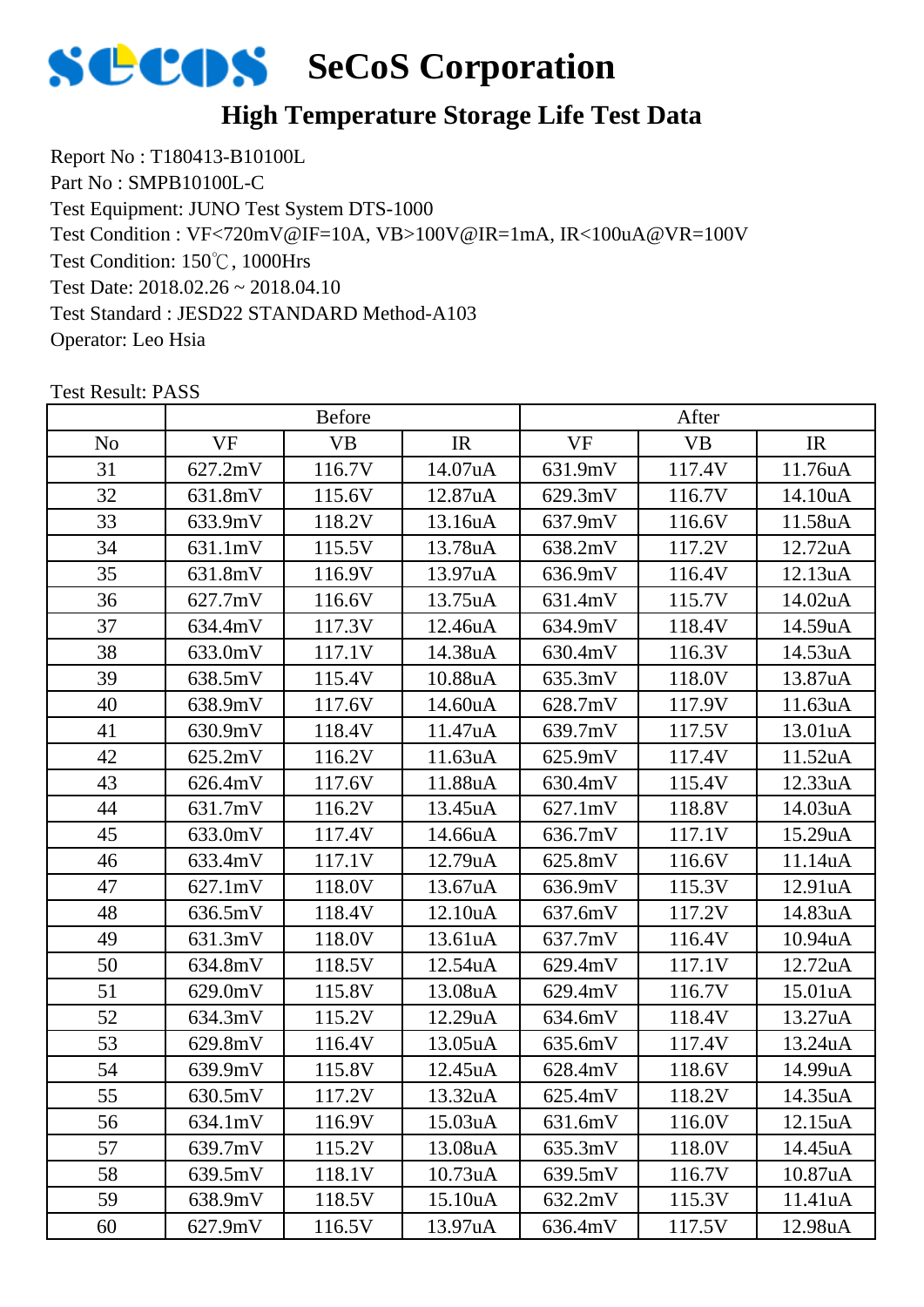# SeCoS Corporation

## High Temperature Storage Life Test Data

Report No : T180413-B10100L
Part No : SMPB10100L-C
Test Equipment: JUNO Test System DTS-1000
Test Condition : VF<720mV@IF=10A, VB>100V@IR=1mA, IR<100uA@VR=100V
Test Condition: 150℃, 1000Hrs
Test Date: 2018.02.26 ~ 2018.04.10
Test Standard : JESD22 STANDARD Method-A103
Operator: Leo Hsia

Test Result: PASS

| | Before | | | After | | |
|---|---|---|---|---|---|---|
| No | VF | VB | IR | VF | VB | IR |
| 31 | 627.2mV | 116.7V | 14.07uA | 631.9mV | 117.4V | 11.76uA |
| 32 | 631.8mV | 115.6V | 12.87uA | 629.3mV | 116.7V | 14.10uA |
| 33 | 633.9mV | 118.2V | 13.16uA | 637.9mV | 116.6V | 11.58uA |
| 34 | 631.1mV | 115.5V | 13.78uA | 638.2mV | 117.2V | 12.72uA |
| 35 | 631.8mV | 116.9V | 13.97uA | 636.9mV | 116.4V | 12.13uA |
| 36 | 627.7mV | 116.6V | 13.75uA | 631.4mV | 115.7V | 14.02uA |
| 37 | 634.4mV | 117.3V | 12.46uA | 634.9mV | 118.4V | 14.59uA |
| 38 | 633.0mV | 117.1V | 14.38uA | 630.4mV | 116.3V | 14.53uA |
| 39 | 638.5mV | 115.4V | 10.88uA | 635.3mV | 118.0V | 13.87uA |
| 40 | 638.9mV | 117.6V | 14.60uA | 628.7mV | 117.9V | 11.63uA |
| 41 | 630.9mV | 118.4V | 11.47uA | 639.7mV | 117.5V | 13.01uA |
| 42 | 625.2mV | 116.2V | 11.63uA | 625.9mV | 117.4V | 11.52uA |
| 43 | 626.4mV | 117.6V | 11.88uA | 630.4mV | 115.4V | 12.33uA |
| 44 | 631.7mV | 116.2V | 13.45uA | 627.1mV | 118.8V | 14.03uA |
| 45 | 633.0mV | 117.4V | 14.66uA | 636.7mV | 117.1V | 15.29uA |
| 46 | 633.4mV | 117.1V | 12.79uA | 625.8mV | 116.6V | 11.14uA |
| 47 | 627.1mV | 118.0V | 13.67uA | 636.9mV | 115.3V | 12.91uA |
| 48 | 636.5mV | 118.4V | 12.10uA | 637.6mV | 117.2V | 14.83uA |
| 49 | 631.3mV | 118.0V | 13.61uA | 637.7mV | 116.4V | 10.94uA |
| 50 | 634.8mV | 118.5V | 12.54uA | 629.4mV | 117.1V | 12.72uA |
| 51 | 629.0mV | 115.8V | 13.08uA | 629.4mV | 116.7V | 15.01uA |
| 52 | 634.3mV | 115.2V | 12.29uA | 634.6mV | 118.4V | 13.27uA |
| 53 | 629.8mV | 116.4V | 13.05uA | 635.6mV | 117.4V | 13.24uA |
| 54 | 639.9mV | 115.8V | 12.45uA | 628.4mV | 118.6V | 14.99uA |
| 55 | 630.5mV | 117.2V | 13.32uA | 625.4mV | 118.2V | 14.35uA |
| 56 | 634.1mV | 116.9V | 15.03uA | 631.6mV | 116.0V | 12.15uA |
| 57 | 639.7mV | 115.2V | 13.08uA | 635.3mV | 118.0V | 14.45uA |
| 58 | 639.5mV | 118.1V | 10.73uA | 639.5mV | 116.7V | 10.87uA |
| 59 | 638.9mV | 118.5V | 15.10uA | 632.2mV | 115.3V | 11.41uA |
| 60 | 627.9mV | 116.5V | 13.97uA | 636.4mV | 117.5V | 12.98uA |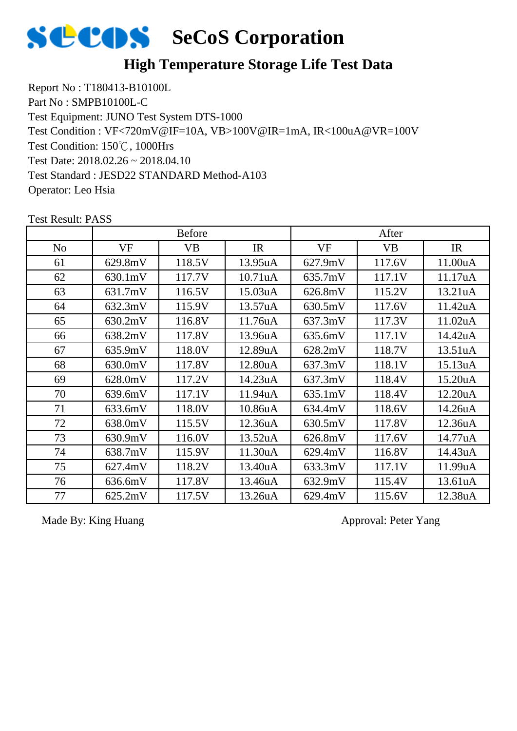# SeCoS Corporation

## High Temperature Storage Life Test Data

Report No : T180413-B10100L
Part No : SMPB10100L-C
Test Equipment: JUNO Test System DTS-1000
Test Condition : VF<720mV@IF=10A, VB>100V@IR=1mA, IR<100uA@VR=100V
Test Condition: 150℃, 1000Hrs
Test Date: 2018.02.26 ~ 2018.04.10
Test Standard : JESD22 STANDARD Method-A103
Operator: Leo Hsia

Test Result: PASS

| | Before | | | After | | |
|---|---|---|---|---|---|---|
| No | VF | VB | IR | VF | VB | IR |
| 61 | 629.8mV | 118.5V | 13.95uA | 627.9mV | 117.6V | 11.00uA |
| 62 | 630.1mV | 117.7V | 10.71uA | 635.7mV | 117.1V | 11.17uA |
| 63 | 631.7mV | 116.5V | 15.03uA | 626.8mV | 115.2V | 13.21uA |
| 64 | 632.3mV | 115.9V | 13.57uA | 630.5mV | 117.6V | 11.42uA |
| 65 | 630.2mV | 116.8V | 11.76uA | 637.3mV | 117.3V | 11.02uA |
| 66 | 638.2mV | 117.8V | 13.96uA | 635.6mV | 117.1V | 14.42uA |
| 67 | 635.9mV | 118.0V | 12.89uA | 628.2mV | 118.7V | 13.51uA |
| 68 | 630.0mV | 117.8V | 12.80uA | 637.3mV | 118.1V | 15.13uA |
| 69 | 628.0mV | 117.2V | 14.23uA | 637.3mV | 118.4V | 15.20uA |
| 70 | 639.6mV | 117.1V | 11.94uA | 635.1mV | 118.4V | 12.20uA |
| 71 | 633.6mV | 118.0V | 10.86uA | 634.4mV | 118.6V | 14.26uA |
| 72 | 638.0mV | 115.5V | 12.36uA | 630.5mV | 117.8V | 12.36uA |
| 73 | 630.9mV | 116.0V | 13.52uA | 626.8mV | 117.6V | 14.77uA |
| 74 | 638.7mV | 115.9V | 11.30uA | 629.4mV | 116.8V | 14.43uA |
| 75 | 627.4mV | 118.2V | 13.40uA | 633.3mV | 117.1V | 11.99uA |
| 76 | 636.6mV | 117.8V | 13.46uA | 632.9mV | 115.4V | 13.61uA |
| 77 | 625.2mV | 117.5V | 13.26uA | 629.4mV | 115.6V | 12.38uA |

Made By: King Huang

Approval: Peter Yang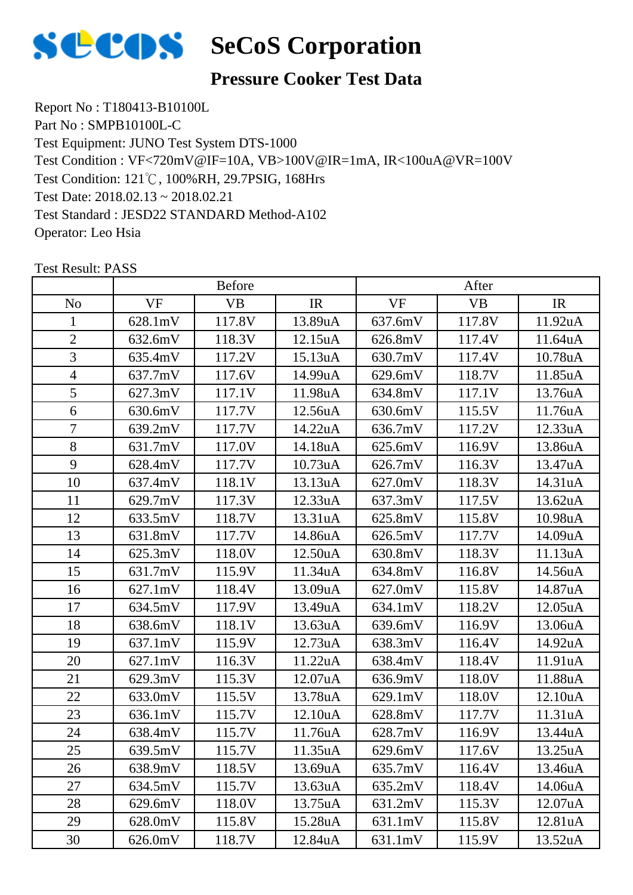# SeCoS Corporation

## Pressure Cooker Test Data

Report No : T180413-B10100L
Part No : SMPB10100L-C
Test Equipment: JUNO Test System DTS-1000
Test Condition : VF<720mV@IF=10A, VB>100V@IR=1mA, IR<100uA@VR=100V
Test Condition: 121℃, 100%RH, 29.7PSIG, 168Hrs
Test Date: 2018.02.13 ~ 2018.02.21
Test Standard : JESD22 STANDARD Method-A102
Operator: Leo Hsia

Test Result: PASS

| | Before | | | After | | |
|---|---|---|---|---|---|---|
| No | VF | VB | IR | VF | VB | IR |
| 1 | 628.1mV | 117.8V | 13.89uA | 637.6mV | 117.8V | 11.92uA |
| 2 | 632.6mV | 118.3V | 12.15uA | 626.8mV | 117.4V | 11.64uA |
| 3 | 635.4mV | 117.2V | 15.13uA | 630.7mV | 117.4V | 10.78uA |
| 4 | 637.7mV | 117.6V | 14.99uA | 629.6mV | 118.7V | 11.85uA |
| 5 | 627.3mV | 117.1V | 11.98uA | 634.8mV | 117.1V | 13.76uA |
| 6 | 630.6mV | 117.7V | 12.56uA | 630.6mV | 115.5V | 11.76uA |
| 7 | 639.2mV | 117.7V | 14.22uA | 636.7mV | 117.2V | 12.33uA |
| 8 | 631.7mV | 117.0V | 14.18uA | 625.6mV | 116.9V | 13.86uA |
| 9 | 628.4mV | 117.7V | 10.73uA | 626.7mV | 116.3V | 13.47uA |
| 10 | 637.4mV | 118.1V | 13.13uA | 627.0mV | 118.3V | 14.31uA |
| 11 | 629.7mV | 117.3V | 12.33uA | 637.3mV | 117.5V | 13.62uA |
| 12 | 633.5mV | 118.7V | 13.31uA | 625.8mV | 115.8V | 10.98uA |
| 13 | 631.8mV | 117.7V | 14.86uA | 626.5mV | 117.7V | 14.09uA |
| 14 | 625.3mV | 118.0V | 12.50uA | 630.8mV | 118.3V | 11.13uA |
| 15 | 631.7mV | 115.9V | 11.34uA | 634.8mV | 116.8V | 14.56uA |
| 16 | 627.1mV | 118.4V | 13.09uA | 627.0mV | 115.8V | 14.87uA |
| 17 | 634.5mV | 117.9V | 13.49uA | 634.1mV | 118.2V | 12.05uA |
| 18 | 638.6mV | 118.1V | 13.63uA | 639.6mV | 116.9V | 13.06uA |
| 19 | 637.1mV | 115.9V | 12.73uA | 638.3mV | 116.4V | 14.92uA |
| 20 | 627.1mV | 116.3V | 11.22uA | 638.4mV | 118.4V | 11.91uA |
| 21 | 629.3mV | 115.3V | 12.07uA | 636.9mV | 118.0V | 11.88uA |
| 22 | 633.0mV | 115.5V | 13.78uA | 629.1mV | 118.0V | 12.10uA |
| 23 | 636.1mV | 115.7V | 12.10uA | 628.8mV | 117.7V | 11.31uA |
| 24 | 638.4mV | 115.7V | 11.76uA | 628.7mV | 116.9V | 13.44uA |
| 25 | 639.5mV | 115.7V | 11.35uA | 629.6mV | 117.6V | 13.25uA |
| 26 | 638.9mV | 118.5V | 13.69uA | 635.7mV | 116.4V | 13.46uA |
| 27 | 634.5mV | 115.7V | 13.63uA | 635.2mV | 118.4V | 14.06uA |
| 28 | 629.6mV | 118.0V | 13.75uA | 631.2mV | 115.3V | 12.07uA |
| 29 | 628.0mV | 115.8V | 15.28uA | 631.1mV | 115.8V | 12.81uA |
| 30 | 626.0mV | 118.7V | 12.84uA | 631.1mV | 115.9V | 13.52uA |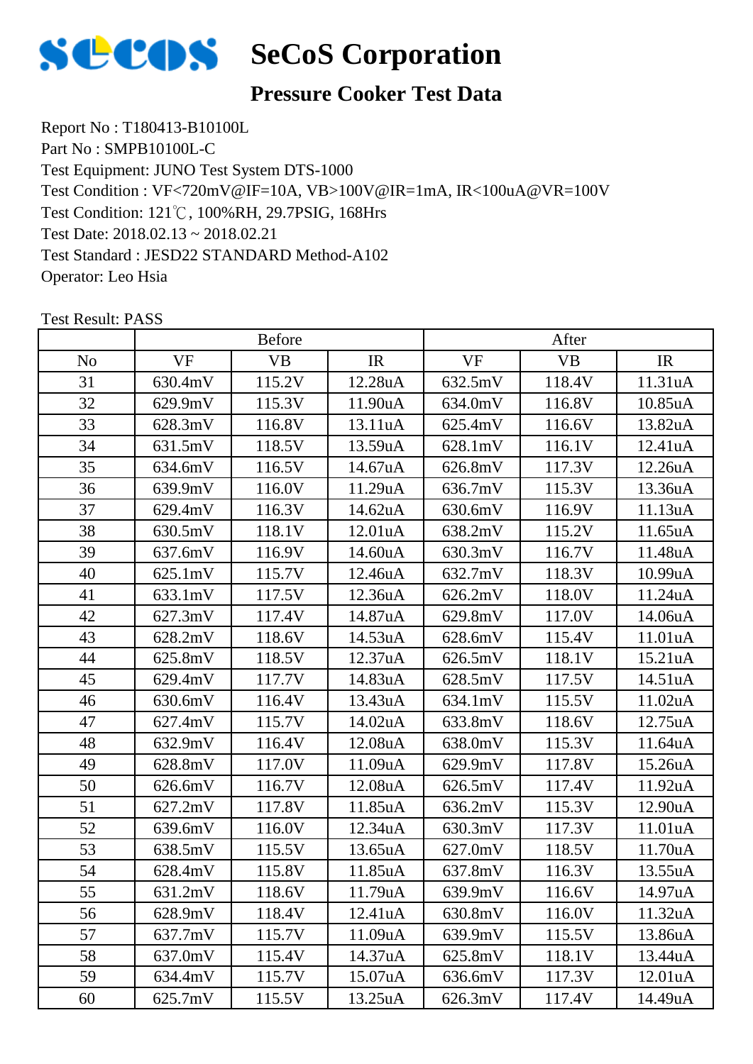# SeCoS Corporation

## Pressure Cooker Test Data

Report No : T180413-B10100L
Part No : SMPB10100L-C
Test Equipment: JUNO Test System DTS-1000
Test Condition : VF<720mV@IF=10A, VB>100V@IR=1mA, IR<100uA@VR=100V
Test Condition: 121℃, 100%RH, 29.7PSIG, 168Hrs
Test Date: 2018.02.13 ~ 2018.02.21
Test Standard : JESD22 STANDARD Method-A102
Operator: Leo Hsia

Test Result: PASS

| | Before | | | After | | |
|---|---|---|---|---|---|---|
| No | VF | VB | IR | VF | VB | IR |
| 31 | 630.4mV | 115.2V | 12.28uA | 632.5mV | 118.4V | 11.31uA |
| 32 | 629.9mV | 115.3V | 11.90uA | 634.0mV | 116.8V | 10.85uA |
| 33 | 628.3mV | 116.8V | 13.11uA | 625.4mV | 116.6V | 13.82uA |
| 34 | 631.5mV | 118.5V | 13.59uA | 628.1mV | 116.1V | 12.41uA |
| 35 | 634.6mV | 116.5V | 14.67uA | 626.8mV | 117.3V | 12.26uA |
| 36 | 639.9mV | 116.0V | 11.29uA | 636.7mV | 115.3V | 13.36uA |
| 37 | 629.4mV | 116.3V | 14.62uA | 630.6mV | 116.9V | 11.13uA |
| 38 | 630.5mV | 118.1V | 12.01uA | 638.2mV | 115.2V | 11.65uA |
| 39 | 637.6mV | 116.9V | 14.60uA | 630.3mV | 116.7V | 11.48uA |
| 40 | 625.1mV | 115.7V | 12.46uA | 632.7mV | 118.3V | 10.99uA |
| 41 | 633.1mV | 117.5V | 12.36uA | 626.2mV | 118.0V | 11.24uA |
| 42 | 627.3mV | 117.4V | 14.87uA | 629.8mV | 117.0V | 14.06uA |
| 43 | 628.2mV | 118.6V | 14.53uA | 628.6mV | 115.4V | 11.01uA |
| 44 | 625.8mV | 118.5V | 12.37uA | 626.5mV | 118.1V | 15.21uA |
| 45 | 629.4mV | 117.7V | 14.83uA | 628.5mV | 117.5V | 14.51uA |
| 46 | 630.6mV | 116.4V | 13.43uA | 634.1mV | 115.5V | 11.02uA |
| 47 | 627.4mV | 115.7V | 14.02uA | 633.8mV | 118.6V | 12.75uA |
| 48 | 632.9mV | 116.4V | 12.08uA | 638.0mV | 115.3V | 11.64uA |
| 49 | 628.8mV | 117.0V | 11.09uA | 629.9mV | 117.8V | 15.26uA |
| 50 | 626.6mV | 116.7V | 12.08uA | 626.5mV | 117.4V | 11.92uA |
| 51 | 627.2mV | 117.8V | 11.85uA | 636.2mV | 115.3V | 12.90uA |
| 52 | 639.6mV | 116.0V | 12.34uA | 630.3mV | 117.3V | 11.01uA |
| 53 | 638.5mV | 115.5V | 13.65uA | 627.0mV | 118.5V | 11.70uA |
| 54 | 628.4mV | 115.8V | 11.85uA | 637.8mV | 116.3V | 13.55uA |
| 55 | 631.2mV | 118.6V | 11.79uA | 639.9mV | 116.6V | 14.97uA |
| 56 | 628.9mV | 118.4V | 12.41uA | 630.8mV | 116.0V | 11.32uA |
| 57 | 637.7mV | 115.7V | 11.09uA | 639.9mV | 115.5V | 13.86uA |
| 58 | 637.0mV | 115.4V | 14.37uA | 625.8mV | 118.1V | 13.44uA |
| 59 | 634.4mV | 115.7V | 15.07uA | 636.6mV | 117.3V | 12.01uA |
| 60 | 625.7mV | 115.5V | 13.25uA | 626.3mV | 117.4V | 14.49uA |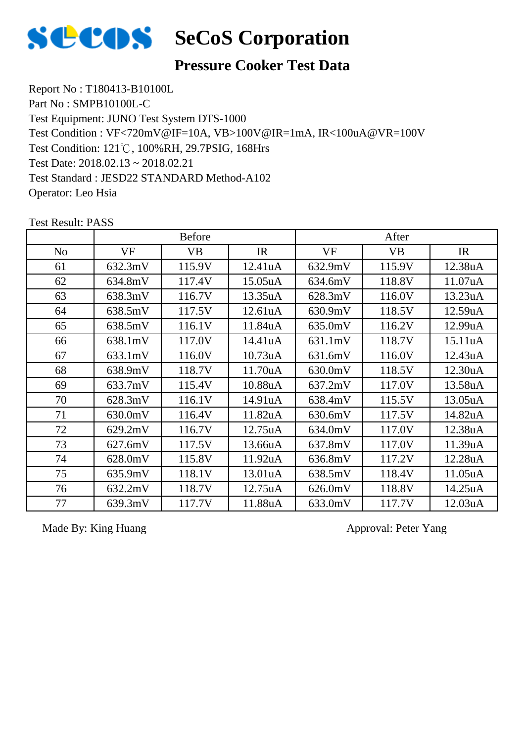# SeCoS Corporation

## Pressure Cooker Test Data

Report No : T180413-B10100L
Part No : SMPB10100L-C
Test Equipment: JUNO Test System DTS-1000
Test Condition : VF<720mV@IF=10A, VB>100V@IR=1mA, IR<100uA@VR=100V
Test Condition: 121℃, 100%RH, 29.7PSIG, 168Hrs
Test Date: 2018.02.13 ~ 2018.02.21
Test Standard : JESD22 STANDARD Method-A102
Operator: Leo Hsia

Test Result: PASS

| | Before | | | After | | |
|---|---|---|---|---|---|---|
| No | VF | VB | IR | VF | VB | IR |
| 61 | 632.3mV | 115.9V | 12.41uA | 632.9mV | 115.9V | 12.38uA |
| 62 | 634.8mV | 117.4V | 15.05uA | 634.6mV | 118.8V | 11.07uA |
| 63 | 638.3mV | 116.7V | 13.35uA | 628.3mV | 116.0V | 13.23uA |
| 64 | 638.5mV | 117.5V | 12.61uA | 630.9mV | 118.5V | 12.59uA |
| 65 | 638.5mV | 116.1V | 11.84uA | 635.0mV | 116.2V | 12.99uA |
| 66 | 638.1mV | 117.0V | 14.41uA | 631.1mV | 118.7V | 15.11uA |
| 67 | 633.1mV | 116.0V | 10.73uA | 631.6mV | 116.0V | 12.43uA |
| 68 | 638.9mV | 118.7V | 11.70uA | 630.0mV | 118.5V | 12.30uA |
| 69 | 633.7mV | 115.4V | 10.88uA | 637.2mV | 117.0V | 13.58uA |
| 70 | 628.3mV | 116.1V | 14.91uA | 638.4mV | 115.5V | 13.05uA |
| 71 | 630.0mV | 116.4V | 11.82uA | 630.6mV | 117.5V | 14.82uA |
| 72 | 629.2mV | 116.7V | 12.75uA | 634.0mV | 117.0V | 12.38uA |
| 73 | 627.6mV | 117.5V | 13.66uA | 637.8mV | 117.0V | 11.39uA |
| 74 | 628.0mV | 115.8V | 11.92uA | 636.8mV | 117.2V | 12.28uA |
| 75 | 635.9mV | 118.1V | 13.01uA | 638.5mV | 118.4V | 11.05uA |
| 76 | 632.2mV | 118.7V | 12.75uA | 626.0mV | 118.8V | 14.25uA |
| 77 | 639.3mV | 117.7V | 11.88uA | 633.0mV | 117.7V | 12.03uA |

Made By: King Huang  Approval: Peter Yang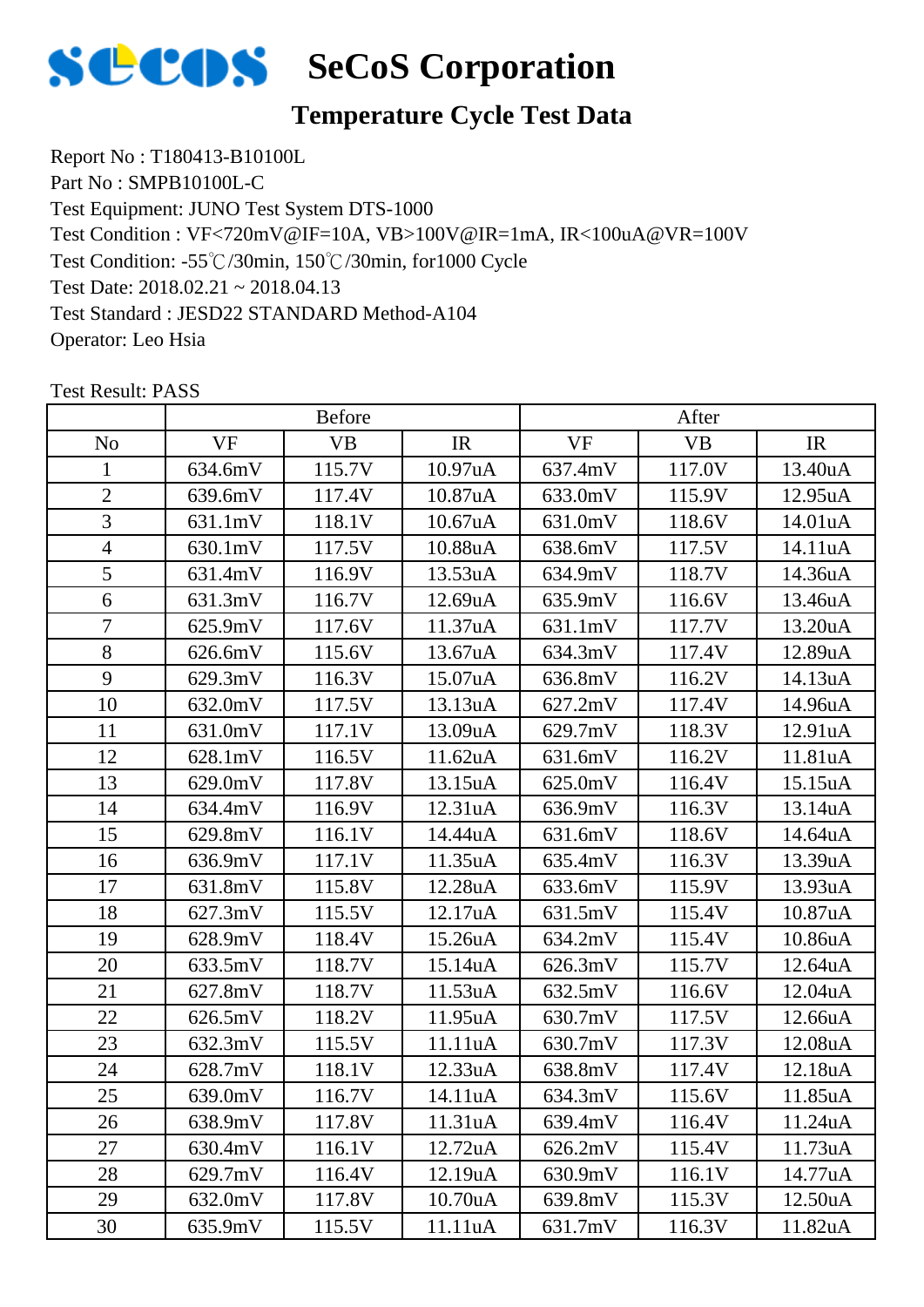# SeCoS Corporation

## Temperature Cycle Test Data

Report No : T180413-B10100L

Part No : SMPB10100L-C

Test Equipment: JUNO Test System DTS-1000

Test Condition : VF<720mV@IF=10A, VB>100V@IR=1mA, IR<100uA@VR=100V

Test Condition: -55℃/30min, 150℃/30min, for1000 Cycle

Test Date: 2018.02.21 ~ 2018.04.13

Test Standard : JEDEC22 STANDARD Method-A104

Operator: Leo Hsia

Test Result: PASS

| | Before | | | After | | |
|---|---|---|---|---|---|---|
| No | VF | VB | IR | VF | VB | IR |
| 1 | 634.6mV | 115.7V | 10.97uA | 637.4mV | 117.0V | 13.40uA |
| 2 | 639.6mV | 117.4V | 10.87uA | 633.0mV | 115.9V | 12.95uA |
| 3 | 631.1mV | 118.1V | 10.67uA | 631.0mV | 118.6V | 14.01uA |
| 4 | 630.1mV | 117.5V | 10.88uA | 638.6mV | 117.5V | 14.11uA |
| 5 | 631.4mV | 116.9V | 13.53uA | 634.9mV | 118.7V | 14.36uA |
| 6 | 631.3mV | 116.7V | 12.69uA | 635.9mV | 116.6V | 13.46uA |
| 7 | 625.9mV | 117.6V | 11.37uA | 631.1mV | 117.7V | 13.20uA |
| 8 | 626.6mV | 115.6V | 13.67uA | 634.3mV | 117.4V | 12.89uA |
| 9 | 629.3mV | 116.3V | 15.07uA | 636.8mV | 116.2V | 14.13uA |
| 10 | 632.0mV | 117.5V | 13.13uA | 627.2mV | 117.4V | 14.96uA |
| 11 | 631.0mV | 117.1V | 13.09uA | 629.7mV | 118.3V | 12.91uA |
| 12 | 628.1mV | 116.5V | 11.62uA | 631.6mV | 116.2V | 11.81uA |
| 13 | 629.0mV | 117.8V | 13.15uA | 625.0mV | 116.4V | 15.15uA |
| 14 | 634.4mV | 116.9V | 12.31uA | 636.9mV | 116.3V | 13.14uA |
| 15 | 629.8mV | 116.1V | 14.44uA | 631.6mV | 118.6V | 14.64uA |
| 16 | 636.9mV | 117.1V | 11.35uA | 635.4mV | 116.3V | 13.39uA |
| 17 | 631.8mV | 115.8V | 12.28uA | 633.6mV | 115.9V | 13.93uA |
| 18 | 627.3mV | 115.5V | 12.17uA | 631.5mV | 115.4V | 10.87uA |
| 19 | 628.9mV | 118.4V | 15.26uA | 634.2mV | 115.4V | 10.86uA |
| 20 | 633.5mV | 118.7V | 15.14uA | 626.3mV | 115.7V | 12.64uA |
| 21 | 627.8mV | 118.7V | 11.53uA | 632.5mV | 116.6V | 12.04uA |
| 22 | 626.5mV | 118.2V | 11.95uA | 630.7mV | 117.5V | 12.66uA |
| 23 | 632.3mV | 115.5V | 11.11uA | 630.7mV | 117.3V | 12.08uA |
| 24 | 628.7mV | 118.1V | 12.33uA | 638.8mV | 117.4V | 12.18uA |
| 25 | 639.0mV | 116.7V | 14.11uA | 634.3mV | 115.6V | 11.85uA |
| 26 | 638.9mV | 117.8V | 11.31uA | 639.4mV | 116.4V | 11.24uA |
| 27 | 630.4mV | 116.1V | 12.72uA | 626.2mV | 115.4V | 11.73uA |
| 28 | 629.7mV | 116.4V | 12.19uA | 630.9mV | 116.1V | 14.77uA |
| 29 | 632.0mV | 117.8V | 10.70uA | 639.8mV | 115.3V | 12.50uA |
| 30 | 635.9mV | 115.5V | 11.11uA | 631.7mV | 116.3V | 11.82uA |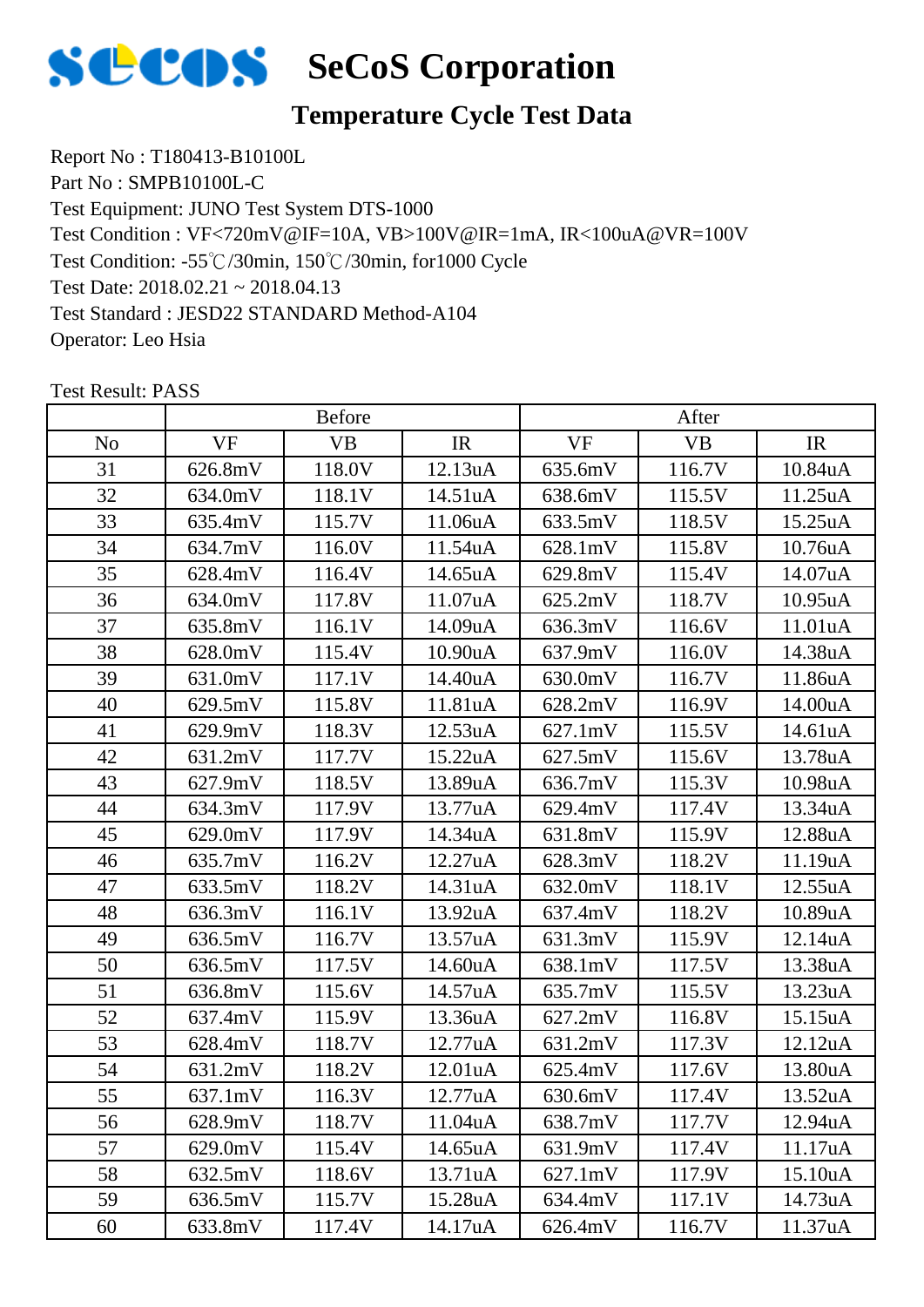# SeCoS Corporation

## Temperature Cycle Test Data

Report No : T180413-B10100L
Part No : SMPB10100L-C
Test Equipment: JUNO Test System DTS-1000
Test Condition : VF<720mV@IF=10A, VB>100V@IR=1mA, IR<100uA@VR=100V
Test Condition: -55℃/30min, 150℃/30min, for1000 Cycle
Test Date: 2018.02.21 ~ 2018.04.13
Test Standard : JEDZ22 STANDARD Method-A104
Operator: Leo Hsia

Test Result: PASS

| | Before | | | After | | |
|---|---|---|---|---|---|---|
| No | VF | VB | IR | VF | VB | IR |
| 31 | 626.8mV | 118.0V | 12.13uA | 635.6mV | 116.7V | 10.84uA |
| 32 | 634.0mV | 118.1V | 14.51uA | 638.6mV | 115.5V | 11.25uA |
| 33 | 635.4mV | 115.7V | 11.06uA | 633.5mV | 118.5V | 15.25uA |
| 34 | 634.7mV | 116.0V | 11.54uA | 628.1mV | 115.8V | 10.76uA |
| 35 | 628.4mV | 116.4V | 14.65uA | 629.8mV | 115.4V | 14.07uA |
| 36 | 634.0mV | 117.8V | 11.07uA | 625.2mV | 118.7V | 10.95uA |
| 37 | 635.8mV | 116.1V | 14.09uA | 636.3mV | 116.6V | 11.01uA |
| 38 | 628.0mV | 115.4V | 10.90uA | 637.9mV | 116.0V | 14.38uA |
| 39 | 631.0mV | 117.1V | 14.40uA | 630.0mV | 116.7V | 11.86uA |
| 40 | 629.5mV | 115.8V | 11.81uA | 628.2mV | 116.9V | 14.00uA |
| 41 | 629.9mV | 118.3V | 12.53uA | 627.1mV | 115.5V | 14.61uA |
| 42 | 631.2mV | 117.7V | 15.22uA | 627.5mV | 115.6V | 13.78uA |
| 43 | 627.9mV | 118.5V | 13.89uA | 636.7mV | 115.3V | 10.98uA |
| 44 | 634.3mV | 117.9V | 13.77uA | 629.4mV | 117.4V | 13.34uA |
| 45 | 629.0mV | 117.9V | 14.34uA | 631.8mV | 115.9V | 12.88uA |
| 46 | 635.7mV | 116.2V | 12.27uA | 628.3mV | 118.2V | 11.19uA |
| 47 | 633.5mV | 118.2V | 14.31uA | 632.0mV | 118.1V | 12.55uA |
| 48 | 636.3mV | 116.1V | 13.92uA | 637.4mV | 118.2V | 10.89uA |
| 49 | 636.5mV | 116.7V | 13.57uA | 631.3mV | 115.9V | 12.14uA |
| 50 | 636.5mV | 117.5V | 14.60uA | 638.1mV | 117.5V | 13.38uA |
| 51 | 636.8mV | 115.6V | 14.57uA | 635.7mV | 115.5V | 13.23uA |
| 52 | 637.4mV | 115.9V | 13.36uA | 627.2mV | 116.8V | 15.15uA |
| 53 | 628.4mV | 118.7V | 12.77uA | 631.2mV | 117.3V | 12.12uA |
| 54 | 631.2mV | 118.2V | 12.01uA | 625.4mV | 117.6V | 13.80uA |
| 55 | 637.1mV | 116.3V | 12.77uA | 630.6mV | 117.4V | 13.52uA |
| 56 | 628.9mV | 118.7V | 11.04uA | 638.7mV | 117.7V | 12.94uA |
| 57 | 629.0mV | 115.4V | 14.65uA | 631.9mV | 117.4V | 11.17uA |
| 58 | 632.5mV | 118.6V | 13.71uA | 627.1mV | 117.9V | 15.10uA |
| 59 | 636.5mV | 115.7V | 15.28uA | 634.4mV | 117.1V | 14.73uA |
| 60 | 633.8mV | 117.4V | 14.17uA | 626.4mV | 116.7V | 11.37uA |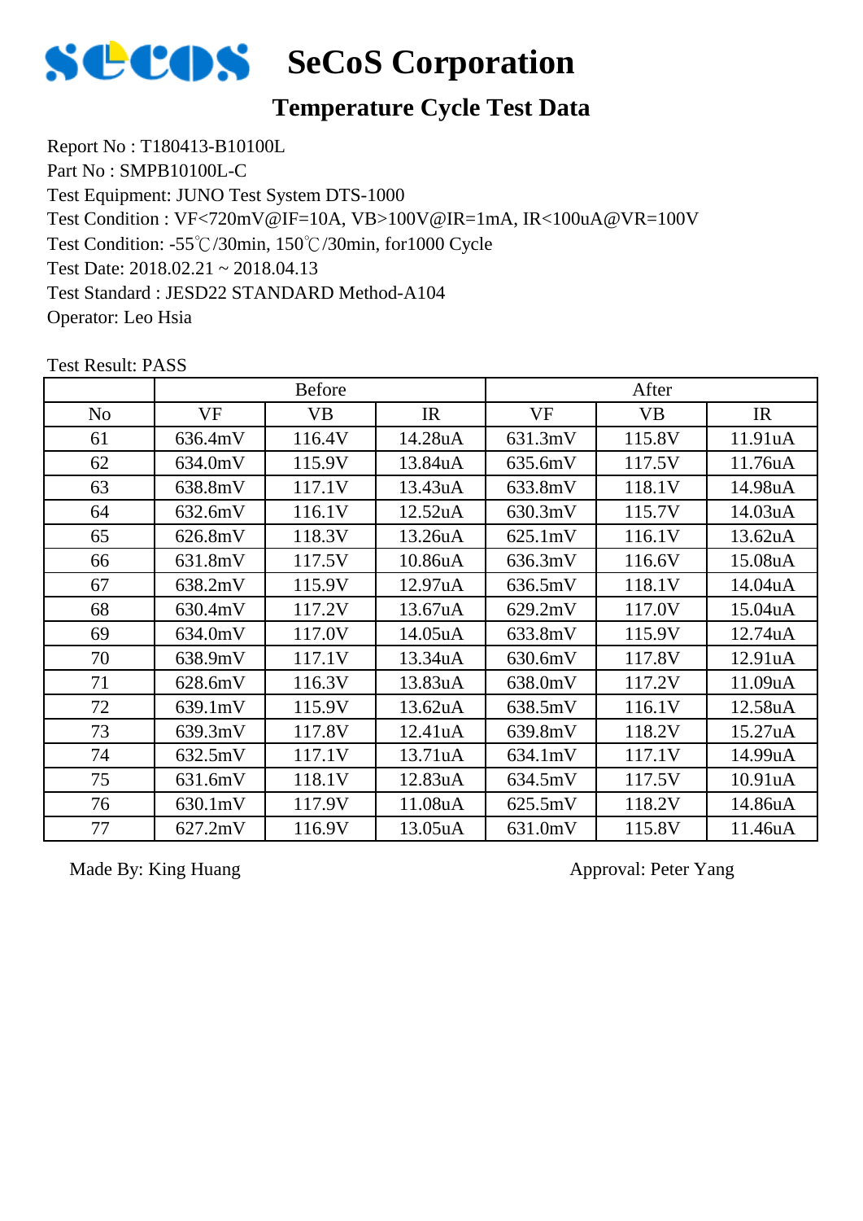# SeCoS Corporation

## Temperature Cycle Test Data

Report No : T180413-B10100L
Part No : SMPB10100L-C
Test Equipment: JUNO Test System DTS-1000
Test Condition : VF<720mV@IF=10A, VB>100V@IR=1mA, IR<100uA@VR=100V
Test Condition: -55℃/30min, 150℃/30min, for1000 Cycle
Test Date: 2018.02.21 ~ 2018.04.13
Test Standard : JEDSD22 STANDARD Method-A104
Operator: Leo Hsia

Test Result: PASS

| | Before | | | After | | |
|---|---|---|---|---|---|---|
| No | VF | VB | IR | VF | VB | IR |
| 61 | 636.4mV | 116.4V | 14.28uA | 631.3mV | 115.8V | 11.91uA |
| 62 | 634.0mV | 115.9V | 13.84uA | 635.6mV | 117.5V | 11.76uA |
| 63 | 638.8mV | 117.1V | 13.43uA | 633.8mV | 118.1V | 14.98uA |
| 64 | 632.6mV | 116.1V | 12.52uA | 630.3mV | 115.7V | 14.03uA |
| 65 | 626.8mV | 118.3V | 13.26uA | 625.1mV | 116.1V | 13.62uA |
| 66 | 631.8mV | 117.5V | 10.86uA | 636.3mV | 116.6V | 15.08uA |
| 67 | 638.2mV | 115.9V | 12.97uA | 636.5mV | 118.1V | 14.04uA |
| 68 | 630.4mV | 117.2V | 13.67uA | 629.2mV | 117.0V | 15.04uA |
| 69 | 634.0mV | 117.0V | 14.05uA | 633.8mV | 115.9V | 12.74uA |
| 70 | 638.9mV | 117.1V | 13.34uA | 630.6mV | 117.8V | 12.91uA |
| 71 | 628.6mV | 116.3V | 13.83uA | 638.0mV | 117.2V | 11.09uA |
| 72 | 639.1mV | 115.9V | 13.62uA | 638.5mV | 116.1V | 12.58uA |
| 73 | 639.3mV | 117.8V | 12.41uA | 639.8mV | 118.2V | 15.27uA |
| 74 | 632.5mV | 117.1V | 13.71uA | 634.1mV | 117.1V | 14.99uA |
| 75 | 631.6mV | 118.1V | 12.83uA | 634.5mV | 117.5V | 10.91uA |
| 76 | 630.1mV | 117.9V | 11.08uA | 625.5mV | 118.2V | 14.86uA |
| 77 | 627.2mV | 116.9V | 13.05uA | 631.0mV | 115.8V | 11.46uA |

Made By: King Huang

Approval: Peter Yang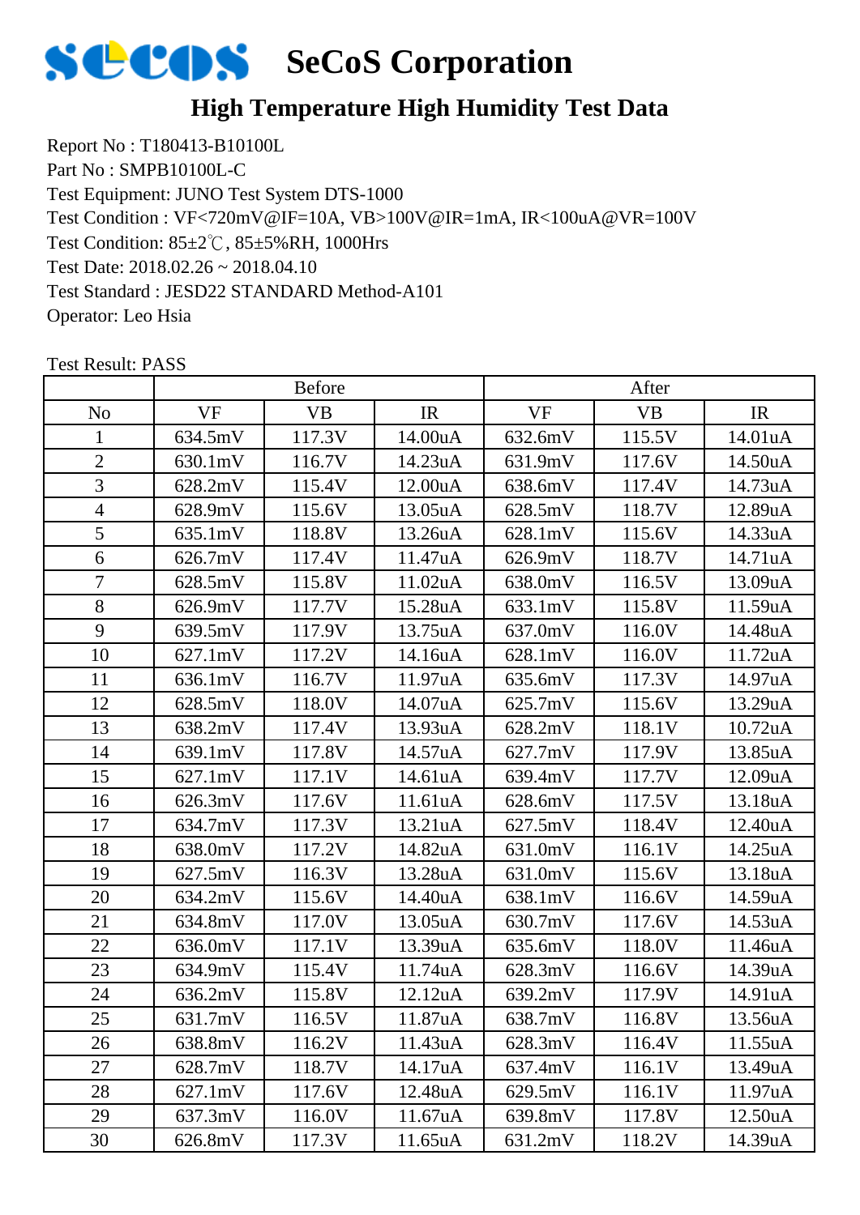# SeCoS Corporation

## High Temperature High Humidity Test Data

Report No : T180413-B10100L
Part No : SMPB10100L-C
Test Equipment: JUNO Test System DTS-1000
Test Condition : VF<720mV@IF=10A, VB>100V@IR=1mA, IR<100uA@VR=100V
Test Condition: 85±2℃, 85±5%RH, 1000Hrs
Test Date: 2018.02.26 ~ 2018.04.10
Test Standard : JESD22 STANDARD Method-A101
Operator: Leo Hsia

Test Result: PASS

| | Before | | | After | | |
|---|---|---|---|---|---|---|
| No | VF | VB | IR | VF | VB | IR |
| 1 | 634.5mV | 117.3V | 14.00uA | 632.6mV | 115.5V | 14.01uA |
| 2 | 630.1mV | 116.7V | 14.23uA | 631.9mV | 117.6V | 14.50uA |
| 3 | 628.2mV | 115.4V | 12.00uA | 638.6mV | 117.4V | 14.73uA |
| 4 | 628.9mV | 115.6V | 13.05uA | 628.5mV | 118.7V | 12.89uA |
| 5 | 635.1mV | 118.8V | 13.26uA | 628.1mV | 115.6V | 14.33uA |
| 6 | 626.7mV | 117.4V | 11.47uA | 626.9mV | 118.7V | 14.71uA |
| 7 | 628.5mV | 115.8V | 11.02uA | 638.0mV | 116.5V | 13.09uA |
| 8 | 626.9mV | 117.7V | 15.28uA | 633.1mV | 115.8V | 11.59uA |
| 9 | 639.5mV | 117.9V | 13.75uA | 637.0mV | 116.0V | 14.48uA |
| 10 | 627.1mV | 117.2V | 14.16uA | 628.1mV | 116.0V | 11.72uA |
| 11 | 636.1mV | 116.7V | 11.97uA | 635.6mV | 117.3V | 14.97uA |
| 12 | 628.5mV | 118.0V | 14.07uA | 625.7mV | 115.6V | 13.29uA |
| 13 | 638.2mV | 117.4V | 13.93uA | 628.2mV | 118.1V | 10.72uA |
| 14 | 639.1mV | 117.8V | 14.57uA | 627.7mV | 117.9V | 13.85uA |
| 15 | 627.1mV | 117.1V | 14.61uA | 639.4mV | 117.7V | 12.09uA |
| 16 | 626.3mV | 117.6V | 11.61uA | 628.6mV | 117.5V | 13.18uA |
| 17 | 634.7mV | 117.3V | 13.21uA | 627.5mV | 118.4V | 12.40uA |
| 18 | 638.0mV | 117.2V | 14.82uA | 631.0mV | 116.1V | 14.25uA |
| 19 | 627.5mV | 116.3V | 13.28uA | 631.0mV | 115.6V | 13.18uA |
| 20 | 634.2mV | 115.6V | 14.40uA | 638.1mV | 116.6V | 14.59uA |
| 21 | 634.8mV | 117.0V | 13.05uA | 630.7mV | 117.6V | 14.53uA |
| 22 | 636.0mV | 117.1V | 13.39uA | 635.6mV | 118.0V | 11.46uA |
| 23 | 634.9mV | 115.4V | 11.74uA | 628.3mV | 116.6V | 14.39uA |
| 24 | 636.2mV | 115.8V | 12.12uA | 639.2mV | 117.9V | 14.91uA |
| 25 | 631.7mV | 116.5V | 11.87uA | 638.7mV | 116.8V | 13.56uA |
| 26 | 638.8mV | 116.2V | 11.43uA | 628.3mV | 116.4V | 11.55uA |
| 27 | 628.7mV | 118.7V | 14.17uA | 637.4mV | 116.1V | 13.49uA |
| 28 | 627.1mV | 117.6V | 12.48uA | 629.5mV | 116.1V | 11.97uA |
| 29 | 637.3mV | 116.0V | 11.67uA | 639.8mV | 117.8V | 12.50uA |
| 30 | 626.8mV | 117.3V | 11.65uA | 631.2mV | 118.2V | 14.39uA |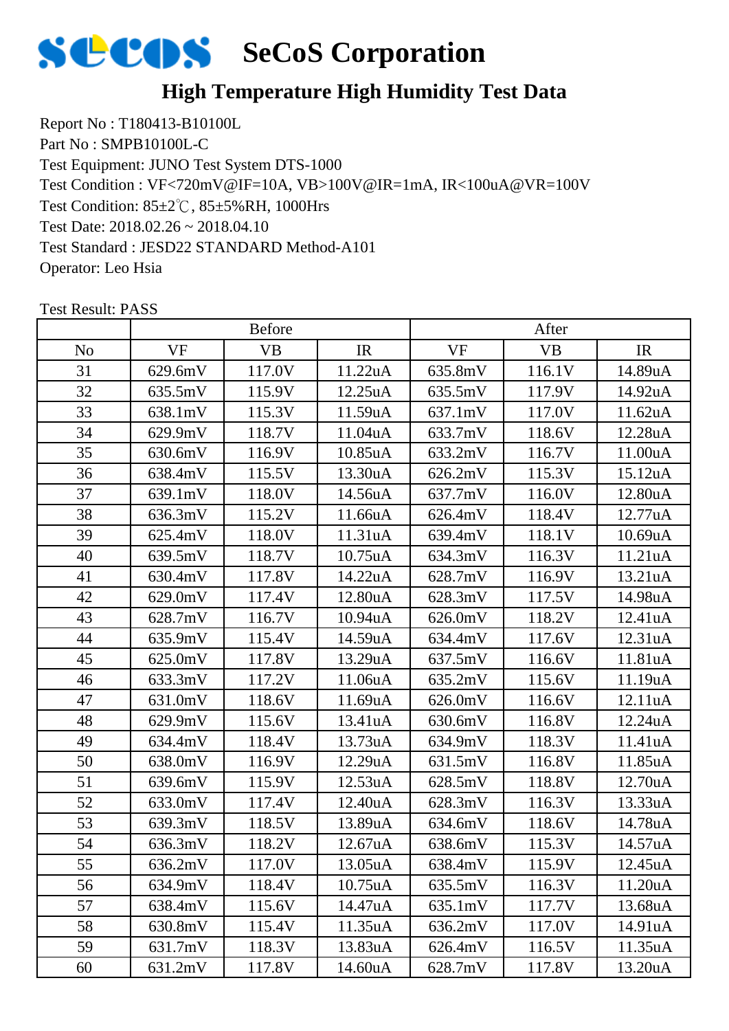# SeCoS Corporation

## High Temperature High Humidity Test Data

Report No : T180413-B10100L
Part No : SMPB10100L-C
Test Equipment: JUNO Test System DTS-1000
Test Condition : VF<720mV@IF=10A, VB>100V@IR=1mA, IR<100uA@VR=100V
Test Condition: 85±2℃, 85±5%RH, 1000Hrs
Test Date: 2018.02.26 ~ 2018.04.10
Test Standard : JESD22 STANDARD Method-A101
Operator: Leo Hsia

Test Result: PASS

| | Before | | | After | | |
|---|---|---|---|---|---|---|
| No | VF | VB | IR | VF | VB | IR |
| 31 | 629.6mV | 117.0V | 11.22uA | 635.8mV | 116.1V | 14.89uA |
| 32 | 635.5mV | 115.9V | 12.25uA | 635.5mV | 117.9V | 14.92uA |
| 33 | 638.1mV | 115.3V | 11.59uA | 637.1mV | 117.0V | 11.62uA |
| 34 | 629.9mV | 118.7V | 11.04uA | 633.7mV | 118.6V | 12.28uA |
| 35 | 630.6mV | 116.9V | 10.85uA | 633.2mV | 116.7V | 11.00uA |
| 36 | 638.4mV | 115.5V | 13.30uA | 626.2mV | 115.3V | 15.12uA |
| 37 | 639.1mV | 118.0V | 14.56uA | 637.7mV | 116.0V | 12.80uA |
| 38 | 636.3mV | 115.2V | 11.66uA | 626.4mV | 118.4V | 12.77uA |
| 39 | 625.4mV | 118.0V | 11.31uA | 639.4mV | 118.1V | 10.69uA |
| 40 | 639.5mV | 118.7V | 10.75uA | 634.3mV | 116.3V | 11.21uA |
| 41 | 630.4mV | 117.8V | 14.22uA | 628.7mV | 116.9V | 13.21uA |
| 42 | 629.0mV | 117.4V | 12.80uA | 628.3mV | 117.5V | 14.98uA |
| 43 | 628.7mV | 116.7V | 10.94uA | 626.0mV | 118.2V | 12.41uA |
| 44 | 635.9mV | 115.4V | 14.59uA | 634.4mV | 117.6V | 12.31uA |
| 45 | 625.0mV | 117.8V | 13.29uA | 637.5mV | 116.6V | 11.81uA |
| 46 | 633.3mV | 117.2V | 11.06uA | 635.2mV | 115.6V | 11.19uA |
| 47 | 631.0mV | 118.6V | 11.69uA | 626.0mV | 116.6V | 12.11uA |
| 48 | 629.9mV | 115.6V | 13.41uA | 630.6mV | 116.8V | 12.24uA |
| 49 | 634.4mV | 118.4V | 13.73uA | 634.9mV | 118.3V | 11.41uA |
| 50 | 638.0mV | 116.9V | 12.29uA | 631.5mV | 116.8V | 11.85uA |
| 51 | 639.6mV | 115.9V | 12.53uA | 628.5mV | 118.8V | 12.70uA |
| 52 | 633.0mV | 117.4V | 12.40uA | 628.3mV | 116.3V | 13.33uA |
| 53 | 639.3mV | 118.5V | 13.89uA | 634.6mV | 118.6V | 14.78uA |
| 54 | 636.3mV | 118.2V | 12.67uA | 638.6mV | 115.3V | 14.57uA |
| 55 | 636.2mV | 117.0V | 13.05uA | 638.4mV | 115.9V | 12.45uA |
| 56 | 634.9mV | 118.4V | 10.75uA | 635.5mV | 116.3V | 11.20uA |
| 57 | 638.4mV | 115.6V | 14.47uA | 635.1mV | 117.7V | 13.68uA |
| 58 | 630.8mV | 115.4V | 11.35uA | 636.2mV | 117.0V | 14.91uA |
| 59 | 631.7mV | 118.3V | 13.83uA | 626.4mV | 116.5V | 11.35uA |
| 60 | 631.2mV | 117.8V | 14.60uA | 628.7mV | 117.8V | 13.20uA |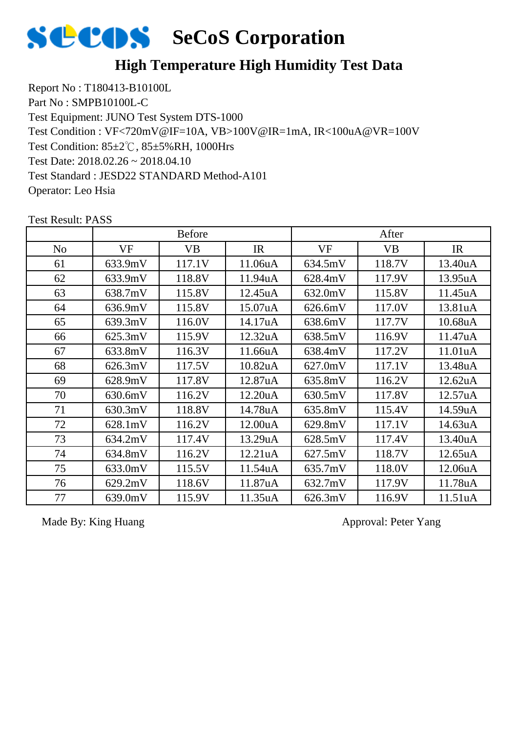# SeCoS Corporation

## High Temperature High Humidity Test Data

Report No : T180413-B10100L
Part No : SMPB10100L-C
Test Equipment: JUNO Test System DTS-1000
Test Condition : VF<720mV@IF=10A, VB>100V@IR=1mA, IR<100uA@VR=100V
Test Condition: 85±2℃, 85±5%RH, 1000Hrs
Test Date: 2018.02.26 ~ 2018.04.10
Test Standard : JESD22 STANDARD Method-A101
Operator: Leo Hsia

Test Result: PASS

| | Before | | | After | | |
|---|---|---|---|---|---|---|
| No | VF | VB | IR | VF | VB | IR |
| 61 | 633.9mV | 117.1V | 11.06uA | 634.5mV | 118.7V | 13.40uA |
| 62 | 633.9mV | 118.8V | 11.94uA | 628.4mV | 117.9V | 13.95uA |
| 63 | 638.7mV | 115.8V | 12.45uA | 632.0mV | 115.8V | 11.45uA |
| 64 | 636.9mV | 115.8V | 15.07uA | 626.6mV | 117.0V | 13.81uA |
| 65 | 639.3mV | 116.0V | 14.17uA | 638.6mV | 117.7V | 10.68uA |
| 66 | 625.3mV | 115.9V | 12.32uA | 638.5mV | 116.9V | 11.47uA |
| 67 | 633.8mV | 116.3V | 11.66uA | 638.4mV | 117.2V | 11.01uA |
| 68 | 626.3mV | 117.5V | 10.82uA | 627.0mV | 117.1V | 13.48uA |
| 69 | 628.9mV | 117.8V | 12.87uA | 635.8mV | 116.2V | 12.62uA |
| 70 | 630.6mV | 116.2V | 12.20uA | 630.5mV | 117.8V | 12.57uA |
| 71 | 630.3mV | 118.8V | 14.78uA | 635.8mV | 115.4V | 14.59uA |
| 72 | 628.1mV | 116.2V | 12.00uA | 629.8mV | 117.1V | 14.63uA |
| 73 | 634.2mV | 117.4V | 13.29uA | 628.5mV | 117.4V | 13.40uA |
| 74 | 634.8mV | 116.2V | 12.21uA | 627.5mV | 118.7V | 12.65uA |
| 75 | 633.0mV | 115.5V | 11.54uA | 635.7mV | 118.0V | 12.06uA |
| 76 | 629.2mV | 118.6V | 11.87uA | 632.7mV | 117.9V | 11.78uA |
| 77 | 639.0mV | 115.9V | 11.35uA | 626.3mV | 116.9V | 11.51uA |

Made By: King Huang

Approval: Peter Yang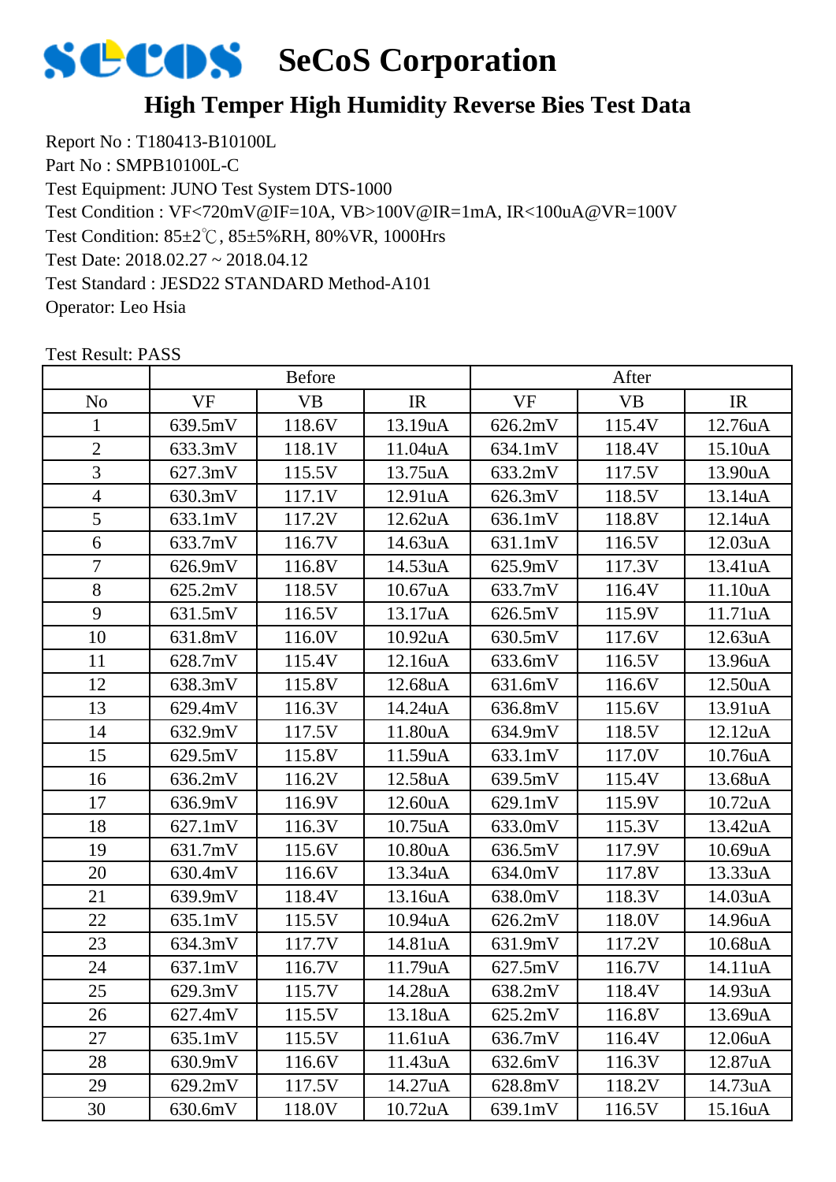# SeCoS Corporation

## High Temper High Humidity Reverse Bies Test Data

Report No : T180413-B10100L
Part No : SMPB10100L-C
Test Equipment: JUNO Test System DTS-1000
Test Condition : VF<720mV@IF=10A, VB>100V@IR=1mA, IR<100uA@VR=100V
Test Condition: 85±2℃, 85±5%RH, 80%VR, 1000Hrs
Test Date: 2018.02.27 ~ 2018.04.12
Test Standard : JESD22 STANDARD Method-A101
Operator: Leo Hsia

Test Result: PASS

| | Before | | | After | | |
|---|---|---|---|---|---|---|
| No | VF | VB | IR | VF | VB | IR |
| 1 | 639.5mV | 118.6V | 13.19uA | 626.2mV | 115.4V | 12.76uA |
| 2 | 633.3mV | 118.1V | 11.04uA | 634.1mV | 118.4V | 15.10uA |
| 3 | 627.3mV | 115.5V | 13.75uA | 633.2mV | 117.5V | 13.90uA |
| 4 | 630.3mV | 117.1V | 12.91uA | 626.3mV | 118.5V | 13.14uA |
| 5 | 633.1mV | 117.2V | 12.62uA | 636.1mV | 118.8V | 12.14uA |
| 6 | 633.7mV | 116.7V | 14.63uA | 631.1mV | 116.5V | 12.03uA |
| 7 | 626.9mV | 116.8V | 14.53uA | 625.9mV | 117.3V | 13.41uA |
| 8 | 625.2mV | 118.5V | 10.67uA | 633.7mV | 116.4V | 11.10uA |
| 9 | 631.5mV | 116.5V | 13.17uA | 626.5mV | 115.9V | 11.71uA |
| 10 | 631.8mV | 116.0V | 10.92uA | 630.5mV | 117.6V | 12.63uA |
| 11 | 628.7mV | 115.4V | 12.16uA | 633.6mV | 116.5V | 13.96uA |
| 12 | 638.3mV | 115.8V | 12.68uA | 631.6mV | 116.6V | 12.50uA |
| 13 | 629.4mV | 116.3V | 14.24uA | 636.8mV | 115.6V | 13.91uA |
| 14 | 632.9mV | 117.5V | 11.80uA | 634.9mV | 118.5V | 12.12uA |
| 15 | 629.5mV | 115.8V | 11.59uA | 633.1mV | 117.0V | 10.76uA |
| 16 | 636.2mV | 116.2V | 12.58uA | 639.5mV | 115.4V | 13.68uA |
| 17 | 636.9mV | 116.9V | 12.60uA | 629.1mV | 115.9V | 10.72uA |
| 18 | 627.1mV | 116.3V | 10.75uA | 633.0mV | 115.3V | 13.42uA |
| 19 | 631.7mV | 115.6V | 10.80uA | 636.5mV | 117.9V | 10.69uA |
| 20 | 630.4mV | 116.6V | 13.34uA | 634.0mV | 117.8V | 13.33uA |
| 21 | 639.9mV | 118.4V | 13.16uA | 638.0mV | 118.3V | 14.03uA |
| 22 | 635.1mV | 115.5V | 10.94uA | 626.2mV | 118.0V | 14.96uA |
| 23 | 634.3mV | 117.7V | 14.81uA | 631.9mV | 117.2V | 10.68uA |
| 24 | 637.1mV | 116.7V | 11.79uA | 627.5mV | 116.7V | 14.11uA |
| 25 | 629.3mV | 115.7V | 14.28uA | 638.2mV | 118.4V | 14.93uA |
| 26 | 627.4mV | 115.5V | 13.18uA | 625.2mV | 116.8V | 13.69uA |
| 27 | 635.1mV | 115.5V | 11.61uA | 636.7mV | 116.4V | 12.06uA |
| 28 | 630.9mV | 116.6V | 11.43uA | 632.6mV | 116.3V | 12.87uA |
| 29 | 629.2mV | 117.5V | 14.27uA | 628.8mV | 118.2V | 14.73uA |
| 30 | 630.6mV | 118.0V | 10.72uA | 639.1mV | 116.5V | 15.16uA |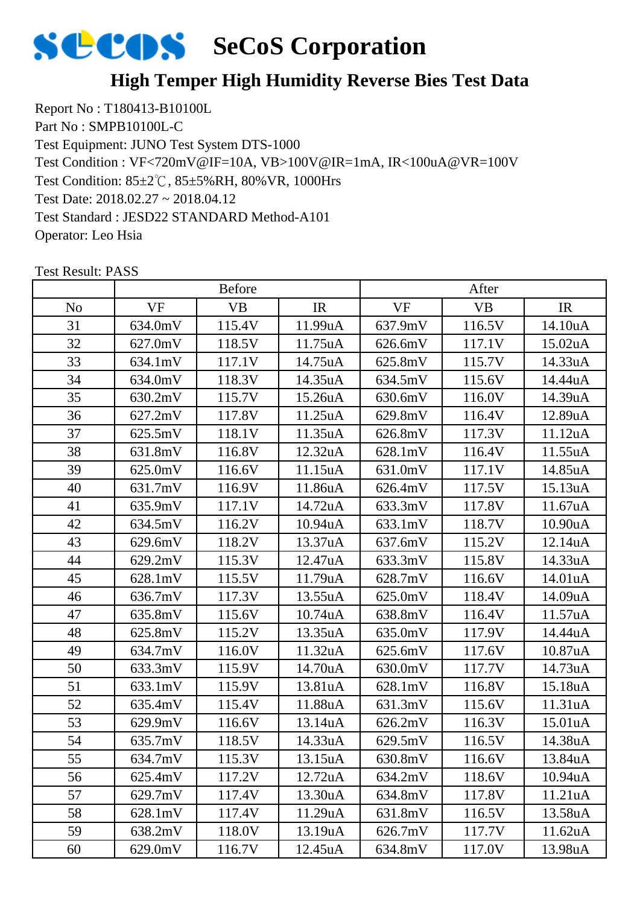# SeCoS Corporation

## High Temper High Humidity Reverse Bies Test Data

Report No : T180413-B10100L
Part No : SMPB10100L-C
Test Equipment: JUNO Test System DTS-1000
Test Condition : VF<720mV@IF=10A, VB>100V@IR=1mA, IR<100uA@VR=100V
Test Condition: 85±2℃, 85±5%RH, 80%VR, 1000Hrs
Test Date: 2018.02.27 ~ 2018.04.12
Test Standard : JESD22 STANDARD Method-A101
Operator: Leo Hsia

Test Result: PASS

| | Before | | | After | | |
|---|---|---|---|---|---|---|
| No | VF | VB | IR | VF | VB | IR |
| 31 | 634.0mV | 115.4V | 11.99uA | 637.9mV | 116.5V | 14.10uA |
| 32 | 627.0mV | 118.5V | 11.75uA | 626.6mV | 117.1V | 15.02uA |
| 33 | 634.1mV | 117.1V | 14.75uA | 625.8mV | 115.7V | 14.33uA |
| 34 | 634.0mV | 118.3V | 14.35uA | 634.5mV | 115.6V | 14.44uA |
| 35 | 630.2mV | 115.7V | 15.26uA | 630.6mV | 116.0V | 14.39uA |
| 36 | 627.2mV | 117.8V | 11.25uA | 629.8mV | 116.4V | 12.89uA |
| 37 | 625.5mV | 118.1V | 11.35uA | 626.8mV | 117.3V | 11.12uA |
| 38 | 631.8mV | 116.8V | 12.32uA | 628.1mV | 116.4V | 11.55uA |
| 39 | 625.0mV | 116.6V | 11.15uA | 631.0mV | 117.1V | 14.85uA |
| 40 | 631.7mV | 116.9V | 11.86uA | 626.4mV | 117.5V | 15.13uA |
| 41 | 635.9mV | 117.1V | 14.72uA | 633.3mV | 117.8V | 11.67uA |
| 42 | 634.5mV | 116.2V | 10.94uA | 633.1mV | 118.7V | 10.90uA |
| 43 | 629.6mV | 118.2V | 13.37uA | 637.6mV | 115.2V | 12.14uA |
| 44 | 629.2mV | 115.3V | 12.47uA | 633.3mV | 115.8V | 14.33uA |
| 45 | 628.1mV | 115.5V | 11.79uA | 628.7mV | 116.6V | 14.01uA |
| 46 | 636.7mV | 117.3V | 13.55uA | 625.0mV | 118.4V | 14.09uA |
| 47 | 635.8mV | 115.6V | 10.74uA | 638.8mV | 116.4V | 11.57uA |
| 48 | 625.8mV | 115.2V | 13.35uA | 635.0mV | 117.9V | 14.44uA |
| 49 | 634.7mV | 116.0V | 11.32uA | 625.6mV | 117.6V | 10.87uA |
| 50 | 633.3mV | 115.9V | 14.70uA | 630.0mV | 117.7V | 14.73uA |
| 51 | 633.1mV | 115.9V | 13.81uA | 628.1mV | 116.8V | 15.18uA |
| 52 | 635.4mV | 115.4V | 11.88uA | 631.3mV | 115.6V | 11.31uA |
| 53 | 629.9mV | 116.6V | 13.14uA | 626.2mV | 116.3V | 15.01uA |
| 54 | 635.7mV | 118.5V | 14.33uA | 629.5mV | 116.5V | 14.38uA |
| 55 | 634.7mV | 115.3V | 13.15uA | 630.8mV | 116.6V | 13.84uA |
| 56 | 625.4mV | 117.2V | 12.72uA | 634.2mV | 118.6V | 10.94uA |
| 57 | 629.7mV | 117.4V | 13.30uA | 634.8mV | 117.8V | 11.21uA |
| 58 | 628.1mV | 117.4V | 11.29uA | 631.8mV | 116.5V | 13.58uA |
| 59 | 638.2mV | 118.0V | 13.19uA | 626.7mV | 117.7V | 11.62uA |
| 60 | 629.0mV | 116.7V | 12.45uA | 634.8mV | 117.0V | 13.98uA |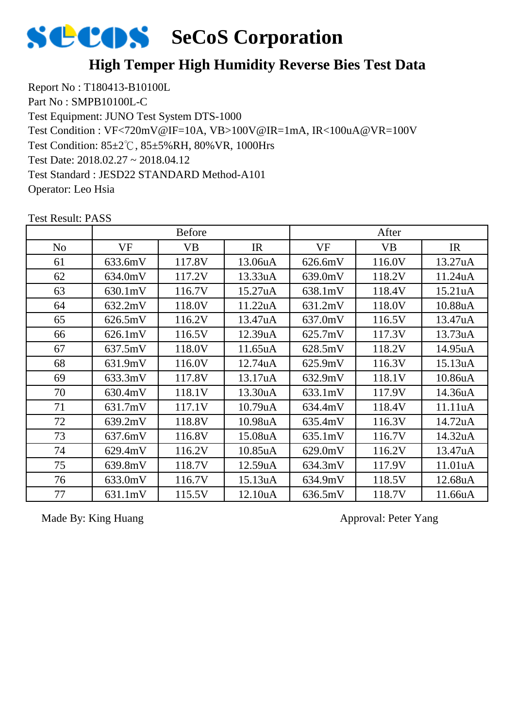# SeCoS Corporation

## High Temper High Humidity Reverse Bies Test Data

Report No : T180413-B10100L
Part No : SMPB10100L-C
Test Equipment: JUNO Test System DTS-1000
Test Condition : VF<720mV@IF=10A, VB>100V@IR=1mA, IR<100uA@VR=100V
Test Condition: 85±2℃, 85±5%RH, 80%VR, 1000Hrs
Test Date: 2018.02.27 ~ 2018.04.12
Test Standard : JESD22 STANDARD Method-A101
Operator: Leo Hsia

Test Result: PASS

| | Before | | | After | | |
|---|---|---|---|---|---|---|
| No | VF | VB | IR | VF | VB | IR |
| 61 | 633.6mV | 117.8V | 13.06uA | 626.6mV | 116.0V | 13.27uA |
| 62 | 634.0mV | 117.2V | 13.33uA | 639.0mV | 118.2V | 11.24uA |
| 63 | 630.1mV | 116.7V | 15.27uA | 638.1mV | 118.4V | 15.21uA |
| 64 | 632.2mV | 118.0V | 11.22uA | 631.2mV | 118.0V | 10.88uA |
| 65 | 626.5mV | 116.2V | 13.47uA | 637.0mV | 116.5V | 13.47uA |
| 66 | 626.1mV | 116.5V | 12.39uA | 625.7mV | 117.3V | 13.73uA |
| 67 | 637.5mV | 118.0V | 11.65uA | 628.5mV | 118.2V | 14.95uA |
| 68 | 631.9mV | 116.0V | 12.74uA | 625.9mV | 116.3V | 15.13uA |
| 69 | 633.3mV | 117.8V | 13.17uA | 632.9mV | 118.1V | 10.86uA |
| 70 | 630.4mV | 118.1V | 13.30uA | 633.1mV | 117.9V | 14.36uA |
| 71 | 631.7mV | 117.1V | 10.79uA | 634.4mV | 118.4V | 11.11uA |
| 72 | 639.2mV | 118.8V | 10.98uA | 635.4mV | 116.3V | 14.72uA |
| 73 | 637.6mV | 116.8V | 15.08uA | 635.1mV | 116.7V | 14.32uA |
| 74 | 629.4mV | 116.2V | 10.85uA | 629.0mV | 116.2V | 13.47uA |
| 75 | 639.8mV | 118.7V | 12.59uA | 634.3mV | 117.9V | 11.01uA |
| 76 | 633.0mV | 116.7V | 15.13uA | 634.9mV | 118.5V | 12.68uA |
| 77 | 631.1mV | 115.5V | 12.10uA | 636.5mV | 118.7V | 11.66uA |

Made By: King Huang                                        Approval: Peter Yang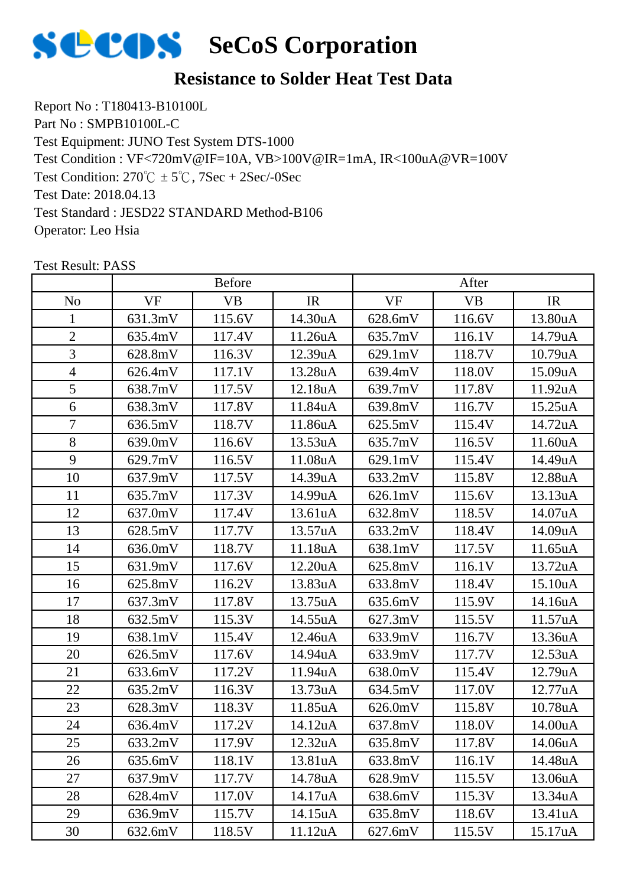# SeCoS Corporation

## Resistance to Solder Heat Test Data

Report No : T180413-B10100L
Part No : SMPB10100L-C
Test Equipment: JUNO Test System DTS-1000
Test Condition : VF<720mV@IF=10A, VB>100V@IR=1mA, IR<100uA@VR=100V
Test Condition: 270℃ ± 5℃, 7Sec + 2Sec/-0Sec
Test Date: 2018.04.13
Test Standard : JESD22 STANDARD Method-B106
Operator: Leo Hsia

Test Result: PASS

| | Before | | | After | | |
|---|---|---|---|---|---|---|
| No | VF | VB | IR | VF | VB | IR |
| 1 | 631.3mV | 115.6V | 14.30uA | 628.6mV | 116.6V | 13.80uA |
| 2 | 635.4mV | 117.4V | 11.26uA | 635.7mV | 116.1V | 14.79uA |
| 3 | 628.8mV | 116.3V | 12.39uA | 629.1mV | 118.7V | 10.79uA |
| 4 | 626.4mV | 117.1V | 13.28uA | 639.4mV | 118.0V | 15.09uA |
| 5 | 638.7mV | 117.5V | 12.18uA | 639.7mV | 117.8V | 11.92uA |
| 6 | 638.3mV | 117.8V | 11.84uA | 639.8mV | 116.7V | 15.25uA |
| 7 | 636.5mV | 118.7V | 11.86uA | 625.5mV | 115.4V | 14.72uA |
| 8 | 639.0mV | 116.6V | 13.53uA | 635.7mV | 116.5V | 11.60uA |
| 9 | 629.7mV | 116.5V | 11.08uA | 629.1mV | 115.4V | 14.49uA |
| 10 | 637.9mV | 117.5V | 14.39uA | 633.2mV | 115.8V | 12.88uA |
| 11 | 635.7mV | 117.3V | 14.99uA | 626.1mV | 115.6V | 13.13uA |
| 12 | 637.0mV | 117.4V | 13.61uA | 632.8mV | 118.5V | 14.07uA |
| 13 | 628.5mV | 117.7V | 13.57uA | 633.2mV | 118.4V | 14.09uA |
| 14 | 636.0mV | 118.7V | 11.18uA | 638.1mV | 117.5V | 11.65uA |
| 15 | 631.9mV | 117.6V | 12.20uA | 625.8mV | 116.1V | 13.72uA |
| 16 | 625.8mV | 116.2V | 13.83uA | 633.8mV | 118.4V | 15.10uA |
| 17 | 637.3mV | 117.8V | 13.75uA | 635.6mV | 115.9V | 14.16uA |
| 18 | 632.5mV | 115.3V | 14.55uA | 627.3mV | 115.5V | 11.57uA |
| 19 | 638.1mV | 115.4V | 12.46uA | 633.9mV | 116.7V | 13.36uA |
| 20 | 626.5mV | 117.6V | 14.94uA | 633.9mV | 117.7V | 12.53uA |
| 21 | 633.6mV | 117.2V | 11.94uA | 638.0mV | 115.4V | 12.79uA |
| 22 | 635.2mV | 116.3V | 13.73uA | 634.5mV | 117.0V | 12.77uA |
| 23 | 628.3mV | 118.3V | 11.85uA | 626.0mV | 115.8V | 10.78uA |
| 24 | 636.4mV | 117.2V | 14.12uA | 637.8mV | 118.0V | 14.00uA |
| 25 | 633.2mV | 117.9V | 12.32uA | 635.8mV | 117.8V | 14.06uA |
| 26 | 635.6mV | 118.1V | 13.81uA | 633.8mV | 116.1V | 14.48uA |
| 27 | 637.9mV | 117.7V | 14.78uA | 628.9mV | 115.5V | 13.06uA |
| 28 | 628.4mV | 117.0V | 14.17uA | 638.6mV | 115.3V | 13.34uA |
| 29 | 636.9mV | 115.7V | 14.15uA | 635.8mV | 118.6V | 13.41uA |
| 30 | 632.6mV | 118.5V | 11.12uA | 627.6mV | 115.5V | 15.17uA |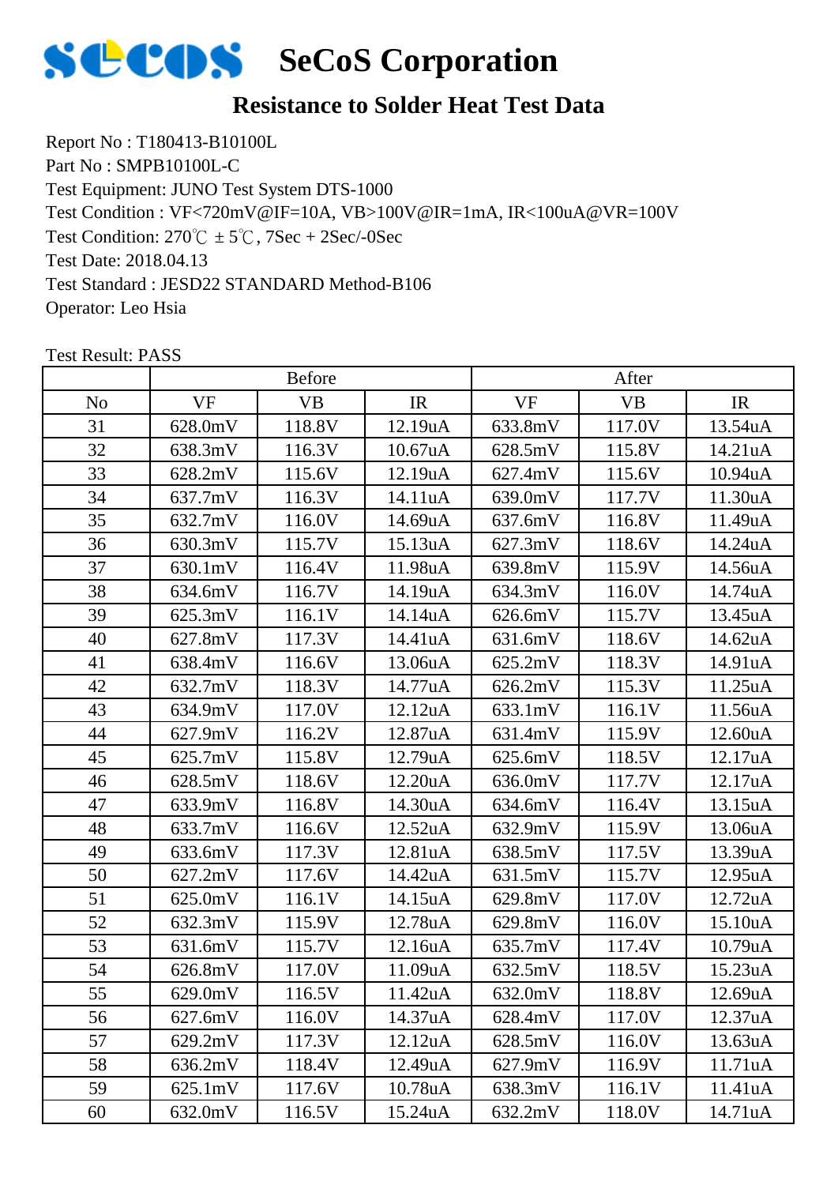# SeCoS Corporation

## Resistance to Solder Heat Test Data

Report No : T180413-B10100L
Part No : SMPB10100L-C
Test Equipment: JUNO Test System DTS-1000
Test Condition : VF<720mV@IF=10A, VB>100V@IR=1mA, IR<100uA@VR=100V
Test Condition: 270℃ ± 5℃, 7Sec + 2Sec/-0Sec
Test Date: 2018.04.13
Test Standard : JESD22 STANDARD Method-B106
Operator: Leo Hsia

Test Result: PASS

| | Before | | | After | | |
|---|---|---|---|---|---|---|
| No | VF | VB | IR | VF | VB | IR |
| 31 | 628.0mV | 118.8V | 12.19uA | 633.8mV | 117.0V | 13.54uA |
| 32 | 638.3mV | 116.3V | 10.67uA | 628.5mV | 115.8V | 14.21uA |
| 33 | 628.2mV | 115.6V | 12.19uA | 627.4mV | 115.6V | 10.94uA |
| 34 | 637.7mV | 116.3V | 14.11uA | 639.0mV | 117.7V | 11.30uA |
| 35 | 632.7mV | 116.0V | 14.69uA | 637.6mV | 116.8V | 11.49uA |
| 36 | 630.3mV | 115.7V | 15.13uA | 627.3mV | 118.6V | 14.24uA |
| 37 | 630.1mV | 116.4V | 11.98uA | 639.8mV | 115.9V | 14.56uA |
| 38 | 634.6mV | 116.7V | 14.19uA | 634.3mV | 116.0V | 14.74uA |
| 39 | 625.3mV | 116.1V | 14.14uA | 626.6mV | 115.7V | 13.45uA |
| 40 | 627.8mV | 117.3V | 14.41uA | 631.6mV | 118.6V | 14.62uA |
| 41 | 638.4mV | 116.6V | 13.06uA | 625.2mV | 118.3V | 14.91uA |
| 42 | 632.7mV | 118.3V | 14.77uA | 626.2mV | 115.3V | 11.25uA |
| 43 | 634.9mV | 117.0V | 12.12uA | 633.1mV | 116.1V | 11.56uA |
| 44 | 627.9mV | 116.2V | 12.87uA | 631.4mV | 115.9V | 12.60uA |
| 45 | 625.7mV | 115.8V | 12.79uA | 625.6mV | 118.5V | 12.17uA |
| 46 | 628.5mV | 118.6V | 12.20uA | 636.0mV | 117.7V | 12.17uA |
| 47 | 633.9mV | 116.8V | 14.30uA | 634.6mV | 116.4V | 13.15uA |
| 48 | 633.7mV | 116.6V | 12.52uA | 632.9mV | 115.9V | 13.06uA |
| 49 | 633.6mV | 117.3V | 12.81uA | 638.5mV | 117.5V | 13.39uA |
| 50 | 627.2mV | 117.6V | 14.42uA | 631.5mV | 115.7V | 12.95uA |
| 51 | 625.0mV | 116.1V | 14.15uA | 629.8mV | 117.0V | 12.72uA |
| 52 | 632.3mV | 115.9V | 12.78uA | 629.8mV | 116.0V | 15.10uA |
| 53 | 631.6mV | 115.7V | 12.16uA | 635.7mV | 117.4V | 10.79uA |
| 54 | 626.8mV | 117.0V | 11.09uA | 632.5mV | 118.5V | 15.23uA |
| 55 | 629.0mV | 116.5V | 11.42uA | 632.0mV | 118.8V | 12.69uA |
| 56 | 627.6mV | 116.0V | 14.37uA | 628.4mV | 117.0V | 12.37uA |
| 57 | 629.2mV | 117.3V | 12.12uA | 628.5mV | 116.0V | 13.63uA |
| 58 | 636.2mV | 118.4V | 12.49uA | 627.9mV | 116.9V | 11.71uA |
| 59 | 625.1mV | 117.6V | 10.78uA | 638.3mV | 116.1V | 11.41uA |
| 60 | 632.0mV | 116.5V | 15.24uA | 632.2mV | 118.0V | 14.71uA |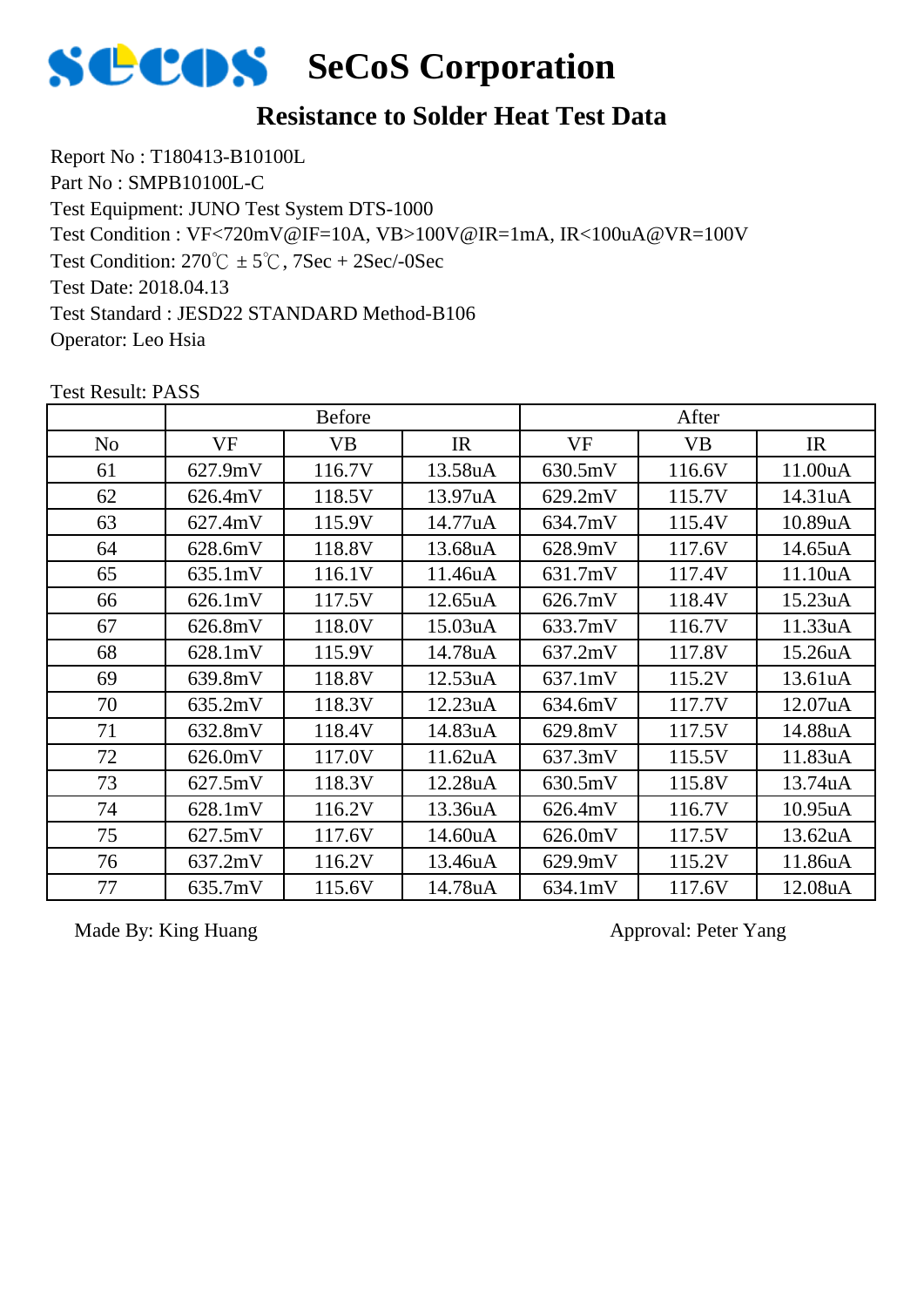# SeCoS Corporation

## Resistance to Solder Heat Test Data

Report No : T180413-B10100L
Part No : SMPB10100L-C
Test Equipment: JUNO Test System DTS-1000
Test Condition : VF<720mV@IF=10A, VB>100V@IR=1mA, IR<100uA@VR=100V
Test Condition: 270℃ ± 5℃, 7Sec + 2Sec/-0Sec
Test Date: 2018.04.13
Test Standard : JEDJ22 STANDARD Method-B106
Operator: Leo Hsia

Test Result: PASS

| | Before | | | After | | |
|---|---|---|---|---|---|---|
| No | VF | VB | IR | VF | VB | IR |
| 61 | 627.9mV | 116.7V | 13.58uA | 630.5mV | 116.6V | 11.00uA |
| 62 | 626.4mV | 118.5V | 13.97uA | 629.2mV | 115.7V | 14.31uA |
| 63 | 627.4mV | 115.9V | 14.77uA | 634.7mV | 115.4V | 10.89uA |
| 64 | 628.6mV | 118.8V | 13.68uA | 628.9mV | 117.6V | 14.65uA |
| 65 | 635.1mV | 116.1V | 11.46uA | 631.7mV | 117.4V | 11.10uA |
| 66 | 626.1mV | 117.5V | 12.65uA | 626.7mV | 118.4V | 15.23uA |
| 67 | 626.8mV | 118.0V | 15.03uA | 633.7mV | 116.7V | 11.33uA |
| 68 | 628.1mV | 115.9V | 14.78uA | 637.2mV | 117.8V | 15.26uA |
| 69 | 639.8mV | 118.8V | 12.53uA | 637.1mV | 115.2V | 13.61uA |
| 70 | 635.2mV | 118.3V | 12.23uA | 634.6mV | 117.7V | 12.07uA |
| 71 | 632.8mV | 118.4V | 14.83uA | 629.8mV | 117.5V | 14.88uA |
| 72 | 626.0mV | 117.0V | 11.62uA | 637.3mV | 115.5V | 11.83uA |
| 73 | 627.5mV | 118.3V | 12.28uA | 630.5mV | 115.8V | 13.74uA |
| 74 | 628.1mV | 116.2V | 13.36uA | 626.4mV | 116.7V | 10.95uA |
| 75 | 627.5mV | 117.6V | 14.60uA | 626.0mV | 117.5V | 13.62uA |
| 76 | 637.2mV | 116.2V | 13.46uA | 629.9mV | 115.2V | 11.86uA |
| 77 | 635.7mV | 115.6V | 14.78uA | 634.1mV | 117.6V | 12.08uA |

Made By: King Huang

Approval: Peter Yang